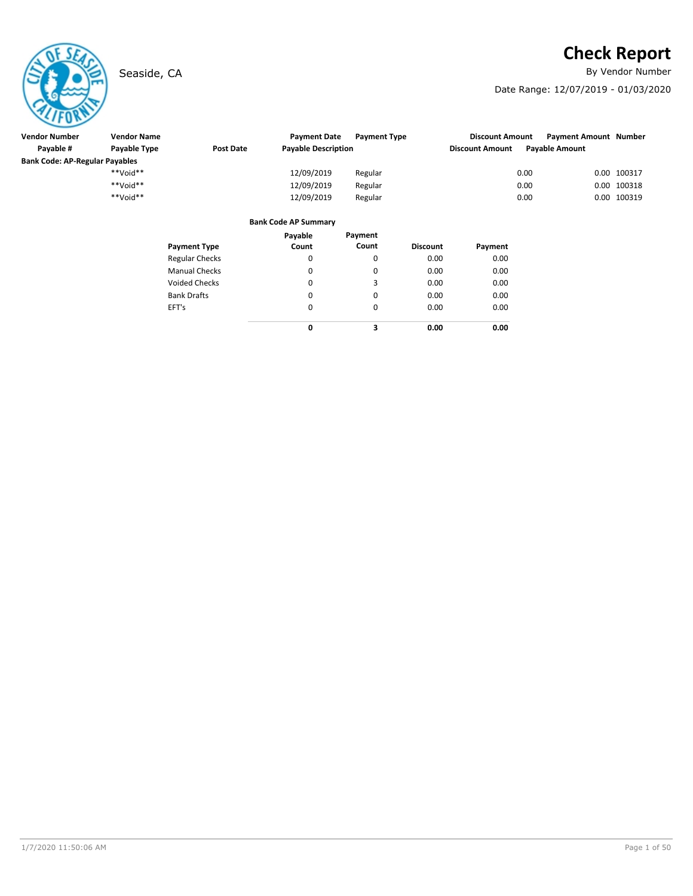# Check Report

Seaside, CA

By Vendor Number

Date Range: 12/07/2019 - 01/03/2020

| Vendor Number | Vendor Name | | Payment Date | Payment Type | Discount Amount | Payment Amount | Number |
|---|---|---|---|---|---|---|---|
| Payable # | Payable Type | Post Date | Payable Description | | Discount Amount | Payable Amount | |
| **Bank Code: AP-Regular Payables** | | | | | | | |
| | \*\*Void\*\* | | 12/09/2019 | Regular | 0.00 | 0.00 | 100317 |
| | \*\*Void\*\* | | 12/09/2019 | Regular | 0.00 | 0.00 | 100318 |
| | \*\*Void\*\* | | 12/09/2019 | Regular | 0.00 | 0.00 | 100319 |

**Bank Code AP Summary**

| Payment Type | Payable Count | Payment Count | Discount | Payment |
|---|---|---|---|---|
| Regular Checks | 0 | 0 | 0.00 | 0.00 |
| Manual Checks | 0 | 0 | 0.00 | 0.00 |
| Voided Checks | 0 | 3 | 0.00 | 0.00 |
| Bank Drafts | 0 | 0 | 0.00 | 0.00 |
| EFT's | 0 | 0 | 0.00 | 0.00 |
| | **0** | **3** | **0.00** | **0.00** |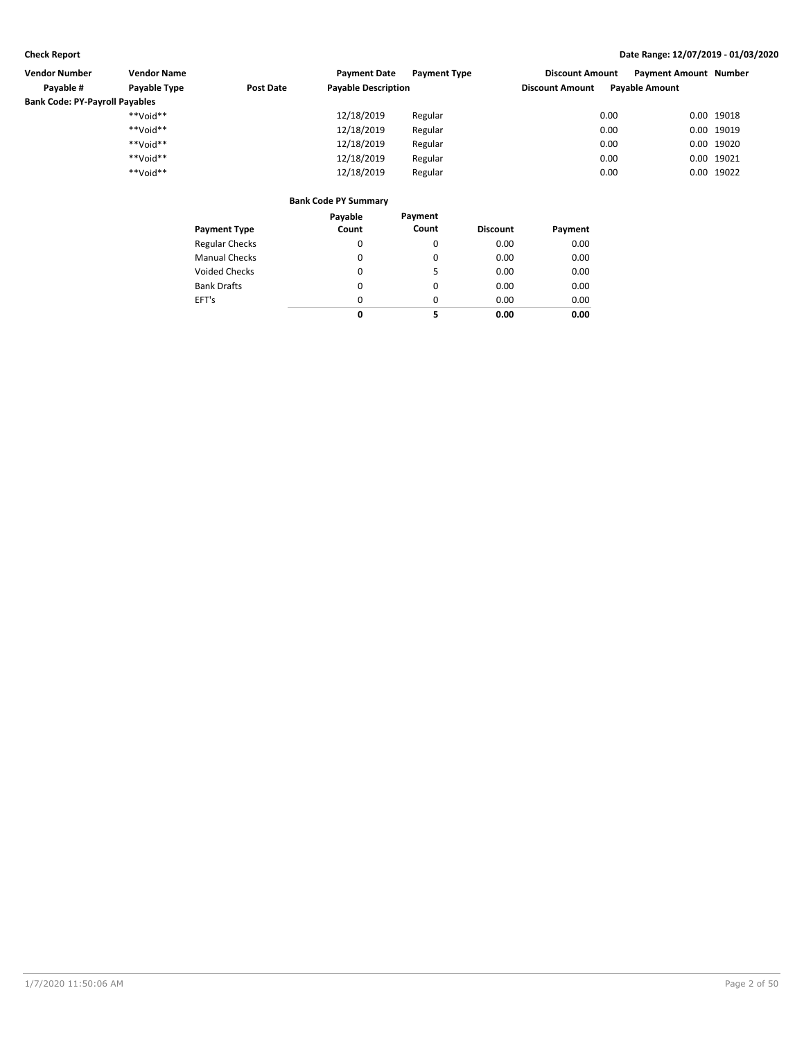**Check Report**

**Date Range: 12/07/2019 - 01/03/2020**

| Vendor Number | Vendor Name | | Payment Date | Payment Type | Discount Amount | Payment Amount | Number |
|---|---|---|---|---|---|---|---|
| Payable # | Payable Type | Post Date | Payable Description | | Discount Amount | Payable Amount | |
| **Bank Code: PY-Payroll Payables** | | | | | | | |
| | **Void** | | 12/18/2019 | Regular | 0.00 | 0.00 | 19018 |
| | **Void** | | 12/18/2019 | Regular | 0.00 | 0.00 | 19019 |
| | **Void** | | 12/18/2019 | Regular | 0.00 | 0.00 | 19020 |
| | **Void** | | 12/18/2019 | Regular | 0.00 | 0.00 | 19021 |
| | **Void** | | 12/18/2019 | Regular | 0.00 | 0.00 | 19022 |

**Bank Code PY Summary**

| Payment Type | Payable Count | Payment Count | Discount | Payment |
|---|---|---|---|---|
| Regular Checks | 0 | 0 | 0.00 | 0.00 |
| Manual Checks | 0 | 0 | 0.00 | 0.00 |
| Voided Checks | 0 | 5 | 0.00 | 0.00 |
| Bank Drafts | 0 | 0 | 0.00 | 0.00 |
| EFT's | 0 | 0 | 0.00 | 0.00 |
| | **0** | **5** | **0.00** | **0.00** |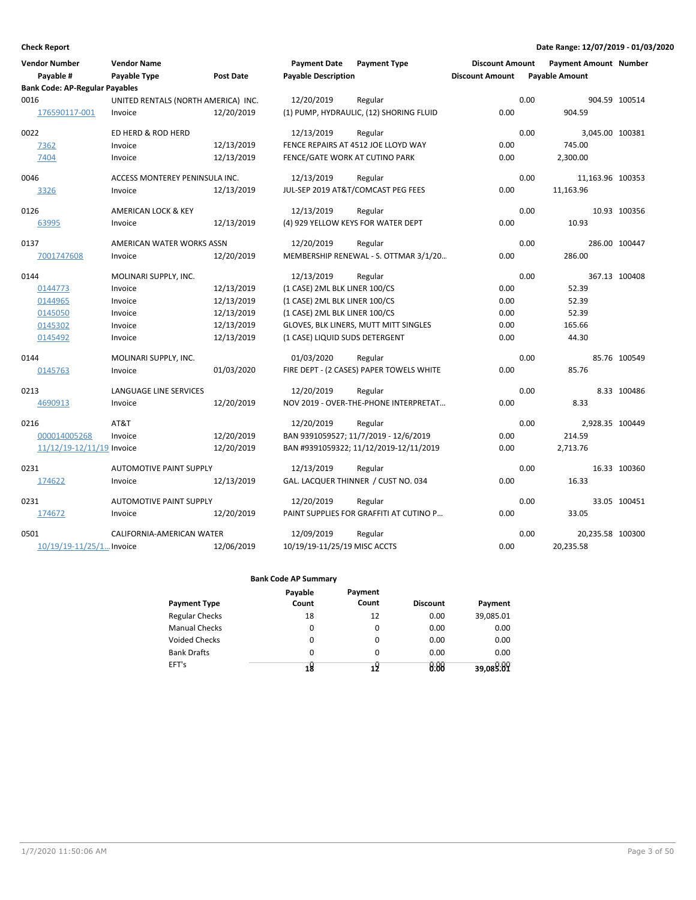**Check Report** | **Date Range: 12/07/2019 - 01/03/2020**

| Vendor Number / Payable # | Vendor Name / Payable Type | Post Date | Payment Date / Payable Description | Payment Type | Discount Amount | Payment Amount / Payable Amount | Number |
|---|---|---|---|---|---|---|---|
| **Bank Code: AP-Regular Payables** | | | | | | | |
| 0016 | UNITED RENTALS (NORTH AMERICA) INC. | | 12/20/2019 | Regular | 0.00 | 904.59 | 100514 |
| 176590117-001 | Invoice | 12/20/2019 | (1) PUMP, HYDRAULIC, (12) SHORING FLUID | | 0.00 | 904.59 | |
| 0022 | ED HERD & ROD HERD | | 12/13/2019 | Regular | 0.00 | 3,045.00 | 100381 |
| 7362 | Invoice | 12/13/2019 | FENCE REPAIRS AT 4512 JOE LLOYD WAY | | 0.00 | 745.00 | |
| 7404 | Invoice | 12/13/2019 | FENCE/GATE WORK AT CUTINO PARK | | 0.00 | 2,300.00 | |
| 0046 | ACCESS MONTEREY PENINSULA INC. | | 12/13/2019 | Regular | 0.00 | 11,163.96 | 100353 |
| 3326 | Invoice | 12/13/2019 | JUL-SEP 2019 AT&T/COMCAST PEG FEES | | 0.00 | 11,163.96 | |
| 0126 | AMERICAN LOCK & KEY | | 12/13/2019 | Regular | 0.00 | 10.93 | 100356 |
| 63995 | Invoice | 12/13/2019 | (4) 929 YELLOW KEYS FOR WATER DEPT | | 0.00 | 10.93 | |
| 0137 | AMERICAN WATER WORKS ASSN | | 12/20/2019 | Regular | 0.00 | 286.00 | 100447 |
| 7001747608 | Invoice | 12/20/2019 | MEMBERSHIP RENEWAL - S. OTTMAR 3/1/20... | | 0.00 | 286.00 | |
| 0144 | MOLINARI SUPPLY, INC. | | 12/13/2019 | Regular | 0.00 | 367.13 | 100408 |
| 0144773 | Invoice | 12/13/2019 | (1 CASE) 2ML BLK LINER 100/CS | | 0.00 | 52.39 | |
| 0144965 | Invoice | 12/13/2019 | (1 CASE) 2ML BLK LINER 100/CS | | 0.00 | 52.39 | |
| 0145050 | Invoice | 12/13/2019 | (1 CASE) 2ML BLK LINER 100/CS | | 0.00 | 52.39 | |
| 0145302 | Invoice | 12/13/2019 | GLOVES, BLK LINERS, MUTT MITT SINGLES | | 0.00 | 165.66 | |
| 0145492 | Invoice | 12/13/2019 | (1 CASE) LIQUID SUDS DETERGENT | | 0.00 | 44.30 | |
| 0144 | MOLINARI SUPPLY, INC. | | 01/03/2020 | Regular | 0.00 | 85.76 | 100549 |
| 0145763 | Invoice | 01/03/2020 | FIRE DEPT - (2 CASES) PAPER TOWELS WHITE | | 0.00 | 85.76 | |
| 0213 | LANGUAGE LINE SERVICES | | 12/20/2019 | Regular | 0.00 | 8.33 | 100486 |
| 4690913 | Invoice | 12/20/2019 | NOV 2019 - OVER-THE-PHONE INTERPRETAT... | | 0.00 | 8.33 | |
| 0216 | AT&T | | 12/20/2019 | Regular | 0.00 | 2,928.35 | 100449 |
| 000014005268 | Invoice | 12/20/2019 | BAN 9391059527; 11/7/2019 - 12/6/2019 | | 0.00 | 214.59 | |
| 11/12/19-12/11/19 | Invoice | 12/20/2019 | BAN #9391059322; 11/12/2019-12/11/2019 | | 0.00 | 2,713.76 | |
| 0231 | AUTOMOTIVE PAINT SUPPLY | | 12/13/2019 | Regular | 0.00 | 16.33 | 100360 |
| 174622 | Invoice | 12/13/2019 | GAL. LACQUER THINNER / CUST NO. 034 | | 0.00 | 16.33 | |
| 0231 | AUTOMOTIVE PAINT SUPPLY | | 12/20/2019 | Regular | 0.00 | 33.05 | 100451 |
| 174672 | Invoice | 12/20/2019 | PAINT SUPPLIES FOR GRAFFITI AT CUTINO P... | | 0.00 | 33.05 | |
| 0501 | CALIFORNIA-AMERICAN WATER | | 12/09/2019 | Regular | 0.00 | 20,235.58 | 100300 |
| 10/19/19-11/25/1... | Invoice | 12/06/2019 | 10/19/19-11/25/19 MISC ACCTS | | 0.00 | 20,235.58 | |

**Bank Code AP Summary**

| Payment Type | Payable Count | Payment Count | Discount | Payment |
|---|---|---|---|---|
| Regular Checks | 18 | 12 | 0.00 | 39,085.01 |
| Manual Checks | 0 | 0 | 0.00 | 0.00 |
| Voided Checks | 0 | 0 | 0.00 | 0.00 |
| Bank Drafts | 0 | 0 | 0.00 | 0.00 |
| EFT's | 0 | 0 | 0.00 | 0.00 |
| | **18** | **12** | **0.00** | **39,085.01** |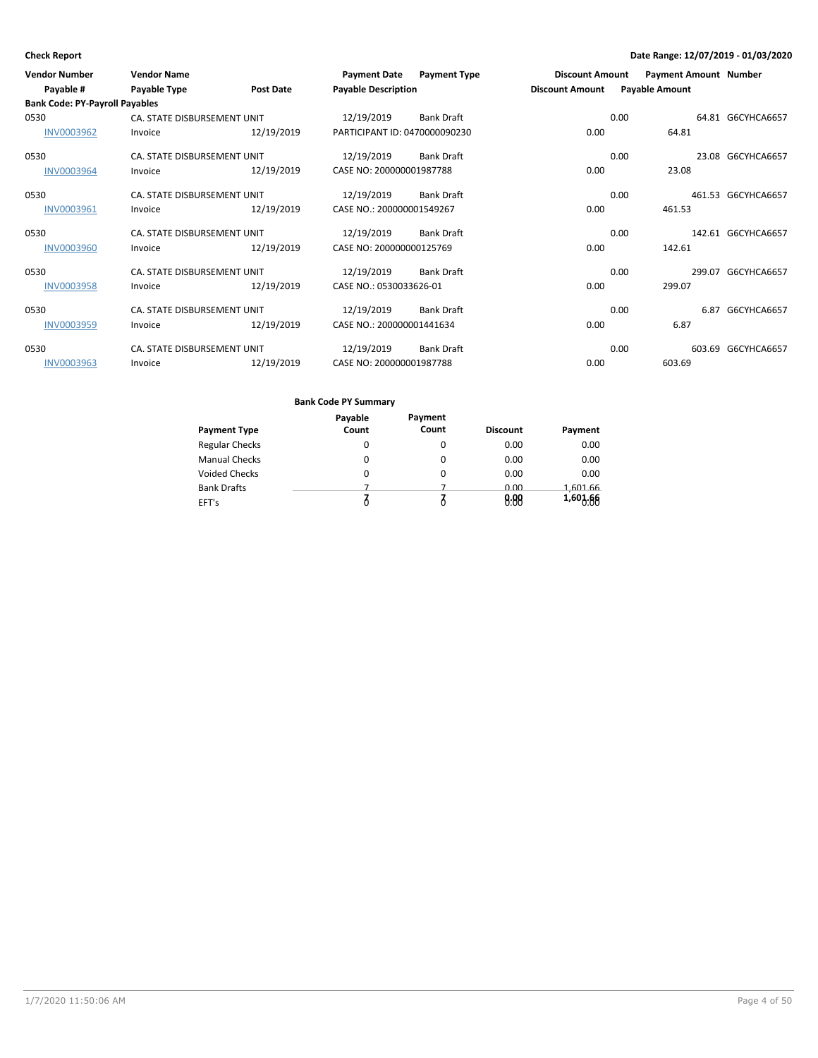**Check Report**

**Date Range: 12/07/2019 - 01/03/2020**

| Vendor Number | Vendor Name | | Payment Date | Payment Type | Discount Amount | Payment Amount | Number |
|---|---|---|---|---|---|---|---|
| Payable # | Payable Type | Post Date | Payable Description | | Discount Amount | Payable Amount | |
| **Bank Code: PY-Payroll Payables** | | | | | | | |
| 0530 | CA. STATE DISBURSEMENT UNIT | | 12/19/2019 | Bank Draft | 0.00 | 64.81 | G6CYHCA6657 |
| INV0003962 | Invoice | 12/19/2019 | PARTICIPANT ID: 0470000090230 | | 0.00 | 64.81 | |
| 0530 | CA. STATE DISBURSEMENT UNIT | | 12/19/2019 | Bank Draft | 0.00 | 23.08 | G6CYHCA6657 |
| INV0003964 | Invoice | 12/19/2019 | CASE NO: 200000001987788 | | 0.00 | 23.08 | |
| 0530 | CA. STATE DISBURSEMENT UNIT | | 12/19/2019 | Bank Draft | 0.00 | 461.53 | G6CYHCA6657 |
| INV0003961 | Invoice | 12/19/2019 | CASE NO.: 200000001549267 | | 0.00 | 461.53 | |
| 0530 | CA. STATE DISBURSEMENT UNIT | | 12/19/2019 | Bank Draft | 0.00 | 142.61 | G6CYHCA6657 |
| INV0003960 | Invoice | 12/19/2019 | CASE NO: 200000000125769 | | 0.00 | 142.61 | |
| 0530 | CA. STATE DISBURSEMENT UNIT | | 12/19/2019 | Bank Draft | 0.00 | 299.07 | G6CYHCA6657 |
| INV0003958 | Invoice | 12/19/2019 | CASE NO.: 0530033626-01 | | 0.00 | 299.07 | |
| 0530 | CA. STATE DISBURSEMENT UNIT | | 12/19/2019 | Bank Draft | 0.00 | 6.87 | G6CYHCA6657 |
| INV0003959 | Invoice | 12/19/2019 | CASE NO.: 200000001441634 | | 0.00 | 6.87 | |
| 0530 | CA. STATE DISBURSEMENT UNIT | | 12/19/2019 | Bank Draft | 0.00 | 603.69 | G6CYHCA6657 |
| INV0003963 | Invoice | 12/19/2019 | CASE NO: 200000001987788 | | 0.00 | 603.69 | |

**Bank Code PY Summary**

| Payment Type | Payable Count | Payment Count | Discount | Payment |
|---|---|---|---|---|
| Regular Checks | 0 | 0 | 0.00 | 0.00 |
| Manual Checks | 0 | 0 | 0.00 | 0.00 |
| Voided Checks | 0 | 0 | 0.00 | 0.00 |
| Bank Drafts | 7 | 7 | 0.00 | 1,601.66 |
| EFT's | 0 | 0 | 0.00 | 0.00 |
| | 7 | 7 | 0.00 | 1,601.66 |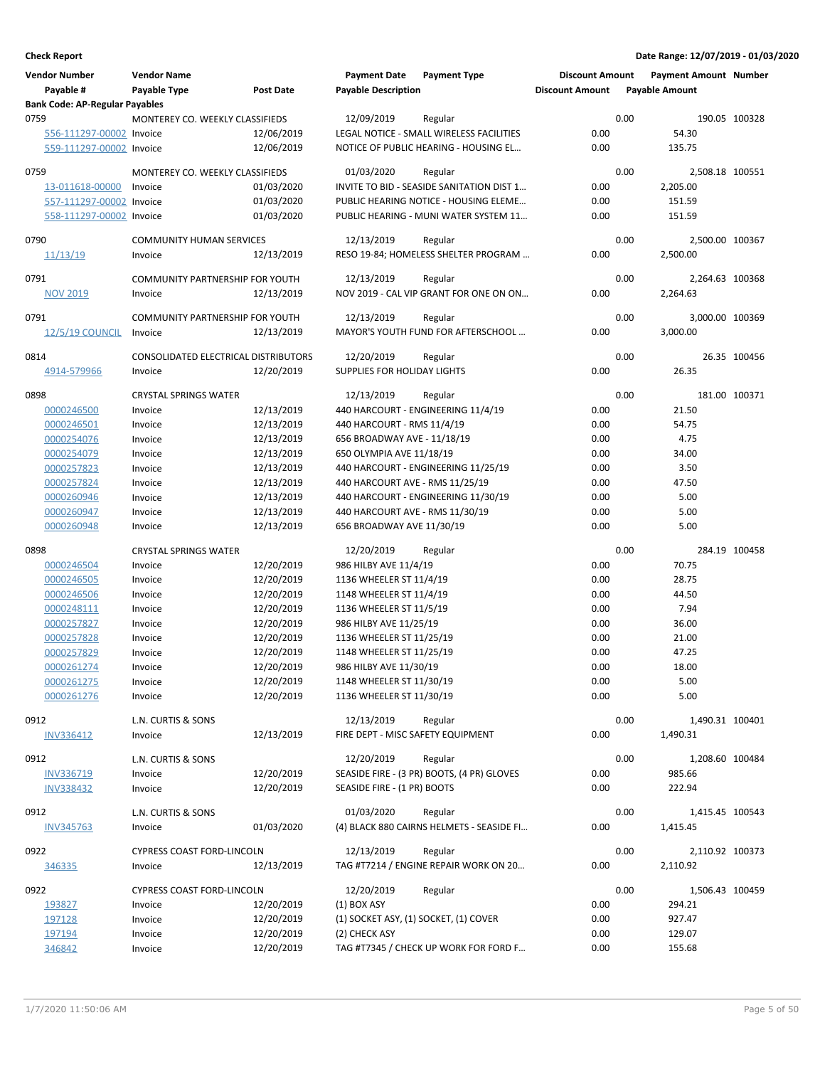**Check Report**

Date Range: 12/07/2019 - 01/03/2020

| Vendor Number | Vendor Name | | Payment Date | Payment Type | Discount Amount | Payment Amount | Number |
|---|---|---|---|---|---|---|---|
| Payable # | Payable Type | Post Date | Payable Description | | Discount Amount | Payable Amount | |
| **Bank Code: AP-Regular Payables** | | | | | | | |
| 0759 | MONTEREY CO. WEEKLY CLASSIFIEDS | | 12/09/2019 | Regular | 0.00 | 190.05 | 100328 |
| 556-111297-00002 | Invoice | 12/06/2019 | LEGAL NOTICE - SMALL WIRELESS FACILITIES | | 0.00 | 54.30 | |
| 559-111297-00002 | Invoice | 12/06/2019 | NOTICE OF PUBLIC HEARING - HOUSING EL... | | 0.00 | 135.75 | |
| 0759 | MONTEREY CO. WEEKLY CLASSIFIEDS | | 01/03/2020 | Regular | 0.00 | 2,508.18 | 100551 |
| 13-011618-00000 | Invoice | 01/03/2020 | INVITE TO BID - SEASIDE SANITATION DIST 1... | | 0.00 | 2,205.00 | |
| 557-111297-00002 | Invoice | 01/03/2020 | PUBLIC HEARING NOTICE - HOUSING ELEME... | | 0.00 | 151.59 | |
| 558-111297-00002 | Invoice | 01/03/2020 | PUBLIC HEARING - MUNI WATER SYSTEM 11... | | 0.00 | 151.59 | |
| 0790 | COMMUNITY HUMAN SERVICES | | 12/13/2019 | Regular | 0.00 | 2,500.00 | 100367 |
| 11/13/19 | Invoice | 12/13/2019 | RESO 19-84; HOMELESS SHELTER PROGRAM ... | | 0.00 | 2,500.00 | |
| 0791 | COMMUNITY PARTNERSHIP FOR YOUTH | | 12/13/2019 | Regular | 0.00 | 2,264.63 | 100368 |
| NOV 2019 | Invoice | 12/13/2019 | NOV 2019 - CAL VIP GRANT FOR ONE ON ON... | | 0.00 | 2,264.63 | |
| 0791 | COMMUNITY PARTNERSHIP FOR YOUTH | | 12/13/2019 | Regular | 0.00 | 3,000.00 | 100369 |
| 12/5/19 COUNCIL | Invoice | 12/13/2019 | MAYOR'S YOUTH FUND FOR AFTERSCHOOL ... | | 0.00 | 3,000.00 | |
| 0814 | CONSOLIDATED ELECTRICAL DISTRIBUTORS | | 12/20/2019 | Regular | 0.00 | 26.35 | 100456 |
| 4914-579966 | Invoice | 12/20/2019 | SUPPLIES FOR HOLIDAY LIGHTS | | 0.00 | 26.35 | |
| 0898 | CRYSTAL SPRINGS WATER | | 12/13/2019 | Regular | 0.00 | 181.00 | 100371 |
| 0000246500 | Invoice | 12/13/2019 | 440 HARCOURT - ENGINEERING 11/4/19 | | 0.00 | 21.50 | |
| 0000246501 | Invoice | 12/13/2019 | 440 HARCOURT - RMS 11/4/19 | | 0.00 | 54.75 | |
| 0000254076 | Invoice | 12/13/2019 | 656 BROADWAY AVE - 11/18/19 | | 0.00 | 4.75 | |
| 0000254079 | Invoice | 12/13/2019 | 650 OLYMPIA AVE 11/18/19 | | 0.00 | 34.00 | |
| 0000257823 | Invoice | 12/13/2019 | 440 HARCOURT - ENGINEERING 11/25/19 | | 0.00 | 3.50 | |
| 0000257824 | Invoice | 12/13/2019 | 440 HARCOURT AVE - RMS 11/25/19 | | 0.00 | 47.50 | |
| 0000260946 | Invoice | 12/13/2019 | 440 HARCOURT - ENGINEERING 11/30/19 | | 0.00 | 5.00 | |
| 0000260947 | Invoice | 12/13/2019 | 440 HARCOURT AVE - RMS 11/30/19 | | 0.00 | 5.00 | |
| 0000260948 | Invoice | 12/13/2019 | 656 BROADWAY AVE 11/30/19 | | 0.00 | 5.00 | |
| 0898 | CRYSTAL SPRINGS WATER | | 12/20/2019 | Regular | 0.00 | 284.19 | 100458 |
| 0000246504 | Invoice | 12/20/2019 | 986 HILBY AVE 11/4/19 | | 0.00 | 70.75 | |
| 0000246505 | Invoice | 12/20/2019 | 1136 WHEELER ST 11/4/19 | | 0.00 | 28.75 | |
| 0000246506 | Invoice | 12/20/2019 | 1148 WHEELER ST 11/4/19 | | 0.00 | 44.50 | |
| 0000248111 | Invoice | 12/20/2019 | 1136 WHEELER ST 11/5/19 | | 0.00 | 7.94 | |
| 0000257827 | Invoice | 12/20/2019 | 986 HILBY AVE 11/25/19 | | 0.00 | 36.00 | |
| 0000257828 | Invoice | 12/20/2019 | 1136 WHEELER ST 11/25/19 | | 0.00 | 21.00 | |
| 0000257829 | Invoice | 12/20/2019 | 1148 WHEELER ST 11/25/19 | | 0.00 | 47.25 | |
| 0000261274 | Invoice | 12/20/2019 | 986 HILBY AVE 11/30/19 | | 0.00 | 18.00 | |
| 0000261275 | Invoice | 12/20/2019 | 1148 WHEELER ST 11/30/19 | | 0.00 | 5.00 | |
| 0000261276 | Invoice | 12/20/2019 | 1136 WHEELER ST 11/30/19 | | 0.00 | 5.00 | |
| 0912 | L.N. CURTIS & SONS | | 12/13/2019 | Regular | 0.00 | 1,490.31 | 100401 |
| INV336412 | Invoice | 12/13/2019 | FIRE DEPT - MISC SAFETY EQUIPMENT | | 0.00 | 1,490.31 | |
| 0912 | L.N. CURTIS & SONS | | 12/20/2019 | Regular | 0.00 | 1,208.60 | 100484 |
| INV336719 | Invoice | 12/20/2019 | SEASIDE FIRE - (3 PR) BOOTS, (4 PR) GLOVES | | 0.00 | 985.66 | |
| INV338432 | Invoice | 12/20/2019 | SEASIDE FIRE - (1 PR) BOOTS | | 0.00 | 222.94 | |
| 0912 | L.N. CURTIS & SONS | | 01/03/2020 | Regular | 0.00 | 1,415.45 | 100543 |
| INV345763 | Invoice | 01/03/2020 | (4) BLACK 880 CAIRNS HELMETS - SEASIDE FI... | | 0.00 | 1,415.45 | |
| 0922 | CYPRESS COAST FORD-LINCOLN | | 12/13/2019 | Regular | 0.00 | 2,110.92 | 100373 |
| 346335 | Invoice | 12/13/2019 | TAG #T7214 / ENGINE REPAIR WORK ON 20... | | 0.00 | 2,110.92 | |
| 0922 | CYPRESS COAST FORD-LINCOLN | | 12/20/2019 | Regular | 0.00 | 1,506.43 | 100459 |
| 193827 | Invoice | 12/20/2019 | (1) BOX ASY | | 0.00 | 294.21 | |
| 197128 | Invoice | 12/20/2019 | (1) SOCKET ASY, (1) SOCKET, (1) COVER | | 0.00 | 927.47 | |
| 197194 | Invoice | 12/20/2019 | (2) CHECK ASY | | 0.00 | 129.07 | |
| 346842 | Invoice | 12/20/2019 | TAG #T7345 / CHECK UP WORK FOR FORD F... | | 0.00 | 155.68 | |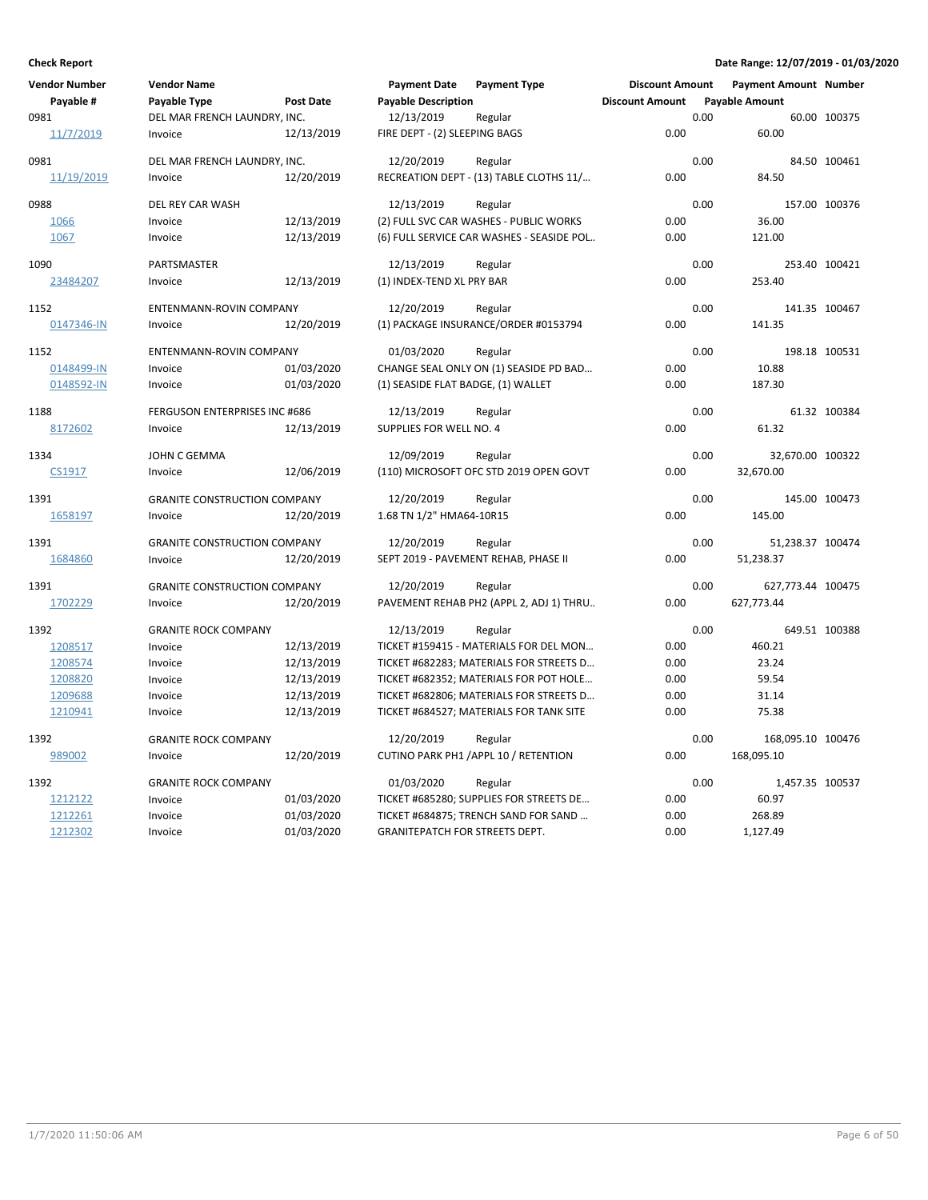**Check Report** — Date Range: 12/07/2019 - 01/03/2020

| Vendor Number | Vendor Name | | Payment Date | Payment Type | Discount Amount | Payment Amount | Number |
|---|---|---|---|---|---|---|---|
| Payable # | Payable Type | Post Date | Payable Description | | Discount Amount | Payable Amount | |
| 0981 | DEL MAR FRENCH LAUNDRY, INC. | | 12/13/2019 | Regular | 0.00 | 60.00 | 100375 |
| 11/7/2019 | Invoice | 12/13/2019 | FIRE DEPT - (2) SLEEPING BAGS | | 0.00 | 60.00 | |
| 0981 | DEL MAR FRENCH LAUNDRY, INC. | | 12/20/2019 | Regular | 0.00 | 84.50 | 100461 |
| 11/19/2019 | Invoice | 12/20/2019 | RECREATION DEPT - (13) TABLE CLOTHS 11/... | | 0.00 | 84.50 | |
| 0988 | DEL REY CAR WASH | | 12/13/2019 | Regular | 0.00 | 157.00 | 100376 |
| 1066 | Invoice | 12/13/2019 | (2) FULL SVC CAR WASHES - PUBLIC WORKS | | 0.00 | 36.00 | |
| 1067 | Invoice | 12/13/2019 | (6) FULL SERVICE CAR WASHES - SEASIDE POL.. | | 0.00 | 121.00 | |
| 1090 | PARTSMASTER | | 12/13/2019 | Regular | 0.00 | 253.40 | 100421 |
| 23484207 | Invoice | 12/13/2019 | (1) INDEX-TEND XL PRY BAR | | 0.00 | 253.40 | |
| 1152 | ENTENMANN-ROVIN COMPANY | | 12/20/2019 | Regular | 0.00 | 141.35 | 100467 |
| 0147346-IN | Invoice | 12/20/2019 | (1) PACKAGE INSURANCE/ORDER #0153794 | | 0.00 | 141.35 | |
| 1152 | ENTENMANN-ROVIN COMPANY | | 01/03/2020 | Regular | 0.00 | 198.18 | 100531 |
| 0148499-IN | Invoice | 01/03/2020 | CHANGE SEAL ONLY ON (1) SEASIDE PD BAD... | | 0.00 | 10.88 | |
| 0148592-IN | Invoice | 01/03/2020 | (1) SEASIDE FLAT BADGE, (1) WALLET | | 0.00 | 187.30 | |
| 1188 | FERGUSON ENTERPRISES INC #686 | | 12/13/2019 | Regular | 0.00 | 61.32 | 100384 |
| 8172602 | Invoice | 12/13/2019 | SUPPLIES FOR WELL NO. 4 | | 0.00 | 61.32 | |
| 1334 | JOHN C GEMMA | | 12/09/2019 | Regular | 0.00 | 32,670.00 | 100322 |
| CS1917 | Invoice | 12/06/2019 | (110) MICROSOFT OFC STD 2019 OPEN GOVT | | 0.00 | 32,670.00 | |
| 1391 | GRANITE CONSTRUCTION COMPANY | | 12/20/2019 | Regular | 0.00 | 145.00 | 100473 |
| 1658197 | Invoice | 12/20/2019 | 1.68 TN 1/2" HMA64-10R15 | | 0.00 | 145.00 | |
| 1391 | GRANITE CONSTRUCTION COMPANY | | 12/20/2019 | Regular | 0.00 | 51,238.37 | 100474 |
| 1684860 | Invoice | 12/20/2019 | SEPT 2019 - PAVEMENT REHAB, PHASE II | | 0.00 | 51,238.37 | |
| 1391 | GRANITE CONSTRUCTION COMPANY | | 12/20/2019 | Regular | 0.00 | 627,773.44 | 100475 |
| 1702229 | Invoice | 12/20/2019 | PAVEMENT REHAB PH2 (APPL 2, ADJ 1) THRU.. | | 0.00 | 627,773.44 | |
| 1392 | GRANITE ROCK COMPANY | | 12/13/2019 | Regular | 0.00 | 649.51 | 100388 |
| 1208517 | Invoice | 12/13/2019 | TICKET #159415 - MATERIALS FOR DEL MON... | | 0.00 | 460.21 | |
| 1208574 | Invoice | 12/13/2019 | TICKET #682283; MATERIALS FOR STREETS D... | | 0.00 | 23.24 | |
| 1208820 | Invoice | 12/13/2019 | TICKET #682352; MATERIALS FOR POT HOLE... | | 0.00 | 59.54 | |
| 1209688 | Invoice | 12/13/2019 | TICKET #682806; MATERIALS FOR STREETS D... | | 0.00 | 31.14 | |
| 1210941 | Invoice | 12/13/2019 | TICKET #684527; MATERIALS FOR TANK SITE | | 0.00 | 75.38 | |
| 1392 | GRANITE ROCK COMPANY | | 12/20/2019 | Regular | 0.00 | 168,095.10 | 100476 |
| 989002 | Invoice | 12/20/2019 | CUTINO PARK PH1 /APPL 10 / RETENTION | | 0.00 | 168,095.10 | |
| 1392 | GRANITE ROCK COMPANY | | 01/03/2020 | Regular | 0.00 | 1,457.35 | 100537 |
| 1212122 | Invoice | 01/03/2020 | TICKET #685280; SUPPLIES FOR STREETS DE... | | 0.00 | 60.97 | |
| 1212261 | Invoice | 01/03/2020 | TICKET #684875; TRENCH SAND FOR SAND ... | | 0.00 | 268.89 | |
| 1212302 | Invoice | 01/03/2020 | GRANITEPATCH FOR STREETS DEPT. | | 0.00 | 1,127.49 | |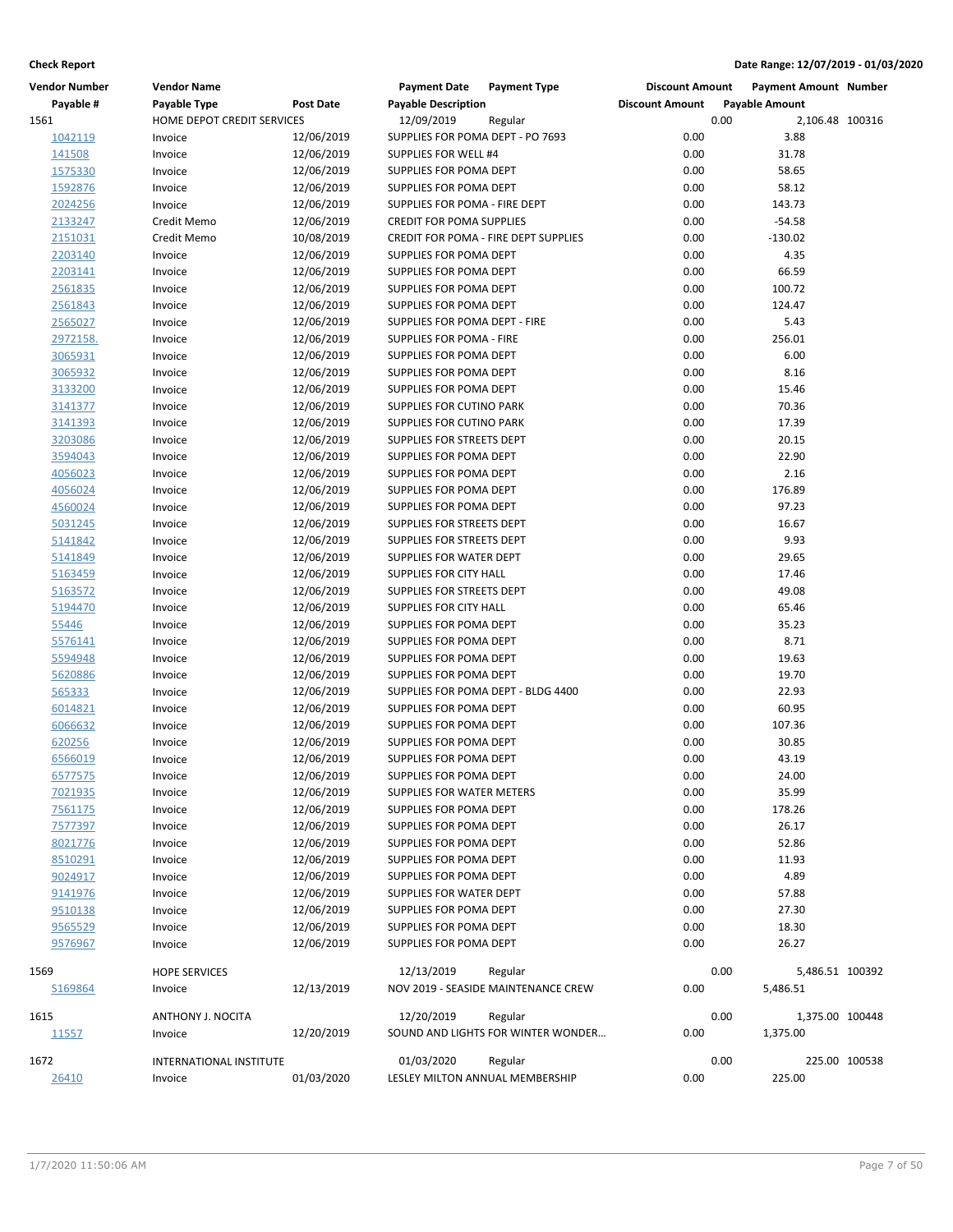**Check Report** **Date Range: 12/07/2019 - 01/03/2020**

| Vendor Number | Vendor Name | | Payment Date | Payment Type | Discount Amount | Payment Amount | Number |
|---|---|---|---|---|---|---|---|
| Payable # | Payable Type | Post Date | Payable Description | | Discount Amount | Payable Amount | |
| 1561 | HOME DEPOT CREDIT SERVICES | | 12/09/2019 | Regular | 0.00 | 2,106.48 | 100316 |
| 1042119 | Invoice | 12/06/2019 | SUPPLIES FOR POMA DEPT - PO 7693 | | 0.00 | 3.88 | |
| 141508 | Invoice | 12/06/2019 | SUPPLIES FOR WELL #4 | | 0.00 | 31.78 | |
| 1575330 | Invoice | 12/06/2019 | SUPPLIES FOR POMA DEPT | | 0.00 | 58.65 | |
| 1592876 | Invoice | 12/06/2019 | SUPPLIES FOR POMA DEPT | | 0.00 | 58.12 | |
| 2024256 | Invoice | 12/06/2019 | SUPPLIES FOR POMA - FIRE DEPT | | 0.00 | 143.73 | |
| 2133247 | Credit Memo | 12/06/2019 | CREDIT FOR POMA SUPPLIES | | 0.00 | -54.58 | |
| 2151031 | Credit Memo | 10/08/2019 | CREDIT FOR POMA - FIRE DEPT SUPPLIES | | 0.00 | -130.02 | |
| 2203140 | Invoice | 12/06/2019 | SUPPLIES FOR POMA DEPT | | 0.00 | 4.35 | |
| 2203141 | Invoice | 12/06/2019 | SUPPLIES FOR POMA DEPT | | 0.00 | 66.59 | |
| 2561835 | Invoice | 12/06/2019 | SUPPLIES FOR POMA DEPT | | 0.00 | 100.72 | |
| 2561843 | Invoice | 12/06/2019 | SUPPLIES FOR POMA DEPT | | 0.00 | 124.47 | |
| 2565027 | Invoice | 12/06/2019 | SUPPLIES FOR POMA DEPT - FIRE | | 0.00 | 5.43 | |
| 2972158. | Invoice | 12/06/2019 | SUPPLIES FOR POMA - FIRE | | 0.00 | 256.01 | |
| 3065931 | Invoice | 12/06/2019 | SUPPLIES FOR POMA DEPT | | 0.00 | 6.00 | |
| 3065932 | Invoice | 12/06/2019 | SUPPLIES FOR POMA DEPT | | 0.00 | 8.16 | |
| 3133200 | Invoice | 12/06/2019 | SUPPLIES FOR POMA DEPT | | 0.00 | 15.46 | |
| 3141377 | Invoice | 12/06/2019 | SUPPLIES FOR CUTINO PARK | | 0.00 | 70.36 | |
| 3141393 | Invoice | 12/06/2019 | SUPPLIES FOR CUTINO PARK | | 0.00 | 17.39 | |
| 3203086 | Invoice | 12/06/2019 | SUPPLIES FOR STREETS DEPT | | 0.00 | 20.15 | |
| 3594043 | Invoice | 12/06/2019 | SUPPLIES FOR POMA DEPT | | 0.00 | 22.90 | |
| 4056023 | Invoice | 12/06/2019 | SUPPLIES FOR POMA DEPT | | 0.00 | 2.16 | |
| 4056024 | Invoice | 12/06/2019 | SUPPLIES FOR POMA DEPT | | 0.00 | 176.89 | |
| 4560024 | Invoice | 12/06/2019 | SUPPLIES FOR POMA DEPT | | 0.00 | 97.23 | |
| 5031245 | Invoice | 12/06/2019 | SUPPLIES FOR STREETS DEPT | | 0.00 | 16.67 | |
| 5141842 | Invoice | 12/06/2019 | SUPPLIES FOR STREETS DEPT | | 0.00 | 9.93 | |
| 5141849 | Invoice | 12/06/2019 | SUPPLIES FOR WATER DEPT | | 0.00 | 29.65 | |
| 5163459 | Invoice | 12/06/2019 | SUPPLIES FOR CITY HALL | | 0.00 | 17.46 | |
| 5163572 | Invoice | 12/06/2019 | SUPPLIES FOR STREETS DEPT | | 0.00 | 49.08 | |
| 5194470 | Invoice | 12/06/2019 | SUPPLIES FOR CITY HALL | | 0.00 | 65.46 | |
| 55446 | Invoice | 12/06/2019 | SUPPLIES FOR POMA DEPT | | 0.00 | 35.23 | |
| 5576141 | Invoice | 12/06/2019 | SUPPLIES FOR POMA DEPT | | 0.00 | 8.71 | |
| 5594948 | Invoice | 12/06/2019 | SUPPLIES FOR POMA DEPT | | 0.00 | 19.63 | |
| 5620886 | Invoice | 12/06/2019 | SUPPLIES FOR POMA DEPT | | 0.00 | 19.70 | |
| 565333 | Invoice | 12/06/2019 | SUPPLIES FOR POMA DEPT - BLDG 4400 | | 0.00 | 22.93 | |
| 6014821 | Invoice | 12/06/2019 | SUPPLIES FOR POMA DEPT | | 0.00 | 60.95 | |
| 6066632 | Invoice | 12/06/2019 | SUPPLIES FOR POMA DEPT | | 0.00 | 107.36 | |
| 620256 | Invoice | 12/06/2019 | SUPPLIES FOR POMA DEPT | | 0.00 | 30.85 | |
| 6566019 | Invoice | 12/06/2019 | SUPPLIES FOR POMA DEPT | | 0.00 | 43.19 | |
| 6577575 | Invoice | 12/06/2019 | SUPPLIES FOR POMA DEPT | | 0.00 | 24.00 | |
| 7021935 | Invoice | 12/06/2019 | SUPPLIES FOR WATER METERS | | 0.00 | 35.99 | |
| 7561175 | Invoice | 12/06/2019 | SUPPLIES FOR POMA DEPT | | 0.00 | 178.26 | |
| 7577397 | Invoice | 12/06/2019 | SUPPLIES FOR POMA DEPT | | 0.00 | 26.17 | |
| 8021776 | Invoice | 12/06/2019 | SUPPLIES FOR POMA DEPT | | 0.00 | 52.86 | |
| 8510291 | Invoice | 12/06/2019 | SUPPLIES FOR POMA DEPT | | 0.00 | 11.93 | |
| 9024917 | Invoice | 12/06/2019 | SUPPLIES FOR POMA DEPT | | 0.00 | 4.89 | |
| 9141976 | Invoice | 12/06/2019 | SUPPLIES FOR WATER DEPT | | 0.00 | 57.88 | |
| 9510138 | Invoice | 12/06/2019 | SUPPLIES FOR POMA DEPT | | 0.00 | 27.30 | |
| 9565529 | Invoice | 12/06/2019 | SUPPLIES FOR POMA DEPT | | 0.00 | 18.30 | |
| 9576967 | Invoice | 12/06/2019 | SUPPLIES FOR POMA DEPT | | 0.00 | 26.27 | |
| 1569 | HOPE SERVICES | | 12/13/2019 | Regular | 0.00 | 5,486.51 | 100392 |
| S169864 | Invoice | 12/13/2019 | NOV 2019 - SEASIDE MAINTENANCE CREW | | 0.00 | 5,486.51 | |
| 1615 | ANTHONY J. NOCITA | | 12/20/2019 | Regular | 0.00 | 1,375.00 | 100448 |
| 11557 | Invoice | 12/20/2019 | SOUND AND LIGHTS FOR WINTER WONDER... | | 0.00 | 1,375.00 | |
| 1672 | INTERNATIONAL INSTITUTE | | 01/03/2020 | Regular | 0.00 | 225.00 | 100538 |
| 26410 | Invoice | 01/03/2020 | LESLEY MILTON ANNUAL MEMBERSHIP | | 0.00 | 225.00 | |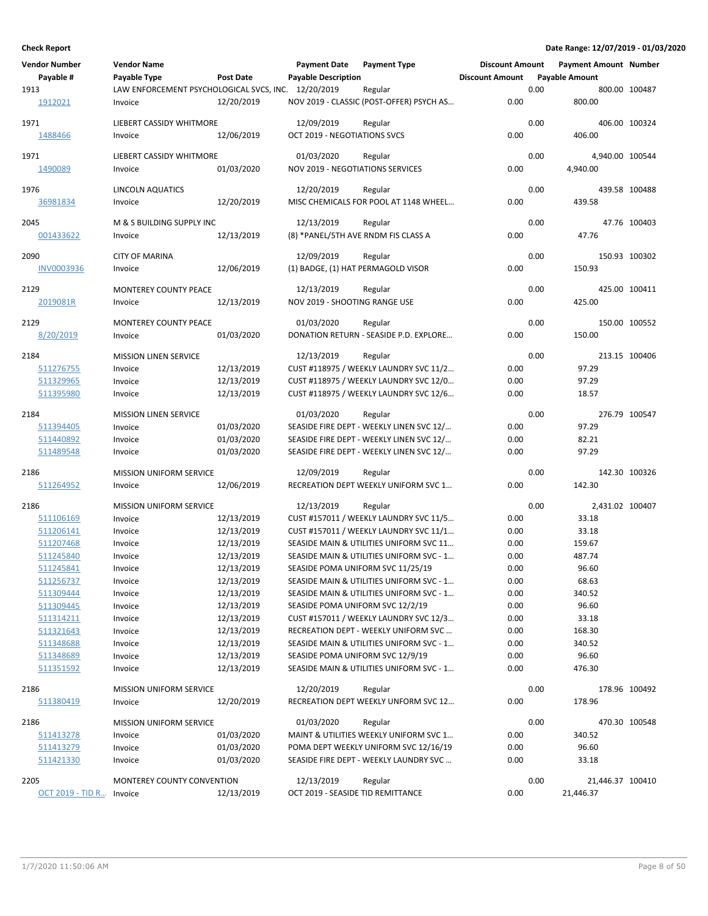**Check Report** **Date Range: 12/07/2019 - 01/03/2020**

| Vendor Number | Vendor Name | | Payment Date | Payment Type | Discount Amount | Payment Amount | Number |
|---|---|---|---|---|---|---|---|
| Payable # | Payable Type | Post Date | Payable Description | | Discount Amount | Payable Amount | |
| 1913 | LAW ENFORCEMENT PSYCHOLOGICAL SVCS, INC. | | 12/20/2019 | Regular | 0.00 | 800.00 | 100487 |
| 1912021 | Invoice | 12/20/2019 | NOV 2019 - CLASSIC (POST-OFFER) PSYCH AS... | | 0.00 | 800.00 | |
| 1971 | LIEBERT CASSIDY WHITMORE | | 12/09/2019 | Regular | 0.00 | 406.00 | 100324 |
| 1488466 | Invoice | 12/06/2019 | OCT 2019 - NEGOTIATIONS SVCS | | 0.00 | 406.00 | |
| 1971 | LIEBERT CASSIDY WHITMORE | | 01/03/2020 | Regular | 0.00 | 4,940.00 | 100544 |
| 1490089 | Invoice | 01/03/2020 | NOV 2019 - NEGOTIATIONS SERVICES | | 0.00 | 4,940.00 | |
| 1976 | LINCOLN AQUATICS | | 12/20/2019 | Regular | 0.00 | 439.58 | 100488 |
| 36981834 | Invoice | 12/20/2019 | MISC CHEMICALS FOR POOL AT 1148 WHEEL... | | 0.00 | 439.58 | |
| 2045 | M & S BUILDING SUPPLY INC | | 12/13/2019 | Regular | 0.00 | 47.76 | 100403 |
| 001433622 | Invoice | 12/13/2019 | (8) *PANEL/5TH AVE RNDM FIS CLASS A | | 0.00 | 47.76 | |
| 2090 | CITY OF MARINA | | 12/09/2019 | Regular | 0.00 | 150.93 | 100302 |
| INV0003936 | Invoice | 12/06/2019 | (1) BADGE, (1) HAT PERMAGOLD VISOR | | 0.00 | 150.93 | |
| 2129 | MONTEREY COUNTY PEACE | | 12/13/2019 | Regular | 0.00 | 425.00 | 100411 |
| 2019081R | Invoice | 12/13/2019 | NOV 2019 - SHOOTING RANGE USE | | 0.00 | 425.00 | |
| 2129 | MONTEREY COUNTY PEACE | | 01/03/2020 | Regular | 0.00 | 150.00 | 100552 |
| 8/20/2019 | Invoice | 01/03/2020 | DONATION RETURN - SEASIDE P.D. EXPLORE... | | 0.00 | 150.00 | |
| 2184 | MISSION LINEN SERVICE | | 12/13/2019 | Regular | 0.00 | 213.15 | 100406 |
| 511276755 | Invoice | 12/13/2019 | CUST #118975 / WEEKLY LAUNDRY SVC 11/2... | | 0.00 | 97.29 | |
| 511329965 | Invoice | 12/13/2019 | CUST #118975 / WEEKLY LAUNDRY SVC 12/0... | | 0.00 | 97.29 | |
| 511395980 | Invoice | 12/13/2019 | CUST #118975 / WEEKLY LAUNDRY SVC 12/6... | | 0.00 | 18.57 | |
| 2184 | MISSION LINEN SERVICE | | 01/03/2020 | Regular | 0.00 | 276.79 | 100547 |
| 511394405 | Invoice | 01/03/2020 | SEASIDE FIRE DEPT - WEEKLY LINEN SVC 12/... | | 0.00 | 97.29 | |
| 511440892 | Invoice | 01/03/2020 | SEASIDE FIRE DEPT - WEEKLY LINEN SVC 12/... | | 0.00 | 82.21 | |
| 511489548 | Invoice | 01/03/2020 | SEASIDE FIRE DEPT - WEEKLY LINEN SVC 12/... | | 0.00 | 97.29 | |
| 2186 | MISSION UNIFORM SERVICE | | 12/09/2019 | Regular | 0.00 | 142.30 | 100326 |
| 511264952 | Invoice | 12/06/2019 | RECREATION DEPT WEEKLY UNIFORM SVC 1... | | 0.00 | 142.30 | |
| 2186 | MISSION UNIFORM SERVICE | | 12/13/2019 | Regular | 0.00 | 2,431.02 | 100407 |
| 511106169 | Invoice | 12/13/2019 | CUST #157011 / WEEKLY LAUNDRY SVC 11/5... | | 0.00 | 33.18 | |
| 511206141 | Invoice | 12/13/2019 | CUST #157011 / WEEKLY LAUNDRY SVC 11/1... | | 0.00 | 33.18 | |
| 511207468 | Invoice | 12/13/2019 | SEASIDE MAIN & UTILITIES UNIFORM SVC 11... | | 0.00 | 159.67 | |
| 511245840 | Invoice | 12/13/2019 | SEASIDE MAIN & UTILITIES UNIFORM SVC - 1... | | 0.00 | 487.74 | |
| 511245841 | Invoice | 12/13/2019 | SEASIDE POMA UNIFORM SVC 11/25/19 | | 0.00 | 96.60 | |
| 511256737 | Invoice | 12/13/2019 | SEASIDE MAIN & UTILITIES UNIFORM SVC - 1... | | 0.00 | 68.63 | |
| 511309444 | Invoice | 12/13/2019 | SEASIDE MAIN & UTILITIES UNIFORM SVC - 1... | | 0.00 | 340.52 | |
| 511309445 | Invoice | 12/13/2019 | SEASIDE POMA UNIFORM SVC 12/2/19 | | 0.00 | 96.60 | |
| 511314211 | Invoice | 12/13/2019 | CUST #157011 / WEEKLY LAUNDRY SVC 12/3... | | 0.00 | 33.18 | |
| 511321643 | Invoice | 12/13/2019 | RECREATION DEPT - WEEKLY UNIFORM SVC ... | | 0.00 | 168.30 | |
| 511348688 | Invoice | 12/13/2019 | SEASIDE MAIN & UTILITIES UNIFORM SVC - 1... | | 0.00 | 340.52 | |
| 511348689 | Invoice | 12/13/2019 | SEASIDE POMA UNIFORM SVC 12/9/19 | | 0.00 | 96.60 | |
| 511351592 | Invoice | 12/13/2019 | SEASIDE MAIN & UTILITIES UNIFORM SVC - 1... | | 0.00 | 476.30 | |
| 2186 | MISSION UNIFORM SERVICE | | 12/20/2019 | Regular | 0.00 | 178.96 | 100492 |
| 511380419 | Invoice | 12/20/2019 | RECREATION DEPT WEEKLY UNFORM SVC 12... | | 0.00 | 178.96 | |
| 2186 | MISSION UNIFORM SERVICE | | 01/03/2020 | Regular | 0.00 | 470.30 | 100548 |
| 511413278 | Invoice | 01/03/2020 | MAINT & UTILITIES WEEKLY UNIFORM SVC 1... | | 0.00 | 340.52 | |
| 511413279 | Invoice | 01/03/2020 | POMA DEPT WEEKLY UNIFORM SVC 12/16/19 | | 0.00 | 96.60 | |
| 511421330 | Invoice | 01/03/2020 | SEASIDE FIRE DEPT - WEEKLY LAUNDRY SVC ... | | 0.00 | 33.18 | |
| 2205 | MONTEREY COUNTY CONVENTION | | 12/13/2019 | Regular | 0.00 | 21,446.37 | 100410 |
| OCT 2019 - TID R... | Invoice | 12/13/2019 | OCT 2019 - SEASIDE TID REMITTANCE | | 0.00 | 21,446.37 | |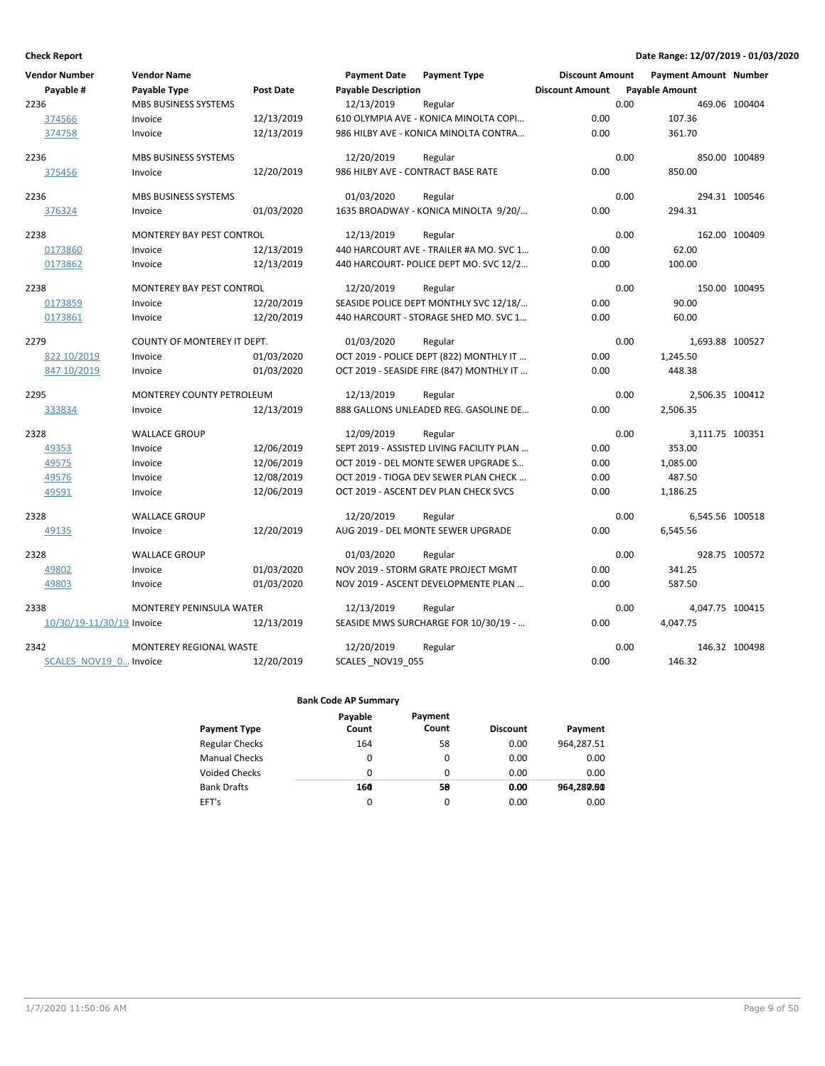**Check Report** — **Date Range: 12/07/2019 - 01/03/2020**

| Vendor Number / Payable # | Vendor Name / Payable Type | Post Date | Payment Date / Payable Description | Payment Type | Discount Amount / Discount Amount | Payment Amount / Payable Amount | Number |
|---|---|---|---|---|---|---|---|
| 2236 | MBS BUSINESS SYSTEMS | | 12/13/2019 | Regular | 0.00 | 469.06 | 100404 |
| 374566 | Invoice | 12/13/2019 | 610 OLYMPIA AVE - KONICA MINOLTA COPI… | | 0.00 | 107.36 | |
| 374758 | Invoice | 12/13/2019 | 986 HILBY AVE - KONICA MINOLTA CONTRA… | | 0.00 | 361.70 | |
| 2236 | MBS BUSINESS SYSTEMS | | 12/20/2019 | Regular | 0.00 | 850.00 | 100489 |
| 375456 | Invoice | 12/20/2019 | 986 HILBY AVE - CONTRACT BASE RATE | | 0.00 | 850.00 | |
| 2236 | MBS BUSINESS SYSTEMS | | 01/03/2020 | Regular | 0.00 | 294.31 | 100546 |
| 376324 | Invoice | 01/03/2020 | 1635 BROADWAY - KONICA MINOLTA 9/20/… | | 0.00 | 294.31 | |
| 2238 | MONTEREY BAY PEST CONTROL | | 12/13/2019 | Regular | 0.00 | 162.00 | 100409 |
| 0173860 | Invoice | 12/13/2019 | 440 HARCOURT AVE - TRAILER #A MO. SVC 1… | | 0.00 | 62.00 | |
| 0173862 | Invoice | 12/13/2019 | 440 HARCOURT- POLICE DEPT MO. SVC 12/2… | | 0.00 | 100.00 | |
| 2238 | MONTEREY BAY PEST CONTROL | | 12/20/2019 | Regular | 0.00 | 150.00 | 100495 |
| 0173859 | Invoice | 12/20/2019 | SEASIDE POLICE DEPT MONTHLY SVC 12/18/… | | 0.00 | 90.00 | |
| 0173861 | Invoice | 12/20/2019 | 440 HARCOURT - STORAGE SHED MO. SVC 1… | | 0.00 | 60.00 | |
| 2279 | COUNTY OF MONTEREY IT DEPT. | | 01/03/2020 | Regular | 0.00 | 1,693.88 | 100527 |
| 822 10/2019 | Invoice | 01/03/2020 | OCT 2019 - POLICE DEPT (822) MONTHLY IT … | | 0.00 | 1,245.50 | |
| 847 10/2019 | Invoice | 01/03/2020 | OCT 2019 - SEASIDE FIRE (847) MONTHLY IT … | | 0.00 | 448.38 | |
| 2295 | MONTEREY COUNTY PETROLEUM | | 12/13/2019 | Regular | 0.00 | 2,506.35 | 100412 |
| 333834 | Invoice | 12/13/2019 | 888 GALLONS UNLEADED REG. GASOLINE DE… | | 0.00 | 2,506.35 | |
| 2328 | WALLACE GROUP | | 12/09/2019 | Regular | 0.00 | 3,111.75 | 100351 |
| 49353 | Invoice | 12/06/2019 | SEPT 2019 - ASSISTED LIVING FACILITY PLAN … | | 0.00 | 353.00 | |
| 49575 | Invoice | 12/06/2019 | OCT 2019 - DEL MONTE SEWER UPGRADE S… | | 0.00 | 1,085.00 | |
| 49576 | Invoice | 12/08/2019 | OCT 2019 - TIOGA DEV SEWER PLAN CHECK … | | 0.00 | 487.50 | |
| 49591 | Invoice | 12/06/2019 | OCT 2019 - ASCENT DEV PLAN CHECK SVCS | | 0.00 | 1,186.25 | |
| 2328 | WALLACE GROUP | | 12/20/2019 | Regular | 0.00 | 6,545.56 | 100518 |
| 49135 | Invoice | 12/20/2019 | AUG 2019 - DEL MONTE SEWER UPGRADE | | 0.00 | 6,545.56 | |
| 2328 | WALLACE GROUP | | 01/03/2020 | Regular | 0.00 | 928.75 | 100572 |
| 49802 | Invoice | 01/03/2020 | NOV 2019 - STORM GRATE PROJECT MGMT | | 0.00 | 341.25 | |
| 49803 | Invoice | 01/03/2020 | NOV 2019 - ASCENT DEVELOPMENTE PLAN … | | 0.00 | 587.50 | |
| 2338 | MONTEREY PENINSULA WATER | | 12/13/2019 | Regular | 0.00 | 4,047.75 | 100415 |
| 10/30/19-11/30/19 | Invoice | 12/13/2019 | SEASIDE MWS SURCHARGE FOR 10/30/19 - … | | 0.00 | 4,047.75 | |
| 2342 | MONTEREY REGIONAL WASTE | | 12/20/2019 | Regular | 0.00 | 146.32 | 100498 |
| SCALES_NOV19_0… | Invoice | 12/20/2019 | SCALES _NOV19_055 | | 0.00 | 146.32 | |

**Bank Code AP Summary**

| Payment Type | Payable Count | Payment Count | Discount | Payment |
|---|---|---|---|---|
| Regular Checks | 164 | 58 | 0.00 | 964,287.51 |
| Manual Checks | 0 | 0 | 0.00 | 0.00 |
| Voided Checks | 0 | 0 | 0.00 | 0.00 |
| Bank Drafts | 0 | 0 | 0.00 | 0.00 |
| EFT's | 0 | 0 | 0.00 | 0.00 |
| | **164** | **58** | **0.00** | **964,287.51** |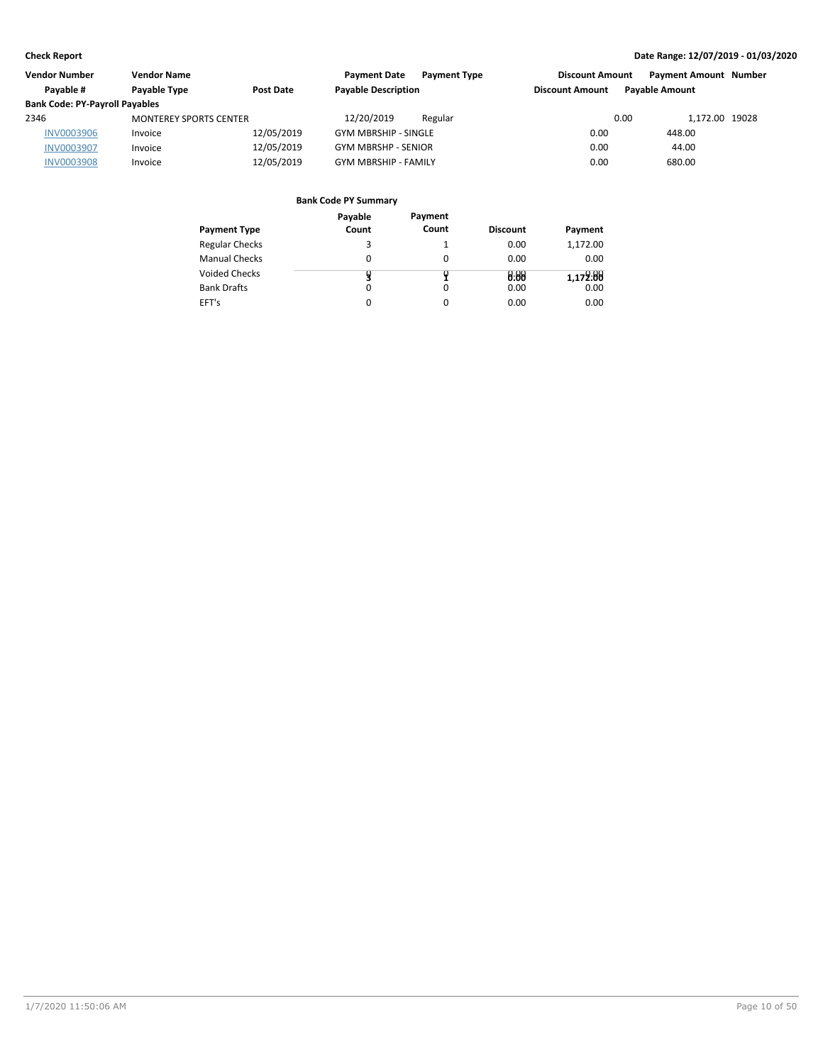| Vendor Number | Vendor Name | | Payment Date | Payment Type | Discount Amount | Payment Amount | Number |
|---|---|---|---|---|---|---|---|
| Payable # | Payable Type | Post Date | Payable Description | | Discount Amount | Payable Amount | |
| **Bank Code: PY-Payroll Payables** | | | | | | | |
| 2346 | MONTEREY SPORTS CENTER | | 12/20/2019 | Regular | 0.00 | 1,172.00 | 19028 |
| INV0003906 | Invoice | 12/05/2019 | GYM MBRSHIP - SINGLE | | 0.00 | 448.00 | |
| INV0003907 | Invoice | 12/05/2019 | GYM MBRSHP - SENIOR | | 0.00 | 44.00 | |
| INV0003908 | Invoice | 12/05/2019 | GYM MBRSHIP - FAMILY | | 0.00 | 680.00 | |

**Bank Code PY Summary**

| Payment Type | Payable Count | Payment Count | Discount | Payment |
|---|---|---|---|---|
| Regular Checks | 3 | 1 | 0.00 | 1,172.00 |
| Manual Checks | 0 | 0 | 0.00 | 0.00 |
| Voided Checks | 0 | 0 | 0.00 | 0.00 |
| Bank Drafts | 0 | 0 | 0.00 | 0.00 |
| EFT's | 0 | 0 | 0.00 | 0.00 |
| | **3** | **1** | **0.00** | **1,172.00** |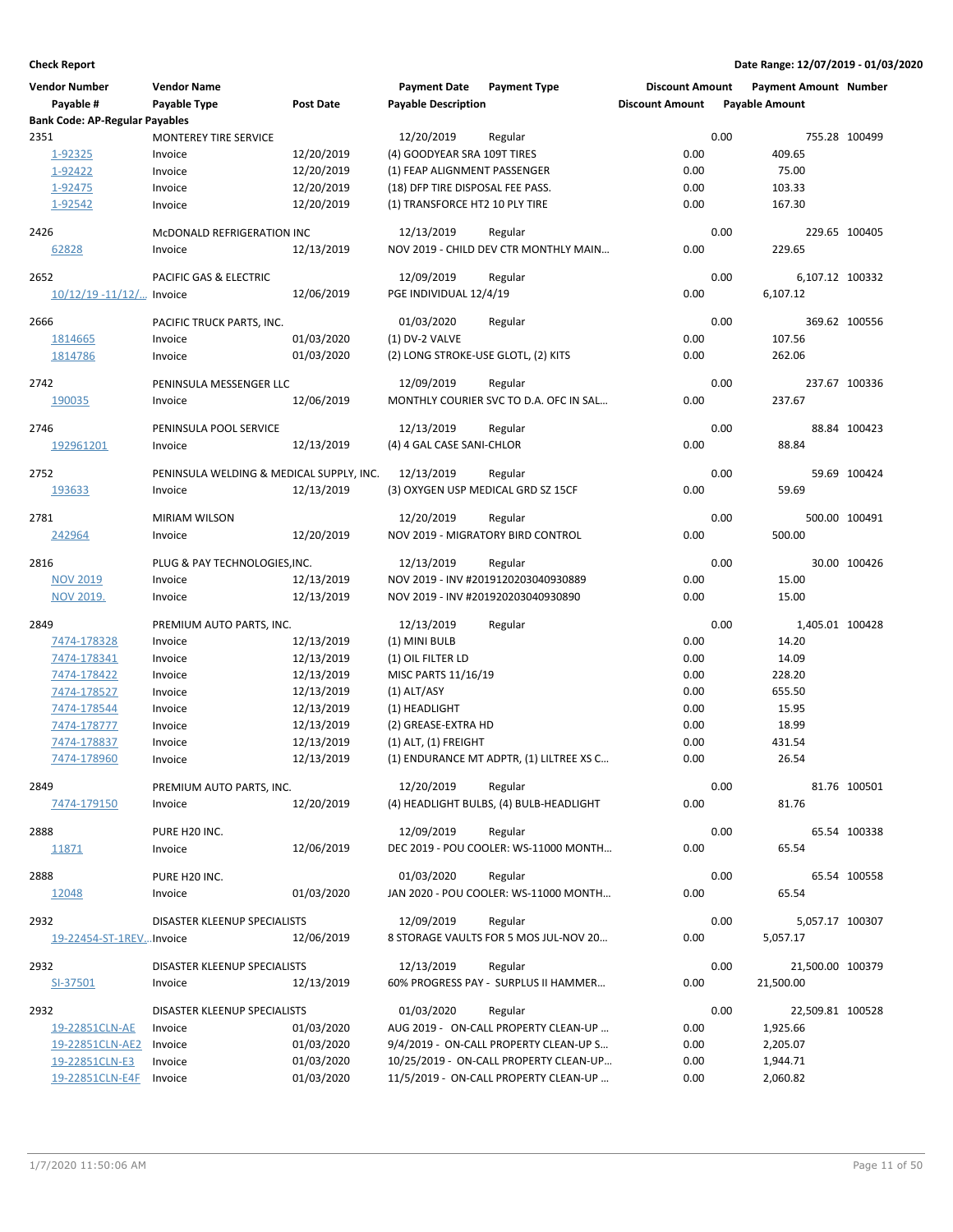**Check Report**

**Date Range: 12/07/2019 - 01/03/2020**

| Vendor Number | Vendor Name | | Payment Date | Payment Type | Discount Amount | Payment Amount | Number |
|---|---|---|---|---|---|---|---|
| Payable # | Payable Type | Post Date | Payable Description | | Discount Amount | Payable Amount | |
| **Bank Code: AP-Regular Payables** | | | | | | | |
| 2351 | MONTEREY TIRE SERVICE | | 12/20/2019 | Regular | 0.00 | 755.28 | 100499 |
| 1-92325 | Invoice | 12/20/2019 | (4) GOODYEAR SRA 109T TIRES | | 0.00 | 409.65 | |
| 1-92422 | Invoice | 12/20/2019 | (1) FEAP ALIGNMENT PASSENGER | | 0.00 | 75.00 | |
| 1-92475 | Invoice | 12/20/2019 | (18) DFP TIRE DISPOSAL FEE PASS. | | 0.00 | 103.33 | |
| 1-92542 | Invoice | 12/20/2019 | (1) TRANSFORCE HT2 10 PLY TIRE | | 0.00 | 167.30 | |
| 2426 | McDONALD REFRIGERATION INC | | 12/13/2019 | Regular | 0.00 | 229.65 | 100405 |
| 62828 | Invoice | 12/13/2019 | NOV 2019 - CHILD DEV CTR MONTHLY MAIN... | | 0.00 | 229.65 | |
| 2652 | PACIFIC GAS & ELECTRIC | | 12/09/2019 | Regular | 0.00 | 6,107.12 | 100332 |
| 10/12/19 -11/12/... | Invoice | 12/06/2019 | PGE INDIVIDUAL 12/4/19 | | 0.00 | 6,107.12 | |
| 2666 | PACIFIC TRUCK PARTS, INC. | | 01/03/2020 | Regular | 0.00 | 369.62 | 100556 |
| 1814665 | Invoice | 01/03/2020 | (1) DV-2 VALVE | | 0.00 | 107.56 | |
| 1814786 | Invoice | 01/03/2020 | (2) LONG STROKE-USE GLOTL, (2) KITS | | 0.00 | 262.06 | |
| 2742 | PENINSULA MESSENGER LLC | | 12/09/2019 | Regular | 0.00 | 237.67 | 100336 |
| 190035 | Invoice | 12/06/2019 | MONTHLY COURIER SVC TO D.A. OFC IN SAL... | | 0.00 | 237.67 | |
| 2746 | PENINSULA POOL SERVICE | | 12/13/2019 | Regular | 0.00 | 88.84 | 100423 |
| 192961201 | Invoice | 12/13/2019 | (4) 4 GAL CASE SANI-CHLOR | | 0.00 | 88.84 | |
| 2752 | PENINSULA WELDING & MEDICAL SUPPLY, INC. | | 12/13/2019 | Regular | 0.00 | 59.69 | 100424 |
| 193633 | Invoice | 12/13/2019 | (3) OXYGEN USP MEDICAL GRD SZ 15CF | | 0.00 | 59.69 | |
| 2781 | MIRIAM WILSON | | 12/20/2019 | Regular | 0.00 | 500.00 | 100491 |
| 242964 | Invoice | 12/20/2019 | NOV 2019 - MIGRATORY BIRD CONTROL | | 0.00 | 500.00 | |
| 2816 | PLUG & PAY TECHNOLOGIES,INC. | | 12/13/2019 | Regular | 0.00 | 30.00 | 100426 |
| NOV 2019 | Invoice | 12/13/2019 | NOV 2019 - INV #2019120203040930889 | | 0.00 | 15.00 | |
| NOV 2019. | Invoice | 12/13/2019 | NOV 2019 - INV #201920203040930890 | | 0.00 | 15.00 | |
| 2849 | PREMIUM AUTO PARTS, INC. | | 12/13/2019 | Regular | 0.00 | 1,405.01 | 100428 |
| 7474-178328 | Invoice | 12/13/2019 | (1) MINI BULB | | 0.00 | 14.20 | |
| 7474-178341 | Invoice | 12/13/2019 | (1) OIL FILTER LD | | 0.00 | 14.09 | |
| 7474-178422 | Invoice | 12/13/2019 | MISC PARTS 11/16/19 | | 0.00 | 228.20 | |
| 7474-178527 | Invoice | 12/13/2019 | (1) ALT/ASY | | 0.00 | 655.50 | |
| 7474-178544 | Invoice | 12/13/2019 | (1) HEADLIGHT | | 0.00 | 15.95 | |
| 7474-178777 | Invoice | 12/13/2019 | (2) GREASE-EXTRA HD | | 0.00 | 18.99 | |
| 7474-178837 | Invoice | 12/13/2019 | (1) ALT, (1) FREIGHT | | 0.00 | 431.54 | |
| 7474-178960 | Invoice | 12/13/2019 | (1) ENDURANCE MT ADPTR, (1) LILTREE XS C... | | 0.00 | 26.54 | |
| 2849 | PREMIUM AUTO PARTS, INC. | | 12/20/2019 | Regular | 0.00 | 81.76 | 100501 |
| 7474-179150 | Invoice | 12/20/2019 | (4) HEADLIGHT BULBS, (4) BULB-HEADLIGHT | | 0.00 | 81.76 | |
| 2888 | PURE H20 INC. | | 12/09/2019 | Regular | 0.00 | 65.54 | 100338 |
| 11871 | Invoice | 12/06/2019 | DEC 2019 - POU COOLER: WS-11000 MONTH... | | 0.00 | 65.54 | |
| 2888 | PURE H20 INC. | | 01/03/2020 | Regular | 0.00 | 65.54 | 100558 |
| 12048 | Invoice | 01/03/2020 | JAN 2020 - POU COOLER: WS-11000 MONTH... | | 0.00 | 65.54 | |
| 2932 | DISASTER KLEENUP SPECIALISTS | | 12/09/2019 | Regular | 0.00 | 5,057.17 | 100307 |
| 19-22454-ST-1REV... | Invoice | 12/06/2019 | 8 STORAGE VAULTS FOR 5 MOS JUL-NOV 20... | | 0.00 | 5,057.17 | |
| 2932 | DISASTER KLEENUP SPECIALISTS | | 12/13/2019 | Regular | 0.00 | 21,500.00 | 100379 |
| SI-37501 | Invoice | 12/13/2019 | 60% PROGRESS PAY - SURPLUS II HAMMER... | | 0.00 | 21,500.00 | |
| 2932 | DISASTER KLEENUP SPECIALISTS | | 01/03/2020 | Regular | 0.00 | 22,509.81 | 100528 |
| 19-22851CLN-AE | Invoice | 01/03/2020 | AUG 2019 - ON-CALL PROPERTY CLEAN-UP ... | | 0.00 | 1,925.66 | |
| 19-22851CLN-AE2 | Invoice | 01/03/2020 | 9/4/2019 - ON-CALL PROPERTY CLEAN-UP S... | | 0.00 | 2,205.07 | |
| 19-22851CLN-E3 | Invoice | 01/03/2020 | 10/25/2019 - ON-CALL PROPERTY CLEAN-UP... | | 0.00 | 1,944.71 | |
| 19-22851CLN-E4F | Invoice | 01/03/2020 | 11/5/2019 - ON-CALL PROPERTY CLEAN-UP ... | | 0.00 | 2,060.82 | |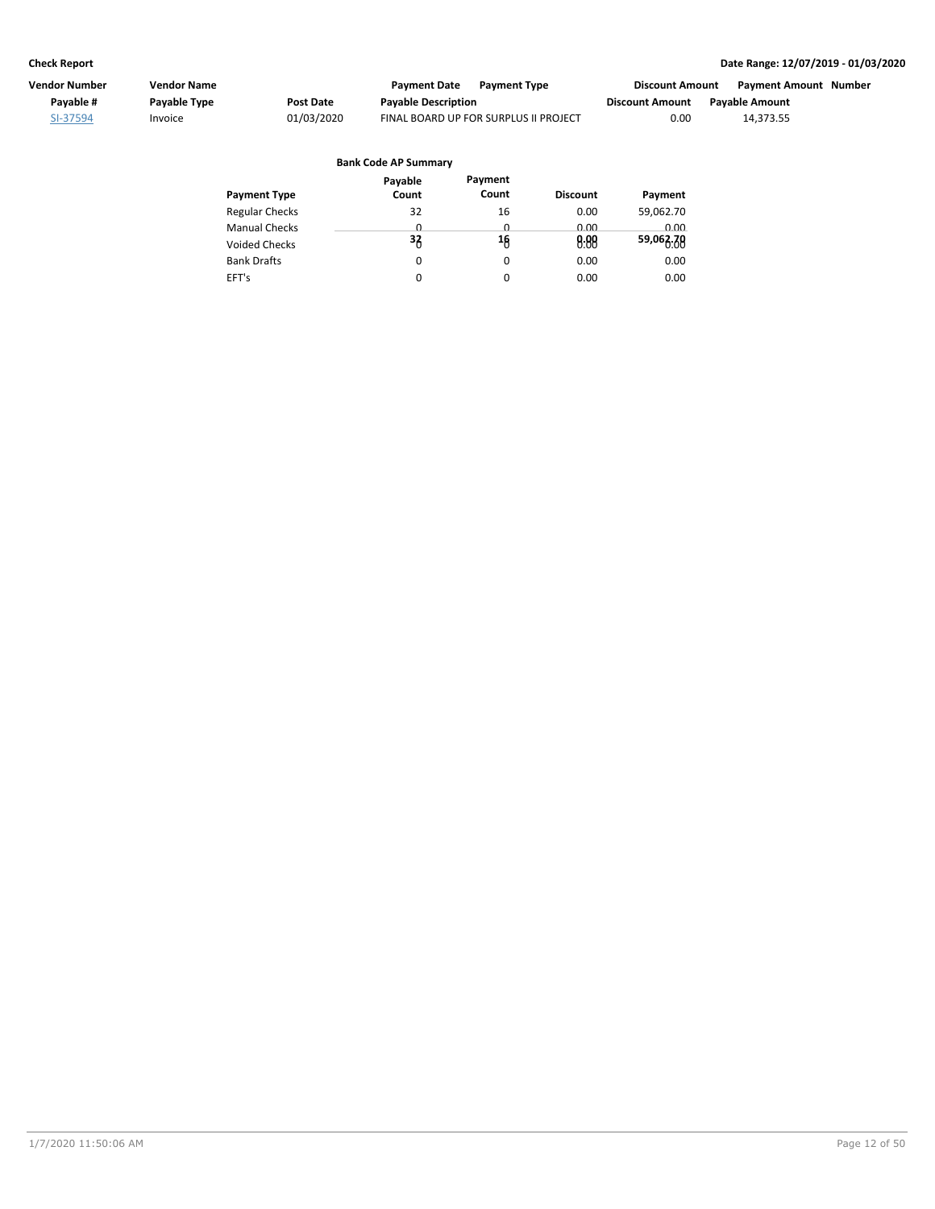| Vendor Number | Vendor Name | | Payment Date | Payment Type | Discount Amount | Payment Amount | Number |
|---|---|---|---|---|---|---|---|
| Payable # | Payable Type | Post Date | Payable Description | | Discount Amount | Payable Amount | |
| SI-37594 | Invoice | 01/03/2020 | FINAL BOARD UP FOR SURPLUS II PROJECT | | 0.00 | 14,373.55 | |

**Bank Code AP Summary**

| Payment Type | Payable Count | Payment Count | Discount | Payment |
|---|---|---|---|---|
| Regular Checks | 32 | 16 | 0.00 | 59,062.70 |
| Manual Checks | 0 | 0 | 0.00 | 0.00 |
| Voided Checks | 0 | 0 | 0.00 | 0.00 |
| Bank Drafts | 0 | 0 | 0.00 | 0.00 |
| EFT's | 0 | 0 | 0.00 | 0.00 |
| | **32** | **16** | **0.00** | **59,062.70** |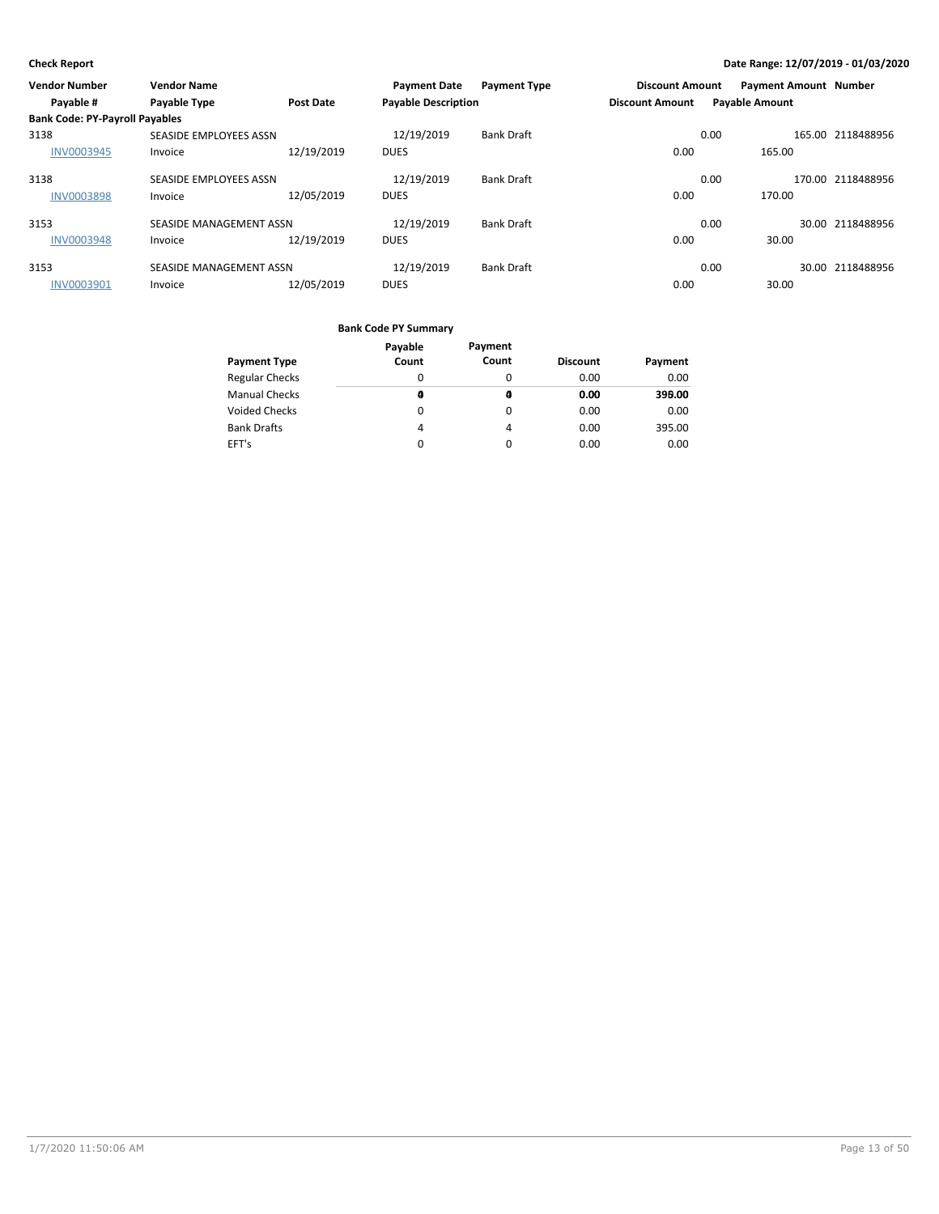**Check Report**

**Date Range: 12/07/2019 - 01/03/2020**

| Vendor Number / Payable # | Vendor Name / Payable Type | Post Date | Payment Date / Payable Description | Payment Type | Discount Amount / Discount Amount | Payment Amount / Payable Amount | Number |
|---|---|---|---|---|---|---|---|
| **Bank Code: PY-Payroll Payables** | | | | | | | |
| 3138 | SEASIDE EMPLOYEES ASSN | | 12/19/2019 | Bank Draft | 0.00 | 165.00 | 2118488956 |
| INV0003945 | Invoice | 12/19/2019 | DUES | | 0.00 | 165.00 | |
| 3138 | SEASIDE EMPLOYEES ASSN | | 12/19/2019 | Bank Draft | 0.00 | 170.00 | 2118488956 |
| INV0003898 | Invoice | 12/05/2019 | DUES | | 0.00 | 170.00 | |
| 3153 | SEASIDE MANAGEMENT ASSN | | 12/19/2019 | Bank Draft | 0.00 | 30.00 | 2118488956 |
| INV0003948 | Invoice | 12/19/2019 | DUES | | 0.00 | 30.00 | |
| 3153 | SEASIDE MANAGEMENT ASSN | | 12/19/2019 | Bank Draft | 0.00 | 30.00 | 2118488956 |
| INV0003901 | Invoice | 12/05/2019 | DUES | | 0.00 | 30.00 | |

**Bank Code PY Summary**

| Payment Type | Payable Count | Payment Count | Discount | Payment |
|---|---|---|---|---|
| Regular Checks | 0 | 0 | 0.00 | 0.00 |
| Manual Checks | 0 | 0 | 0.00 | 0.00 |
| Voided Checks | 0 | 0 | 0.00 | 0.00 |
| Bank Drafts | 4 | 4 | 0.00 | 395.00 |
| EFT's | 0 | 0 | 0.00 | 0.00 |
| | **4** | **4** | **0.00** | **395.00** |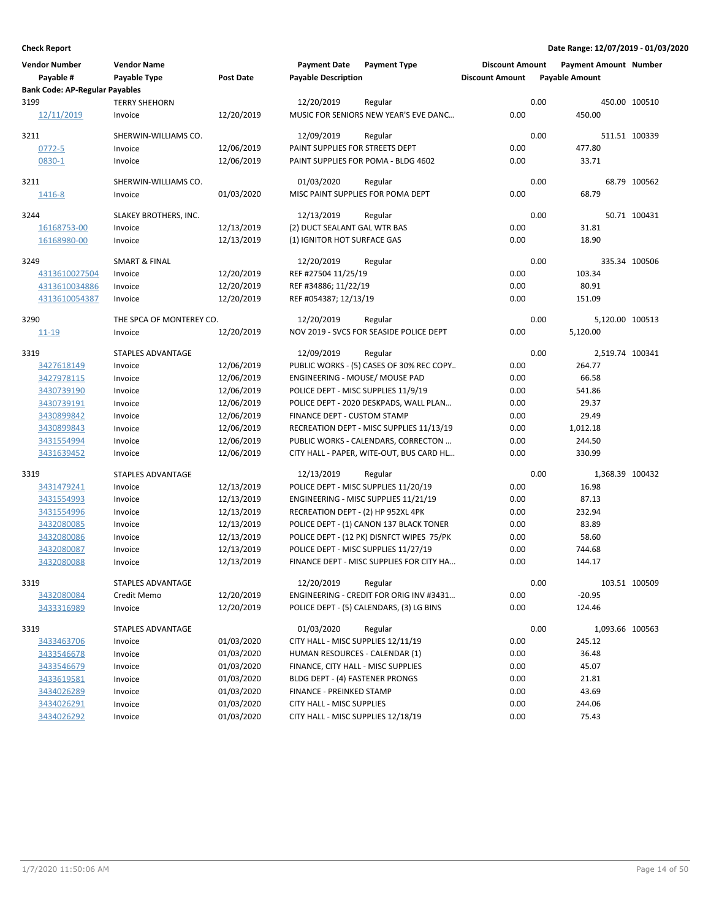**Check Report**

**Date Range: 12/07/2019 - 01/03/2020**

| Vendor Number / Payable # | Vendor Name / Payable Type | Post Date | Payment Date / Payable Description | Payment Type | Discount Amount | Payment Amount / Payable Amount | Number |
|---|---|---|---|---|---|---|---|
| **Bank Code: AP-Regular Payables** | | | | | | | |
| 3199 | TERRY SHEHORN | | 12/20/2019 | Regular | 0.00 | 450.00 | 100510 |
| 12/11/2019 | Invoice | 12/20/2019 | MUSIC FOR SENIORS NEW YEAR'S EVE DANC… | | 0.00 | 450.00 | |
| 3211 | SHERWIN-WILLIAMS CO. | | 12/09/2019 | Regular | 0.00 | 511.51 | 100339 |
| 0772-5 | Invoice | 12/06/2019 | PAINT SUPPLIES FOR STREETS DEPT | | 0.00 | 477.80 | |
| 0830-1 | Invoice | 12/06/2019 | PAINT SUPPLIES FOR POMA - BLDG 4602 | | 0.00 | 33.71 | |
| 3211 | SHERWIN-WILLIAMS CO. | | 01/03/2020 | Regular | 0.00 | 68.79 | 100562 |
| 1416-8 | Invoice | 01/03/2020 | MISC PAINT SUPPLIES FOR POMA DEPT | | 0.00 | 68.79 | |
| 3244 | SLAKEY BROTHERS, INC. | | 12/13/2019 | Regular | 0.00 | 50.71 | 100431 |
| 16168753-00 | Invoice | 12/13/2019 | (2) DUCT SEALANT GAL WTR BAS | | 0.00 | 31.81 | |
| 16168980-00 | Invoice | 12/13/2019 | (1) IGNITOR HOT SURFACE GAS | | 0.00 | 18.90 | |
| 3249 | SMART & FINAL | | 12/20/2019 | Regular | 0.00 | 335.34 | 100506 |
| 4313610027504 | Invoice | 12/20/2019 | REF #27504 11/25/19 | | 0.00 | 103.34 | |
| 4313610034886 | Invoice | 12/20/2019 | REF #34886; 11/22/19 | | 0.00 | 80.91 | |
| 4313610054387 | Invoice | 12/20/2019 | REF #054387; 12/13/19 | | 0.00 | 151.09 | |
| 3290 | THE SPCA OF MONTEREY CO. | | 12/20/2019 | Regular | 0.00 | 5,120.00 | 100513 |
| 11-19 | Invoice | 12/20/2019 | NOV 2019 - SVCS FOR SEASIDE POLICE DEPT | | 0.00 | 5,120.00 | |
| 3319 | STAPLES ADVANTAGE | | 12/09/2019 | Regular | 0.00 | 2,519.74 | 100341 |
| 3427618149 | Invoice | 12/06/2019 | PUBLIC WORKS - (5) CASES OF 30% REC COPY.. | | 0.00 | 264.77 | |
| 3427978115 | Invoice | 12/06/2019 | ENGINEERING - MOUSE/ MOUSE PAD | | 0.00 | 66.58 | |
| 3430739190 | Invoice | 12/06/2019 | POLICE DEPT - MISC SUPPLIES 11/9/19 | | 0.00 | 541.86 | |
| 3430739191 | Invoice | 12/06/2019 | POLICE DEPT - 2020 DESKPADS, WALL PLAN… | | 0.00 | 29.37 | |
| 3430899842 | Invoice | 12/06/2019 | FINANCE DEPT - CUSTOM STAMP | | 0.00 | 29.49 | |
| 3430899843 | Invoice | 12/06/2019 | RECREATION DEPT - MISC SUPPLIES 11/13/19 | | 0.00 | 1,012.18 | |
| 3431554994 | Invoice | 12/06/2019 | PUBLIC WORKS - CALENDARS, CORRECTON … | | 0.00 | 244.50 | |
| 3431639452 | Invoice | 12/06/2019 | CITY HALL - PAPER, WITE-OUT, BUS CARD HL… | | 0.00 | 330.99 | |
| 3319 | STAPLES ADVANTAGE | | 12/13/2019 | Regular | 0.00 | 1,368.39 | 100432 |
| 3431479241 | Invoice | 12/13/2019 | POLICE DEPT - MISC SUPPLIES 11/20/19 | | 0.00 | 16.98 | |
| 3431554993 | Invoice | 12/13/2019 | ENGINEERING - MISC SUPPLIES 11/21/19 | | 0.00 | 87.13 | |
| 3431554996 | Invoice | 12/13/2019 | RECREATION DEPT - (2) HP 952XL 4PK | | 0.00 | 232.94 | |
| 3432080085 | Invoice | 12/13/2019 | POLICE DEPT - (1) CANON 137 BLACK TONER | | 0.00 | 83.89 | |
| 3432080086 | Invoice | 12/13/2019 | POLICE DEPT - (12 PK) DISNFCT WIPES 75/PK | | 0.00 | 58.60 | |
| 3432080087 | Invoice | 12/13/2019 | POLICE DEPT - MISC SUPPLIES 11/27/19 | | 0.00 | 744.68 | |
| 3432080088 | Invoice | 12/13/2019 | FINANCE DEPT - MISC SUPPLIES FOR CITY HA… | | 0.00 | 144.17 | |
| 3319 | STAPLES ADVANTAGE | | 12/20/2019 | Regular | 0.00 | 103.51 | 100509 |
| 3432080084 | Credit Memo | 12/20/2019 | ENGINEERING - CREDIT FOR ORIG INV #3431… | | 0.00 | -20.95 | |
| 3433316989 | Invoice | 12/20/2019 | POLICE DEPT - (5) CALENDARS, (3) LG BINS | | 0.00 | 124.46 | |
| 3319 | STAPLES ADVANTAGE | | 01/03/2020 | Regular | 0.00 | 1,093.66 | 100563 |
| 3433463706 | Invoice | 01/03/2020 | CITY HALL - MISC SUPPLIES 12/11/19 | | 0.00 | 245.12 | |
| 3433546678 | Invoice | 01/03/2020 | HUMAN RESOURCES - CALENDAR (1) | | 0.00 | 36.48 | |
| 3433546679 | Invoice | 01/03/2020 | FINANCE, CITY HALL - MISC SUPPLIES | | 0.00 | 45.07 | |
| 3433619581 | Invoice | 01/03/2020 | BLDG DEPT - (4) FASTENER PRONGS | | 0.00 | 21.81 | |
| 3434026289 | Invoice | 01/03/2020 | FINANCE - PREINKED STAMP | | 0.00 | 43.69 | |
| 3434026291 | Invoice | 01/03/2020 | CITY HALL - MISC SUPPLIES | | 0.00 | 244.06 | |
| 3434026292 | Invoice | 01/03/2020 | CITY HALL - MISC SUPPLIES 12/18/19 | | 0.00 | 75.43 | |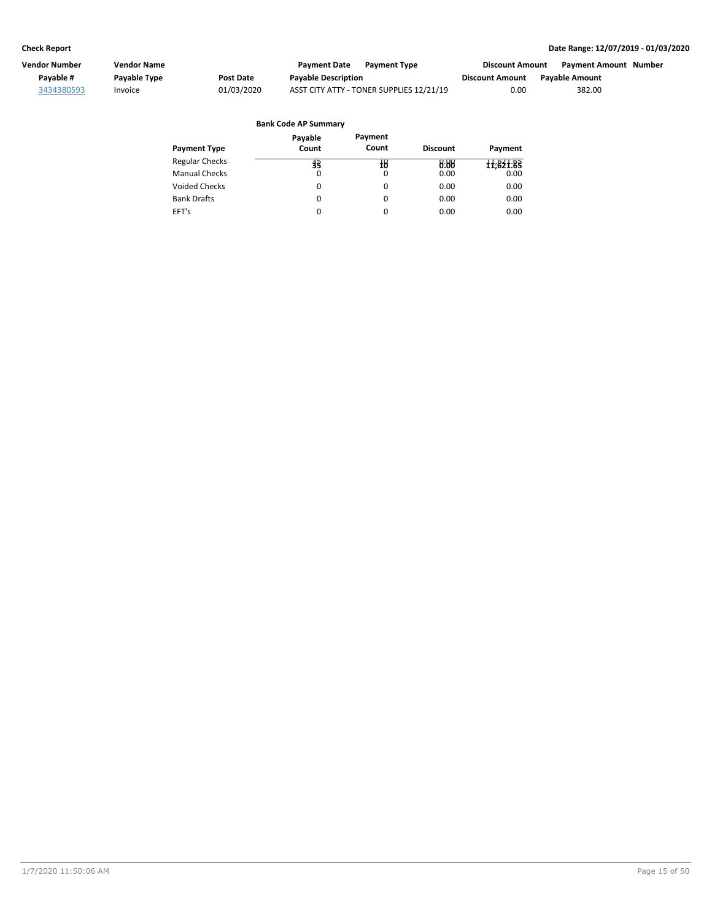| Vendor Number | Vendor Name | | Payment Date | Payment Type | Discount Amount | Payment Amount | Number |
|---|---|---|---|---|---|---|---|
| Payable # | Payable Type | Post Date | Payable Description | | Discount Amount | Payable Amount | |
| 3434380593 | Invoice | 01/03/2020 | ASST CITY ATTY - TONER SUPPLIES 12/21/19 | | 0.00 | 382.00 | |

**Bank Code AP Summary**

| Payment Type | Payable Count | Payment Count | Discount | Payment |
|---|---|---|---|---|
| Regular Checks | 35 | 10 | 0.00 | 11,621.65 |
| Manual Checks | 0 | 0 | 0.00 | 0.00 |
| Voided Checks | 0 | 0 | 0.00 | 0.00 |
| Bank Drafts | 0 | 0 | 0.00 | 0.00 |
| EFT's | 0 | 0 | 0.00 | 0.00 |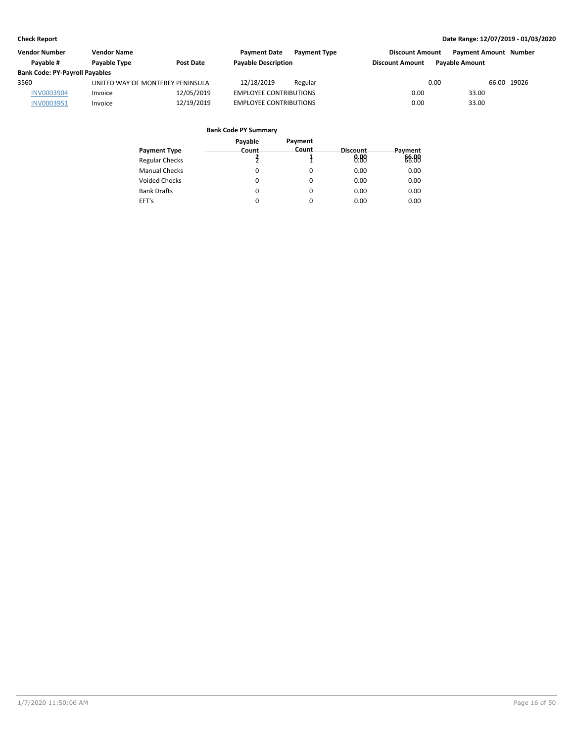| Vendor Number | Vendor Name | | Payment Date | Payment Type | Discount Amount | Payment Amount | Number |
|---|---|---|---|---|---|---|---|
| Payable # | Payable Type | Post Date | Payable Description | | Discount Amount | Payable Amount | |
| **Bank Code: PY-Payroll Payables** | | | | | | | |
| 3560 | UNITED WAY OF MONTEREY PENINSULA | | 12/18/2019 | Regular | 0.00 | 66.00 | 19026 |
| INV0003904 | Invoice | 12/05/2019 | EMPLOYEE CONTRIBUTIONS | | 0.00 | 33.00 | |
| INV0003951 | Invoice | 12/19/2019 | EMPLOYEE CONTRIBUTIONS | | 0.00 | 33.00 | |

**Bank Code PY Summary**

| Payment Type | Payable Count | Payment Count | Discount | Payment |
|---|---|---|---|---|
| Regular Checks | 2 | 1 | 0.00 | 66.00 |
| Manual Checks | 0 | 0 | 0.00 | 0.00 |
| Voided Checks | 0 | 0 | 0.00 | 0.00 |
| Bank Drafts | 0 | 0 | 0.00 | 0.00 |
| EFT's | 0 | 0 | 0.00 | 0.00 |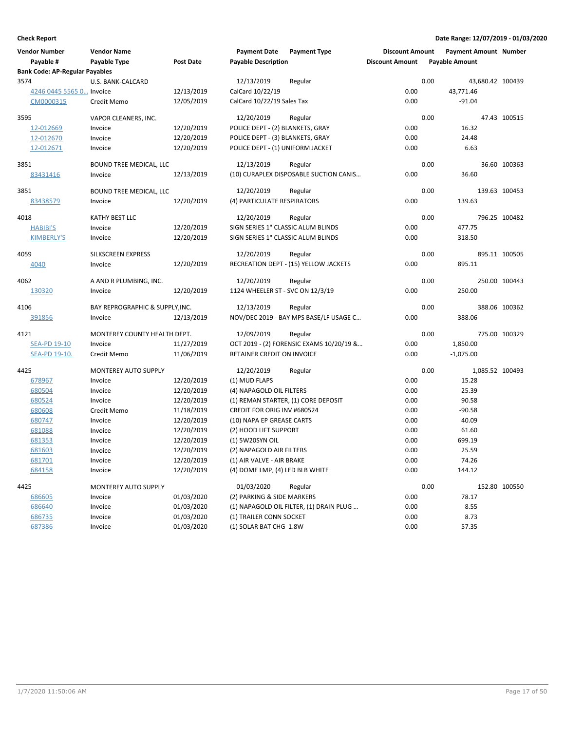**Check Report**

**Date Range: 12/07/2019 - 01/03/2020**

| Vendor Number | Vendor Name | | Payment Date | Payment Type | Discount Amount | Payment Amount | Number |
|---|---|---|---|---|---|---|---|
| Payable # | Payable Type | Post Date | Payable Description | | Discount Amount | Payable Amount | |
| **Bank Code: AP-Regular Payables** | | | | | | | |
| 3574 | U.S. BANK-CALCARD | | 12/13/2019 | Regular | 0.00 | 43,680.42 | 100439 |
| 4246 0445 5565 0... | Invoice | 12/13/2019 | CalCard 10/22/19 | | 0.00 | 43,771.46 | |
| CM0000315 | Credit Memo | 12/05/2019 | CalCard 10/22/19 Sales Tax | | 0.00 | -91.04 | |
| 3595 | VAPOR CLEANERS, INC. | | 12/20/2019 | Regular | 0.00 | 47.43 | 100515 |
| 12-012669 | Invoice | 12/20/2019 | POLICE DEPT - (2) BLANKETS, GRAY | | 0.00 | 16.32 | |
| 12-012670 | Invoice | 12/20/2019 | POLICE DEPT - (3) BLANKETS, GRAY | | 0.00 | 24.48 | |
| 12-012671 | Invoice | 12/20/2019 | POLICE DEPT - (1) UNIFORM JACKET | | 0.00 | 6.63 | |
| 3851 | BOUND TREE MEDICAL, LLC | | 12/13/2019 | Regular | 0.00 | 36.60 | 100363 |
| 83431416 | Invoice | 12/13/2019 | (10) CURAPLEX DISPOSABLE SUCTION CANIS... | | 0.00 | 36.60 | |
| 3851 | BOUND TREE MEDICAL, LLC | | 12/20/2019 | Regular | 0.00 | 139.63 | 100453 |
| 83438579 | Invoice | 12/20/2019 | (4) PARTICULATE RESPIRATORS | | 0.00 | 139.63 | |
| 4018 | KATHY BEST LLC | | 12/20/2019 | Regular | 0.00 | 796.25 | 100482 |
| HABIBI'S | Invoice | 12/20/2019 | SIGN SERIES 1" CLASSIC ALUM BLINDS | | 0.00 | 477.75 | |
| KIMBERLY'S | Invoice | 12/20/2019 | SIGN SERIES 1" CLASSIC ALUM BLINDS | | 0.00 | 318.50 | |
| 4059 | SILKSCREEN EXPRESS | | 12/20/2019 | Regular | 0.00 | 895.11 | 100505 |
| 4040 | Invoice | 12/20/2019 | RECREATION DEPT - (15) YELLOW JACKETS | | 0.00 | 895.11 | |
| 4062 | A AND R PLUMBING, INC. | | 12/20/2019 | Regular | 0.00 | 250.00 | 100443 |
| 130320 | Invoice | 12/20/2019 | 1124 WHEELER ST - SVC ON 12/3/19 | | 0.00 | 250.00 | |
| 4106 | BAY REPROGRAPHIC & SUPPLY,INC. | | 12/13/2019 | Regular | 0.00 | 388.06 | 100362 |
| 391856 | Invoice | 12/13/2019 | NOV/DEC 2019 - BAY MPS BASE/LF USAGE C... | | 0.00 | 388.06 | |
| 4121 | MONTEREY COUNTY HEALTH DEPT. | | 12/09/2019 | Regular | 0.00 | 775.00 | 100329 |
| SEA-PD 19-10 | Invoice | 11/27/2019 | OCT 2019 - (2) FORENSIC EXAMS 10/20/19 &... | | 0.00 | 1,850.00 | |
| SEA-PD 19-10. | Credit Memo | 11/06/2019 | RETAINER CREDIT ON INVOICE | | 0.00 | -1,075.00 | |
| 4425 | MONTEREY AUTO SUPPLY | | 12/20/2019 | Regular | 0.00 | 1,085.52 | 100493 |
| 678967 | Invoice | 12/20/2019 | (1) MUD FLAPS | | 0.00 | 15.28 | |
| 680504 | Invoice | 12/20/2019 | (4) NAPAGOLD OIL FILTERS | | 0.00 | 25.39 | |
| 680524 | Invoice | 12/20/2019 | (1) REMAN STARTER, (1) CORE DEPOSIT | | 0.00 | 90.58 | |
| 680608 | Credit Memo | 11/18/2019 | CREDIT FOR ORIG INV #680524 | | 0.00 | -90.58 | |
| 680747 | Invoice | 12/20/2019 | (10) NAPA EP GREASE CARTS | | 0.00 | 40.09 | |
| 681088 | Invoice | 12/20/2019 | (2) HOOD LIFT SUPPORT | | 0.00 | 61.60 | |
| 681353 | Invoice | 12/20/2019 | (1) 5W20SYN OIL | | 0.00 | 699.19 | |
| 681603 | Invoice | 12/20/2019 | (2) NAPAGOLD AIR FILTERS | | 0.00 | 25.59 | |
| 681701 | Invoice | 12/20/2019 | (1) AIR VALVE - AIR BRAKE | | 0.00 | 74.26 | |
| 684158 | Invoice | 12/20/2019 | (4) DOME LMP, (4) LED BLB WHITE | | 0.00 | 144.12 | |
| 4425 | MONTEREY AUTO SUPPLY | | 01/03/2020 | Regular | 0.00 | 152.80 | 100550 |
| 686605 | Invoice | 01/03/2020 | (2) PARKING & SIDE MARKERS | | 0.00 | 78.17 | |
| 686640 | Invoice | 01/03/2020 | (1) NAPAGOLD OIL FILTER, (1) DRAIN PLUG ... | | 0.00 | 8.55 | |
| 686735 | Invoice | 01/03/2020 | (1) TRAILER CONN SOCKET | | 0.00 | 8.73 | |
| 687386 | Invoice | 01/03/2020 | (1) SOLAR BAT CHG 1.8W | | 0.00 | 57.35 | |

1/7/2020 11:50:06 AM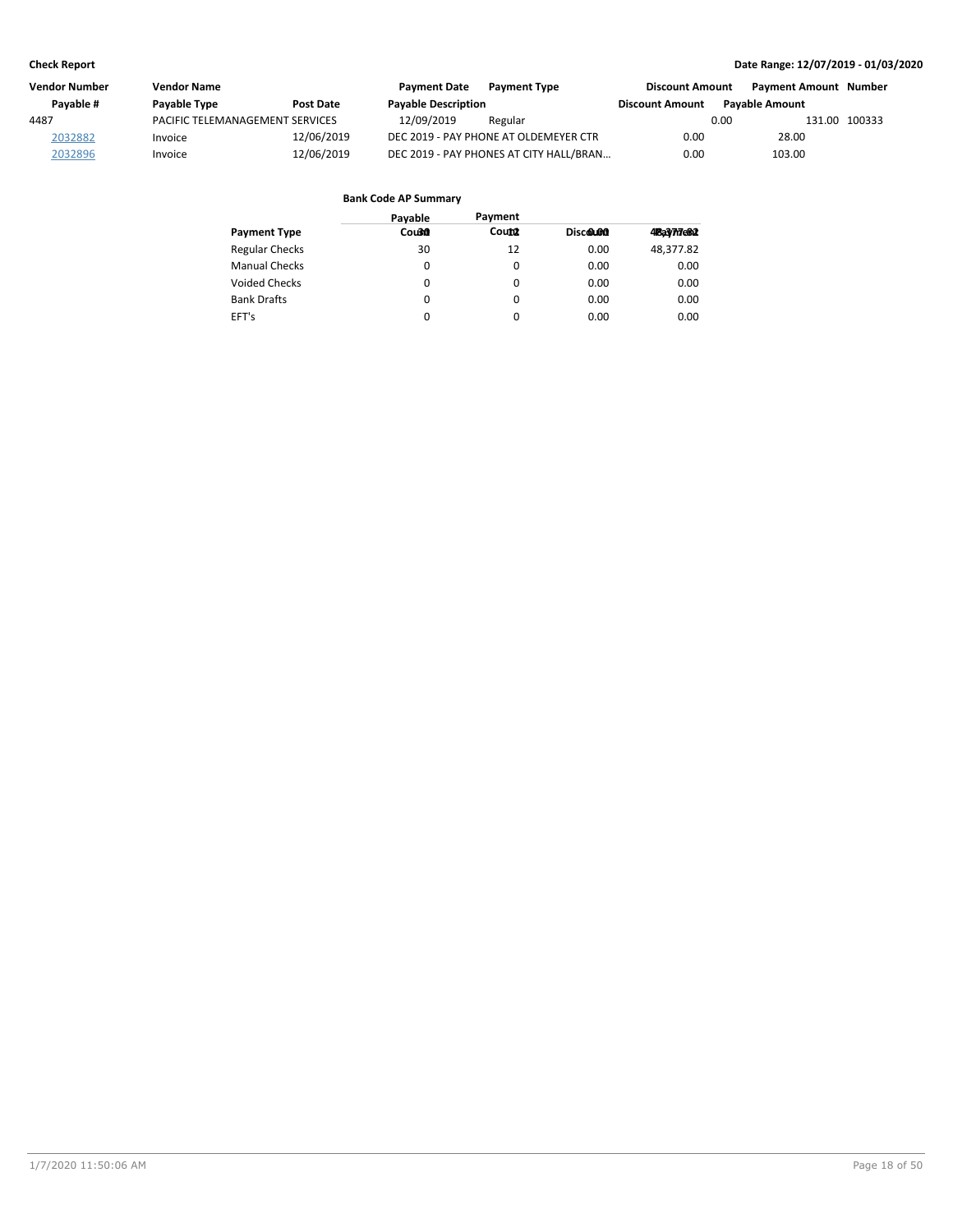| Vendor Number | Vendor Name | | Payment Date | Payment Type | Discount Amount | Payment Amount | Number |
|---|---|---|---|---|---|---|---|
| Payable # | Payable Type | Post Date | Payable Description | | Discount Amount | Payable Amount | |
| 4487 | PACIFIC TELEMANAGEMENT SERVICES | | 12/09/2019 | Regular | 0.00 | 131.00 | 100333 |
| 2032882 | Invoice | 12/06/2019 | DEC 2019 - PAY PHONE AT OLDEMEYER CTR | | 0.00 | 28.00 | |
| 2032896 | Invoice | 12/06/2019 | DEC 2019 - PAY PHONES AT CITY HALL/BRAN… | | 0.00 | 103.00 | |

### Bank Code AP Summary

| Payment Type | Payable Count | Payment Count | Discount | Payment |
|---|---|---|---|---|
| Regular Checks | 30 | 12 | 0.00 | 48,377.82 |
| Manual Checks | 0 | 0 | 0.00 | 0.00 |
| Voided Checks | 0 | 0 | 0.00 | 0.00 |
| Bank Drafts | 0 | 0 | 0.00 | 0.00 |
| EFT's | 0 | 0 | 0.00 | 0.00 |
| | 30 | 12 | 0.00 | 48,377.82 |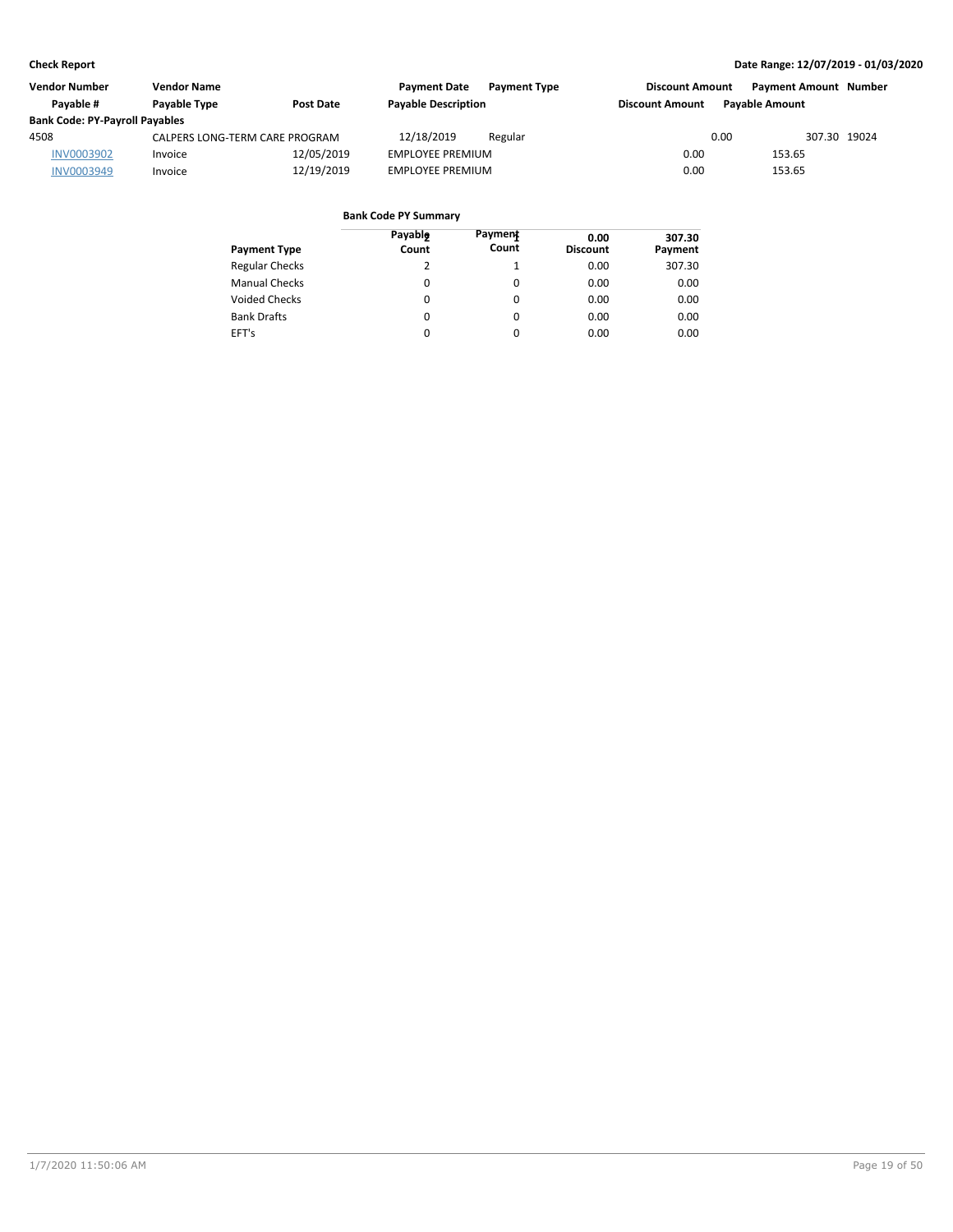**Check Report** | **Date Range: 12/07/2019 - 01/03/2020**

| Vendor Number | Vendor Name | | Payment Date | Payment Type | Discount Amount | Payment Amount | Number |
|---|---|---|---|---|---|---|---|
| Payable # | Payable Type | Post Date | Payable Description | | Discount Amount | Payable Amount | |
| **Bank Code: PY-Payroll Payables** | | | | | | | |
| 4508 | CALPERS LONG-TERM CARE PROGRAM | | 12/18/2019 | Regular | 0.00 | 307.30 | 19024 |
| INV0003902 | Invoice | 12/05/2019 | EMPLOYEE PREMIUM | | 0.00 | 153.65 | |
| INV0003949 | Invoice | 12/19/2019 | EMPLOYEE PREMIUM | | 0.00 | 153.65 | |

**Bank Code PY Summary**

| Payment Type | Payable Count | Payment Count | Discount | Payment |
|---|---|---|---|---|
| Regular Checks | 2 | 1 | 0.00 | 307.30 |
| Manual Checks | 0 | 0 | 0.00 | 0.00 |
| Voided Checks | 0 | 0 | 0.00 | 0.00 |
| Bank Drafts | 0 | 0 | 0.00 | 0.00 |
| EFT's | 0 | 0 | 0.00 | 0.00 |
| | 2 | 1 | 0.00 | 307.30 |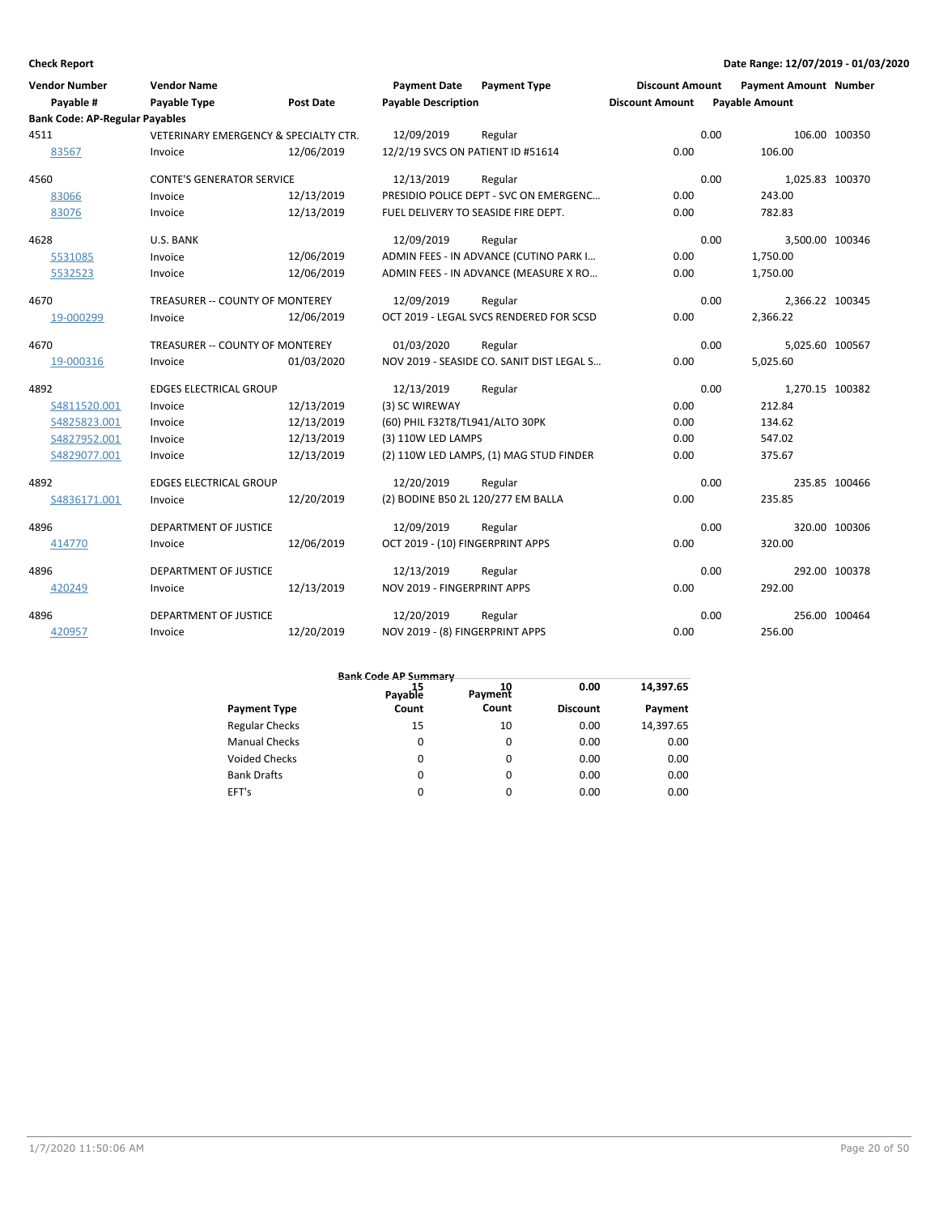**Check Report** **Date Range: 12/07/2019 - 01/03/2020**

| Vendor Number / Payable # | Vendor Name / Payable Type | Post Date | Payment Date / Payable Description | Payment Type | Discount Amount / Discount Amount | Payment Amount / Payable Amount | Number |
|---|---|---|---|---|---|---|---|
| **Bank Code: AP-Regular Payables** | | | | | | | |
| 4511 | VETERINARY EMERGENCY & SPECIALTY CTR. | | 12/09/2019 | Regular | 0.00 | 106.00 | 100350 |
| 83567 | Invoice | 12/06/2019 | 12/2/19 SVCS ON PATIENT ID #51614 | | 0.00 | 106.00 | |
| 4560 | CONTE'S GENERATOR SERVICE | | 12/13/2019 | Regular | 0.00 | 1,025.83 | 100370 |
| 83066 | Invoice | 12/13/2019 | PRESIDIO POLICE DEPT - SVC ON EMERGENC… | | 0.00 | 243.00 | |
| 83076 | Invoice | 12/13/2019 | FUEL DELIVERY TO SEASIDE FIRE DEPT. | | 0.00 | 782.83 | |
| 4628 | U.S. BANK | | 12/09/2019 | Regular | 0.00 | 3,500.00 | 100346 |
| 5531085 | Invoice | 12/06/2019 | ADMIN FEES - IN ADVANCE (CUTINO PARK I… | | 0.00 | 1,750.00 | |
| 5532523 | Invoice | 12/06/2019 | ADMIN FEES - IN ADVANCE (MEASURE X RO… | | 0.00 | 1,750.00 | |
| 4670 | TREASURER -- COUNTY OF MONTEREY | | 12/09/2019 | Regular | 0.00 | 2,366.22 | 100345 |
| 19-000299 | Invoice | 12/06/2019 | OCT 2019 - LEGAL SVCS RENDERED FOR SCSD | | 0.00 | 2,366.22 | |
| 4670 | TREASURER -- COUNTY OF MONTEREY | | 01/03/2020 | Regular | 0.00 | 5,025.60 | 100567 |
| 19-000316 | Invoice | 01/03/2020 | NOV 2019 - SEASIDE CO. SANIT DIST LEGAL S… | | 0.00 | 5,025.60 | |
| 4892 | EDGES ELECTRICAL GROUP | | 12/13/2019 | Regular | 0.00 | 1,270.15 | 100382 |
| S4811520.001 | Invoice | 12/13/2019 | (3) SC WIREWAY | | 0.00 | 212.84 | |
| S4825823.001 | Invoice | 12/13/2019 | (60) PHIL F32T8/TL941/ALTO 30PK | | 0.00 | 134.62 | |
| S4827952.001 | Invoice | 12/13/2019 | (3) 110W LED LAMPS | | 0.00 | 547.02 | |
| S4829077.001 | Invoice | 12/13/2019 | (2) 110W LED LAMPS, (1) MAG STUD FINDER | | 0.00 | 375.67 | |
| 4892 | EDGES ELECTRICAL GROUP | | 12/20/2019 | Regular | 0.00 | 235.85 | 100466 |
| S4836171.001 | Invoice | 12/20/2019 | (2) BODINE B50 2L 120/277 EM BALLA | | 0.00 | 235.85 | |
| 4896 | DEPARTMENT OF JUSTICE | | 12/09/2019 | Regular | 0.00 | 320.00 | 100306 |
| 414770 | Invoice | 12/06/2019 | OCT 2019 - (10) FINGERPRINT APPS | | 0.00 | 320.00 | |
| 4896 | DEPARTMENT OF JUSTICE | | 12/13/2019 | Regular | 0.00 | 292.00 | 100378 |
| 420249 | Invoice | 12/13/2019 | NOV 2019 - FINGERPRINT APPS | | 0.00 | 292.00 | |
| 4896 | DEPARTMENT OF JUSTICE | | 12/20/2019 | Regular | 0.00 | 256.00 | 100464 |
| 420957 | Invoice | 12/20/2019 | NOV 2019 - (8) FINGERPRINT APPS | | 0.00 | 256.00 | |

**Bank Code AP Summary**

| Payment Type | Payable Count | Payment Count | Discount | Payment |
|---|---|---|---|---|
| Regular Checks | 15 | 10 | 0.00 | 14,397.65 |
| Manual Checks | 0 | 0 | 0.00 | 0.00 |
| Voided Checks | 0 | 0 | 0.00 | 0.00 |
| Bank Drafts | 0 | 0 | 0.00 | 0.00 |
| EFT's | 0 | 0 | 0.00 | 0.00 |
| | 15 | 10 | 0.00 | 14,397.65 |

1/7/2020 11:50:06 AM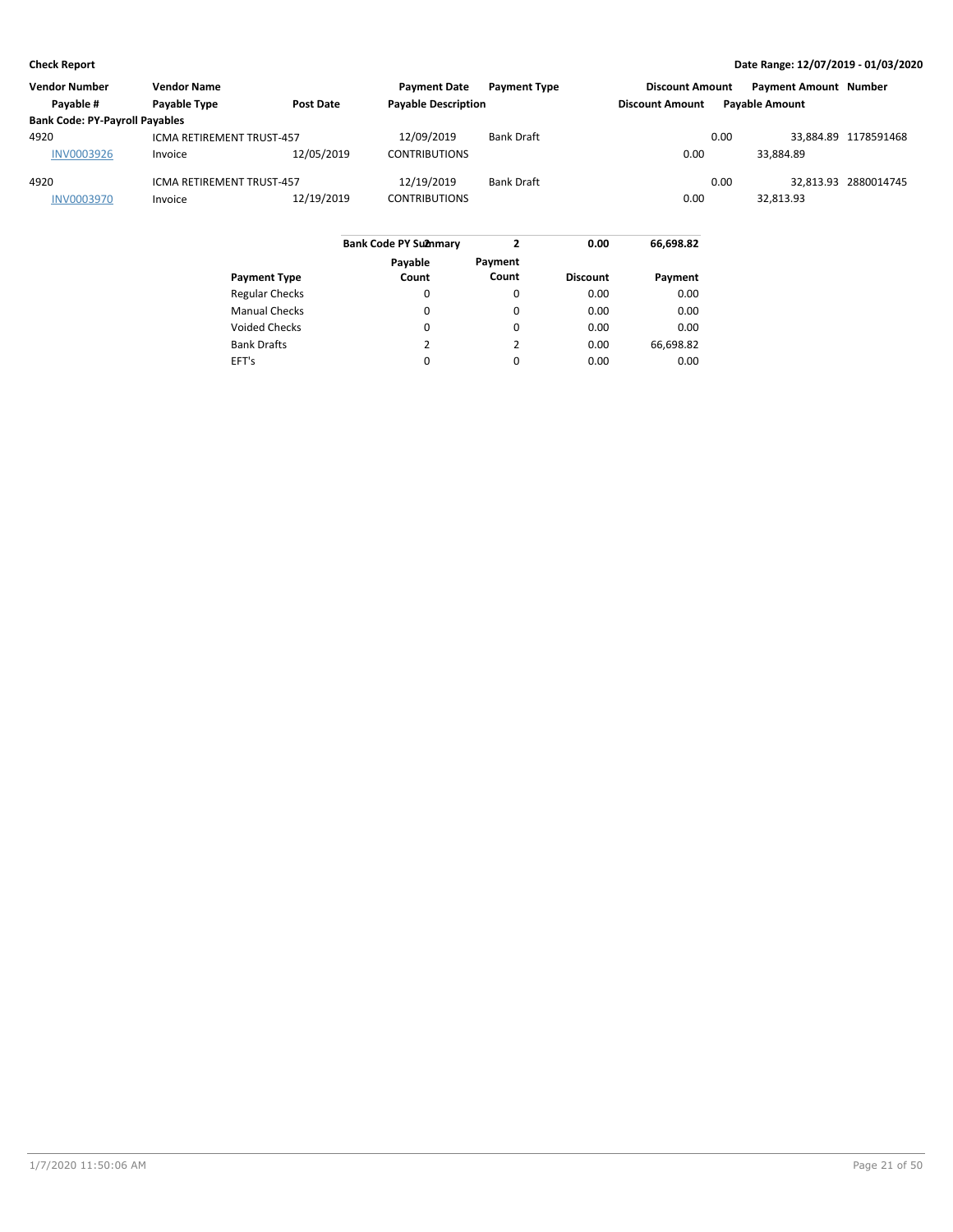**Check Report** — Date Range: 12/07/2019 - 01/03/2020

| Vendor Number | Vendor Name | | Payment Date | Payment Type | Discount Amount | Payment Amount | Number |
|---|---|---|---|---|---|---|---|
| Payable # | Payable Type | Post Date | Payable Description | | Discount Amount | Payable Amount | |
| **Bank Code: PY-Payroll Payables** | | | | | | | |
| 4920 | ICMA RETIREMENT TRUST-457 | | 12/09/2019 | Bank Draft | 0.00 | 33,884.89 | 1178591468 |
| INV0003926 | Invoice | 12/05/2019 | CONTRIBUTIONS | | 0.00 | 33,884.89 | |
| 4920 | ICMA RETIREMENT TRUST-457 | | 12/19/2019 | Bank Draft | 0.00 | 32,813.93 | 2880014745 |
| INV0003970 | Invoice | 12/19/2019 | CONTRIBUTIONS | | 0.00 | 32,813.93 | |

| | Bank Code PY Summary | 2 | 0.00 | 66,698.82 |
|---|---|---|---|---|
| **Payment Type** | **Payable Count** | **Payment Count** | **Discount** | **Payment** |
| Regular Checks | 0 | 0 | 0.00 | 0.00 |
| Manual Checks | 0 | 0 | 0.00 | 0.00 |
| Voided Checks | 0 | 0 | 0.00 | 0.00 |
| Bank Drafts | 2 | 2 | 0.00 | 66,698.82 |
| EFT's | 0 | 0 | 0.00 | 0.00 |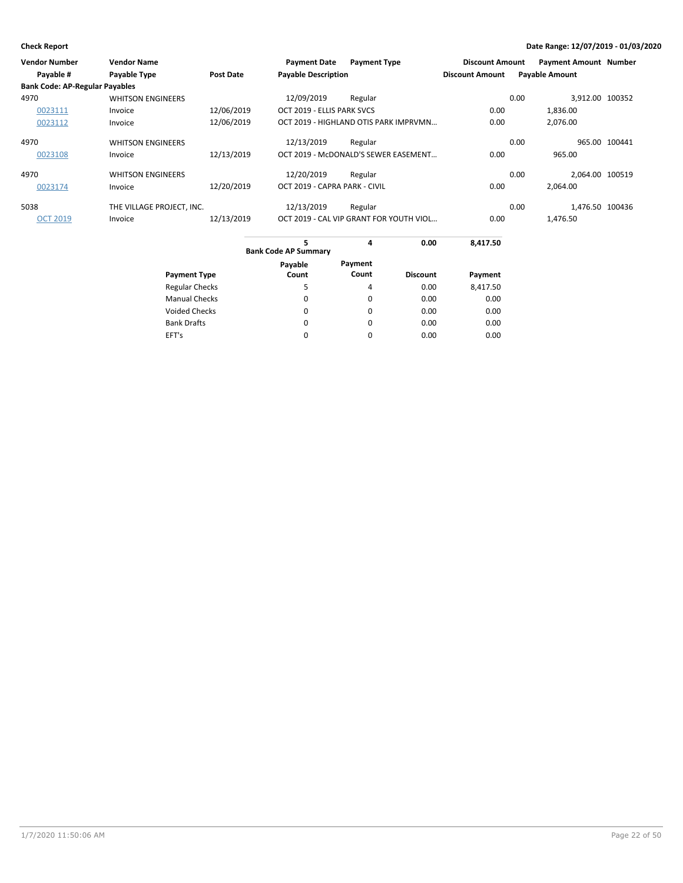**Check Report**

**Date Range: 12/07/2019 - 01/03/2020**

| Vendor Number | Vendor Name | | Payment Date | Payment Type | Discount Amount | Payment Amount | Number |
|---|---|---|---|---|---|---|---|
| Payable # | Payable Type | Post Date | Payable Description | | Discount Amount | Payable Amount | |
| **Bank Code: AP-Regular Payables** | | | | | | | |
| 4970 | WHITSON ENGINEERS | | 12/09/2019 | Regular | 0.00 | 3,912.00 | 100352 |
| 0023111 | Invoice | 12/06/2019 | OCT 2019 - ELLIS PARK SVCS | | 0.00 | 1,836.00 | |
| 0023112 | Invoice | 12/06/2019 | OCT 2019 - HIGHLAND OTIS PARK IMPRVMN... | | 0.00 | 2,076.00 | |
| 4970 | WHITSON ENGINEERS | | 12/13/2019 | Regular | 0.00 | 965.00 | 100441 |
| 0023108 | Invoice | 12/13/2019 | OCT 2019 - McDONALD'S SEWER EASEMENT... | | 0.00 | 965.00 | |
| 4970 | WHITSON ENGINEERS | | 12/20/2019 | Regular | 0.00 | 2,064.00 | 100519 |
| 0023174 | Invoice | 12/20/2019 | OCT 2019 - CAPRA PARK - CIVIL | | 0.00 | 2,064.00 | |
| 5038 | THE VILLAGE PROJECT, INC. | | 12/13/2019 | Regular | 0.00 | 1,476.50 | 100436 |
| OCT 2019 | Invoice | 12/13/2019 | OCT 2019 - CAL VIP GRANT FOR YOUTH VIOL... | | 0.00 | 1,476.50 | |

| | 5 | 4 | 0.00 | 8,417.50 |
|---|---|---|---|---|
| | **Bank Code AP Summary** | | | |
| **Payment Type** | **Payable Count** | **Payment Count** | **Discount** | **Payment** |
| Regular Checks | 5 | 4 | 0.00 | 8,417.50 |
| Manual Checks | 0 | 0 | 0.00 | 0.00 |
| Voided Checks | 0 | 0 | 0.00 | 0.00 |
| Bank Drafts | 0 | 0 | 0.00 | 0.00 |
| EFT's | 0 | 0 | 0.00 | 0.00 |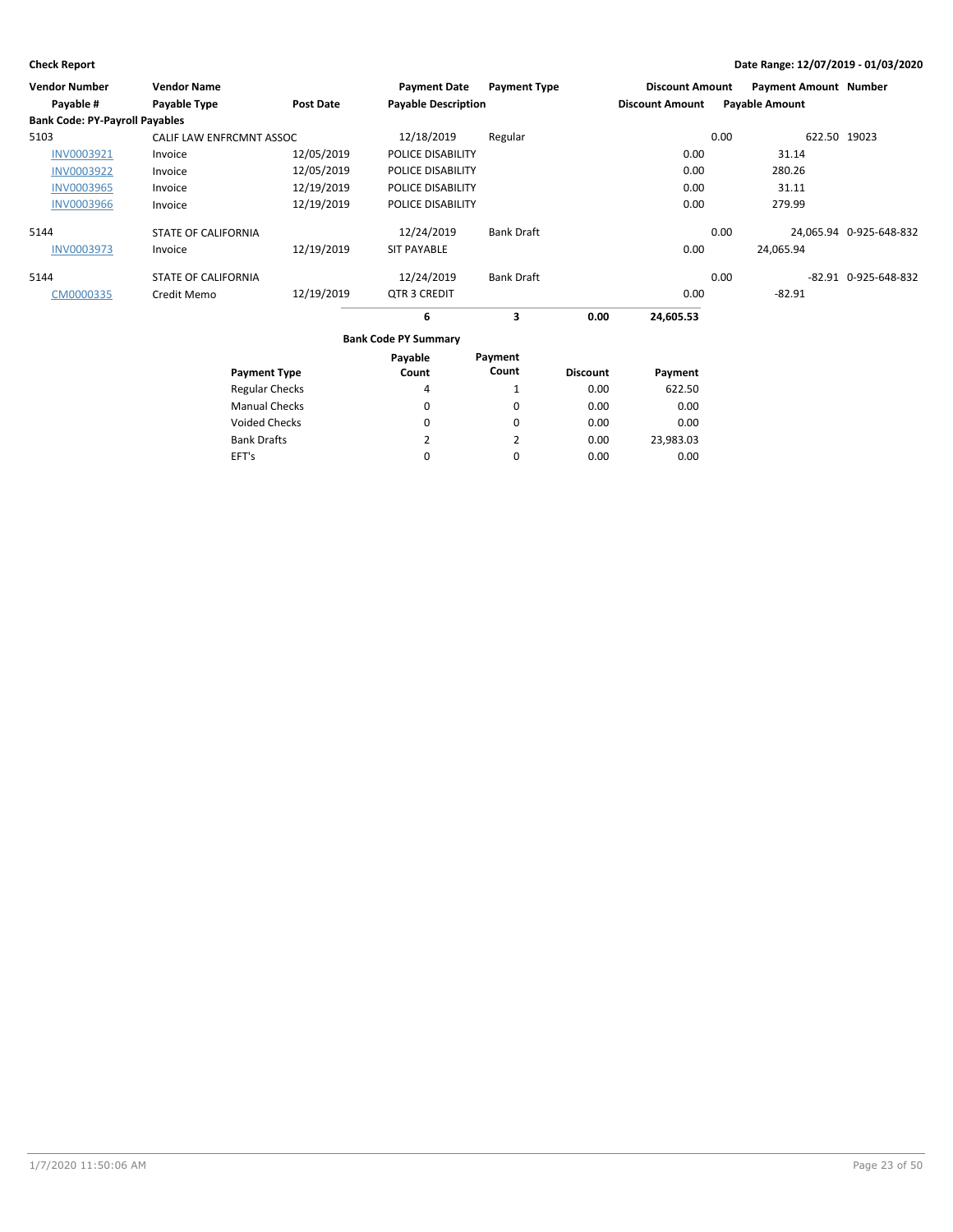**Check Report**

**Date Range: 12/07/2019 - 01/03/2020**

| Vendor Number | Vendor Name | | Payment Date | Payment Type | Discount Amount | Payment Amount | Number |
|---|---|---|---|---|---|---|---|
| Payable # | Payable Type | Post Date | Payable Description | | Discount Amount | Payable Amount | |
| **Bank Code: PY-Payroll Payables** | | | | | | | |
| 5103 | CALIF LAW ENFRCMNT ASSOC | | 12/18/2019 | Regular | 0.00 | 622.50 | 19023 |
| INV0003921 | Invoice | 12/05/2019 | POLICE DISABILITY | | 0.00 | 31.14 | |
| INV0003922 | Invoice | 12/05/2019 | POLICE DISABILITY | | 0.00 | 280.26 | |
| INV0003965 | Invoice | 12/19/2019 | POLICE DISABILITY | | 0.00 | 31.11 | |
| INV0003966 | Invoice | 12/19/2019 | POLICE DISABILITY | | 0.00 | 279.99 | |
| 5144 | STATE OF CALIFORNIA | | 12/24/2019 | Bank Draft | 0.00 | 24,065.94 | 0-925-648-832 |
| INV0003973 | Invoice | 12/19/2019 | SIT PAYABLE | | 0.00 | 24,065.94 | |
| 5144 | STATE OF CALIFORNIA | | 12/24/2019 | Bank Draft | 0.00 | -82.91 | 0-925-648-832 |
| CM0000335 | Credit Memo | 12/19/2019 | QTR 3 CREDIT | | 0.00 | -82.91 | |

| | Payable Count | Payment Count | Discount | Payment |
|---|---|---|---|---|
| | **6** | **3** | **0.00** | **24,605.53** |

**Bank Code PY Summary**

| Payment Type | Payable Count | Payment Count | Discount | Payment |
|---|---|---|---|---|
| Regular Checks | 4 | 1 | 0.00 | 622.50 |
| Manual Checks | 0 | 0 | 0.00 | 0.00 |
| Voided Checks | 0 | 0 | 0.00 | 0.00 |
| Bank Drafts | 2 | 2 | 0.00 | 23,983.03 |
| EFT's | 0 | 0 | 0.00 | 0.00 |

1/7/2020 11:50:06 AM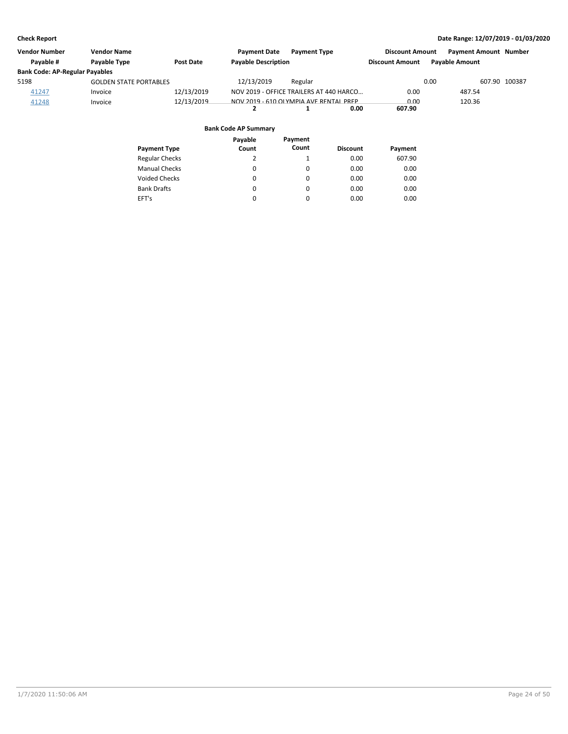**Check Report**

**Date Range: 12/07/2019 - 01/03/2020**

| Vendor Number | Vendor Name | | Payment Date | Payment Type | | Discount Amount | Payment Amount | Number |
|---|---|---|---|---|---|---|---|---|
| Payable # | Payable Type | Post Date | Payable Description | | | Discount Amount | Payable Amount | |
| **Bank Code: AP-Regular Payables** | | | | | | | | |
| 5198 | GOLDEN STATE PORTABLES | | 12/13/2019 | Regular | | 0.00 | 607.90 | 100387 |
| 41247 | Invoice | 12/13/2019 | NOV 2019 - OFFICE TRAILERS AT 440 HARCO... | | | 0.00 | 487.54 | |
| 41248 | Invoice | 12/13/2019 | NOV 2019 - 610 OLYMPIA AVE RENTAL PREP | | | 0.00 | 120.36 | |
| | | | **2** | **1** | **0.00** | **607.90** | | |

**Bank Code AP Summary**

| Payment Type | Payable Count | Payment Count | Discount | Payment |
|---|---|---|---|---|
| Regular Checks | 2 | 1 | 0.00 | 607.90 |
| Manual Checks | 0 | 0 | 0.00 | 0.00 |
| Voided Checks | 0 | 0 | 0.00 | 0.00 |
| Bank Drafts | 0 | 0 | 0.00 | 0.00 |
| EFT's | 0 | 0 | 0.00 | 0.00 |

1/7/2020 11:50:06 AM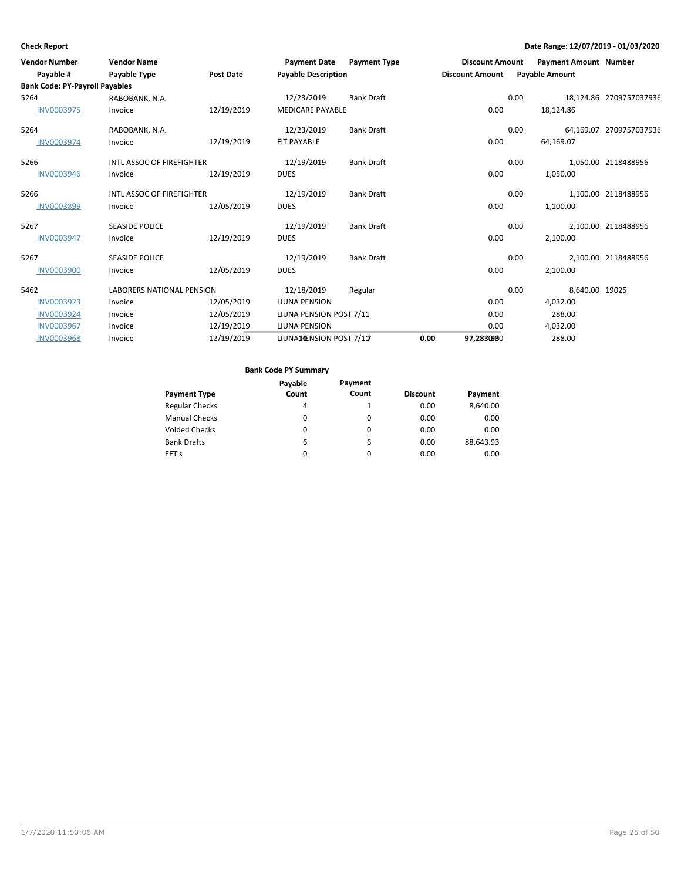**Check Report**

**Date Range: 12/07/2019 - 01/03/2020**

| Vendor Number | Vendor Name | | Payment Date | Payment Type | Discount Amount | Payment Amount | Number |
|---|---|---|---|---|---|---|---|
| Payable # | Payable Type | Post Date | Payable Description | | Discount Amount | Payable Amount | |
| **Bank Code: PY-Payroll Payables** | | | | | | | |
| 5264 | RABOBANK, N.A. | | 12/23/2019 | Bank Draft | 0.00 | 18,124.86 | 2709757037936 |
| INV0003975 | Invoice | 12/19/2019 | MEDICARE PAYABLE | | 0.00 | 18,124.86 | |
| 5264 | RABOBANK, N.A. | | 12/23/2019 | Bank Draft | 0.00 | 64,169.07 | 2709757037936 |
| INV0003974 | Invoice | 12/19/2019 | FIT PAYABLE | | 0.00 | 64,169.07 | |
| 5266 | INTL ASSOC OF FIREFIGHTER | | 12/19/2019 | Bank Draft | 0.00 | 1,050.00 | 2118488956 |
| INV0003946 | Invoice | 12/19/2019 | DUES | | 0.00 | 1,050.00 | |
| 5266 | INTL ASSOC OF FIREFIGHTER | | 12/19/2019 | Bank Draft | 0.00 | 1,100.00 | 2118488956 |
| INV0003899 | Invoice | 12/05/2019 | DUES | | 0.00 | 1,100.00 | |
| 5267 | SEASIDE POLICE | | 12/19/2019 | Bank Draft | 0.00 | 2,100.00 | 2118488956 |
| INV0003947 | Invoice | 12/19/2019 | DUES | | 0.00 | 2,100.00 | |
| 5267 | SEASIDE POLICE | | 12/19/2019 | Bank Draft | 0.00 | 2,100.00 | 2118488956 |
| INV0003900 | Invoice | 12/05/2019 | DUES | | 0.00 | 2,100.00 | |
| 5462 | LABORERS NATIONAL PENSION | | 12/18/2019 | Regular | 0.00 | 8,640.00 | 19025 |
| INV0003923 | Invoice | 12/05/2019 | LIUNA PENSION | | 0.00 | 4,032.00 | |
| INV0003924 | Invoice | 12/05/2019 | LIUNA PENSION POST 7/11 | | 0.00 | 288.00 | |
| INV0003967 | Invoice | 12/19/2019 | LIUNA PENSION | | 0.00 | 4,032.00 | |
| INV0003968 | Invoice | 12/19/2019 | LIUNA PENSION POST 7/17 | | 0.00 | 288.00 | |

**Bank Code PY Summary**

| Payment Type | Payable Count | Payment Count | Discount | Payment |
|---|---|---|---|---|
| Regular Checks | 4 | 1 | 0.00 | 8,640.00 |
| Manual Checks | 0 | 0 | 0.00 | 0.00 |
| Voided Checks | 0 | 0 | 0.00 | 0.00 |
| Bank Drafts | 6 | 6 | 0.00 | 88,643.93 |
| EFT's | 0 | 0 | 0.00 | 0.00 |
| | 10 | 7 | 0.00 | 97,283.93 |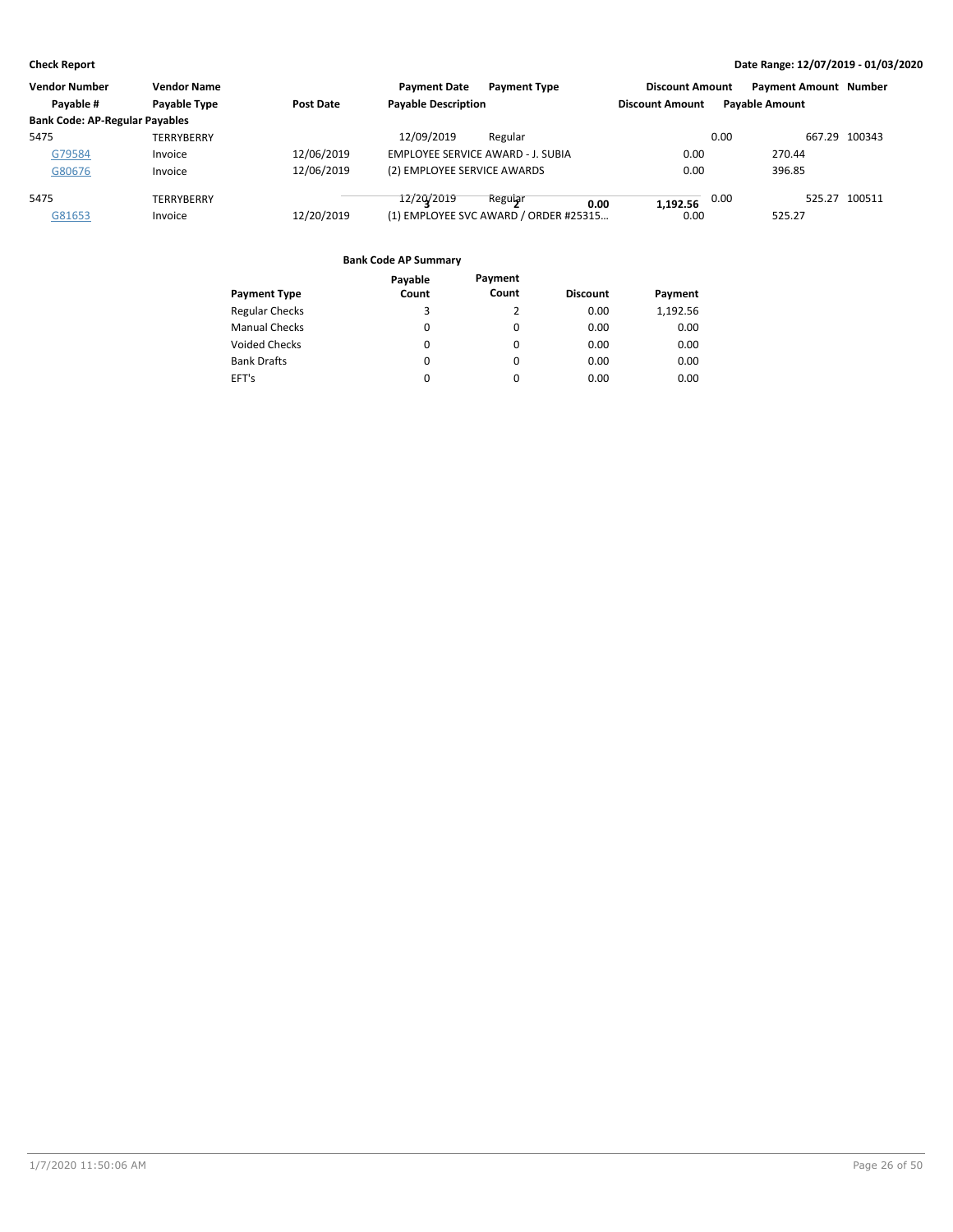**Check Report**

**Date Range: 12/07/2019 - 01/03/2020**

| Vendor Number | Vendor Name | | Payment Date | Payment Type | Discount Amount | Payment Amount | Number |
|---|---|---|---|---|---|---|---|
| Payable # | Payable Type | Post Date | Payable Description | | Discount Amount | Payable Amount | |
| **Bank Code: AP-Regular Payables** | | | | | | | |
| 5475 | TERRYBERRY | | 12/09/2019 | Regular | 0.00 | 667.29 | 100343 |
| G79584 | Invoice | 12/06/2019 | EMPLOYEE SERVICE AWARD - J. SUBIA | | 0.00 | 270.44 | |
| G80676 | Invoice | 12/06/2019 | (2) EMPLOYEE SERVICE AWARDS | | 0.00 | 396.85 | |
| 5475 | TERRYBERRY | | 12/20/2019 | Regular | 0.00 | 525.27 | 100511 |
| G81653 | Invoice | 12/20/2019 | (1) EMPLOYEE SVC AWARD / ORDER #25315... | | 0.00 | 525.27 | |
| | | | 3 | 2 | 0.00 | 1,192.56 | |

**Bank Code AP Summary**

| Payment Type | Payable Count | Payment Count | Discount | Payment |
|---|---|---|---|---|
| Regular Checks | 3 | 2 | 0.00 | 1,192.56 |
| Manual Checks | 0 | 0 | 0.00 | 0.00 |
| Voided Checks | 0 | 0 | 0.00 | 0.00 |
| Bank Drafts | 0 | 0 | 0.00 | 0.00 |
| EFT's | 0 | 0 | 0.00 | 0.00 |

1/7/2020 11:50:06 AM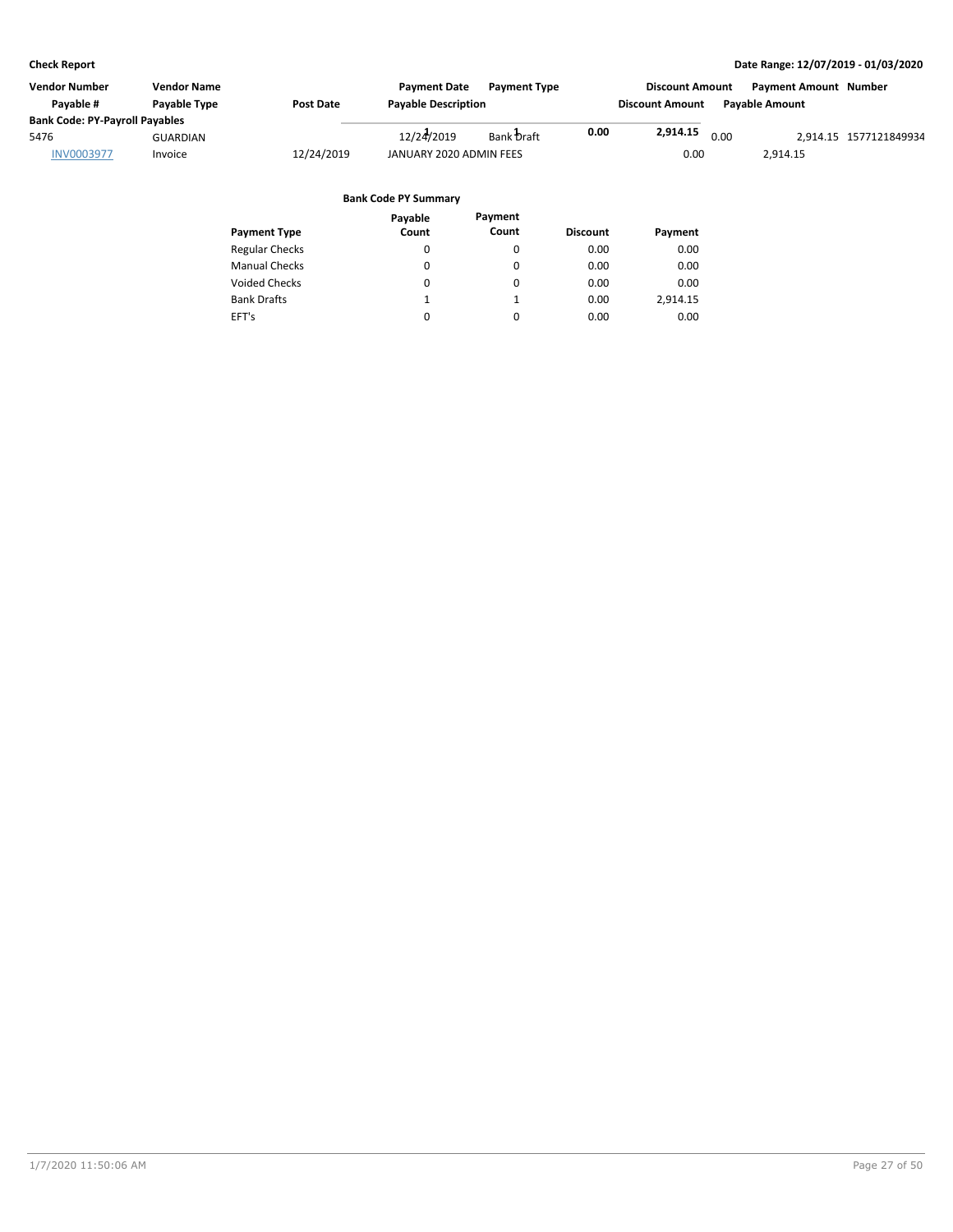**Check Report** | **Date Range: 12/07/2019 - 01/03/2020**

| Vendor Number | Vendor Name | | Payment Date | Payment Type | Discount Amount | Payment Amount | Number |
|---|---|---|---|---|---|---|---|
| Payable # | Payable Type | Post Date | Payable Description | | Discount Amount | Payable Amount | |
| **Bank Code: PY-Payroll Payables** | | | | | | | |
| 5476 | GUARDIAN | | 12/24/2019 | Bank Draft | 0.00 | 2,914.15 | 1577121849934 |
| INV0003977 | Invoice | 12/24/2019 | JANUARY 2020 ADMIN FEES | | 0.00 | 2,914.15 | |

| | Payable Count | Payment Count | Discount | Payment |
|---|---|---|---|---|
| | **1** | **1** | **0.00** | **2,914.15** |

**Bank Code PY Summary**

| Payment Type | Payable Count | Payment Count | Discount | Payment |
|---|---|---|---|---|
| Regular Checks | 0 | 0 | 0.00 | 0.00 |
| Manual Checks | 0 | 0 | 0.00 | 0.00 |
| Voided Checks | 0 | 0 | 0.00 | 0.00 |
| Bank Drafts | 1 | 1 | 0.00 | 2,914.15 |
| EFT's | 0 | 0 | 0.00 | 0.00 |

1/7/2020 11:50:06 AM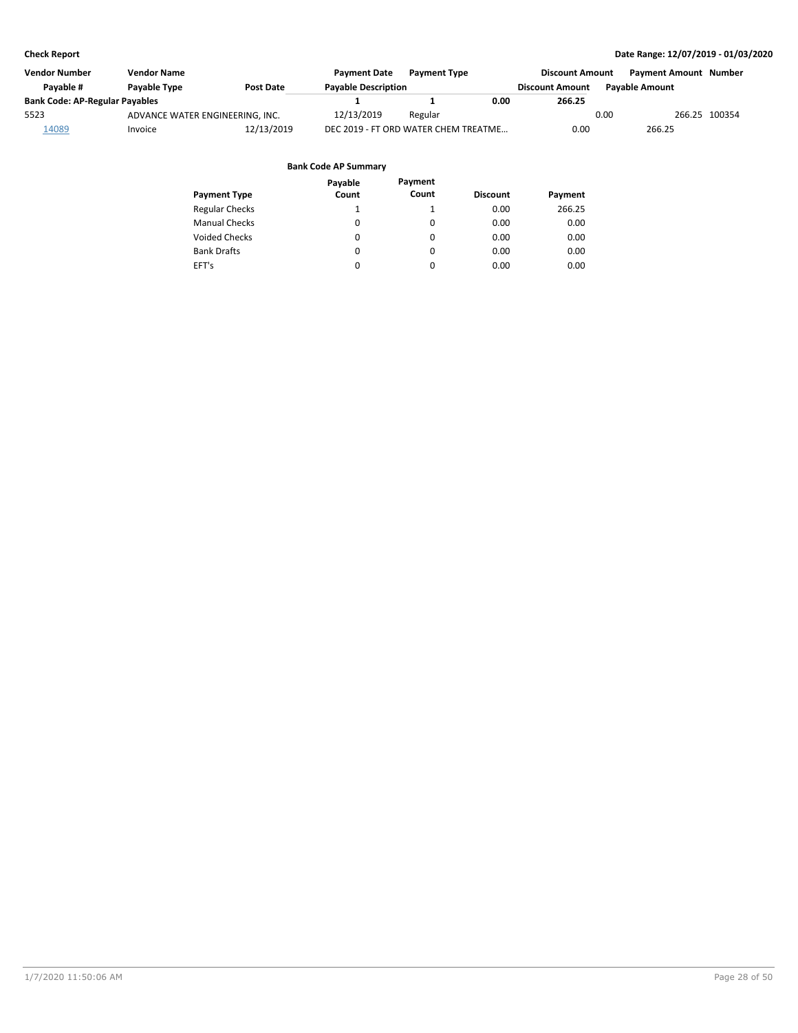**Check Report** — **Date Range: 12/07/2019 - 01/03/2020**

| Vendor Number | Vendor Name | | Payment Date | Payment Type | | Discount Amount | Payment Amount | Number |
|---|---|---|---|---|---|---|---|---|
| Payable # | Payable Type | Post Date | Payable Description | | | Discount Amount | Payable Amount | |
| **Bank Code: AP-Regular Payables** | | | **1** | **1** | **0.00** | **266.25** | | |
| 5523 | ADVANCE WATER ENGINEERING, INC. | | 12/13/2019 | Regular | | 0.00 | 266.25 | 100354 |
| 14089 | Invoice | 12/13/2019 | DEC 2019 - FT ORD WATER CHEM TREATME… | | | 0.00 | 266.25 | |

**Bank Code AP Summary**

| Payment Type | Payable Count | Payment Count | Discount | Payment |
|---|---|---|---|---|
| Regular Checks | 1 | 1 | 0.00 | 266.25 |
| Manual Checks | 0 | 0 | 0.00 | 0.00 |
| Voided Checks | 0 | 0 | 0.00 | 0.00 |
| Bank Drafts | 0 | 0 | 0.00 | 0.00 |
| EFT's | 0 | 0 | 0.00 | 0.00 |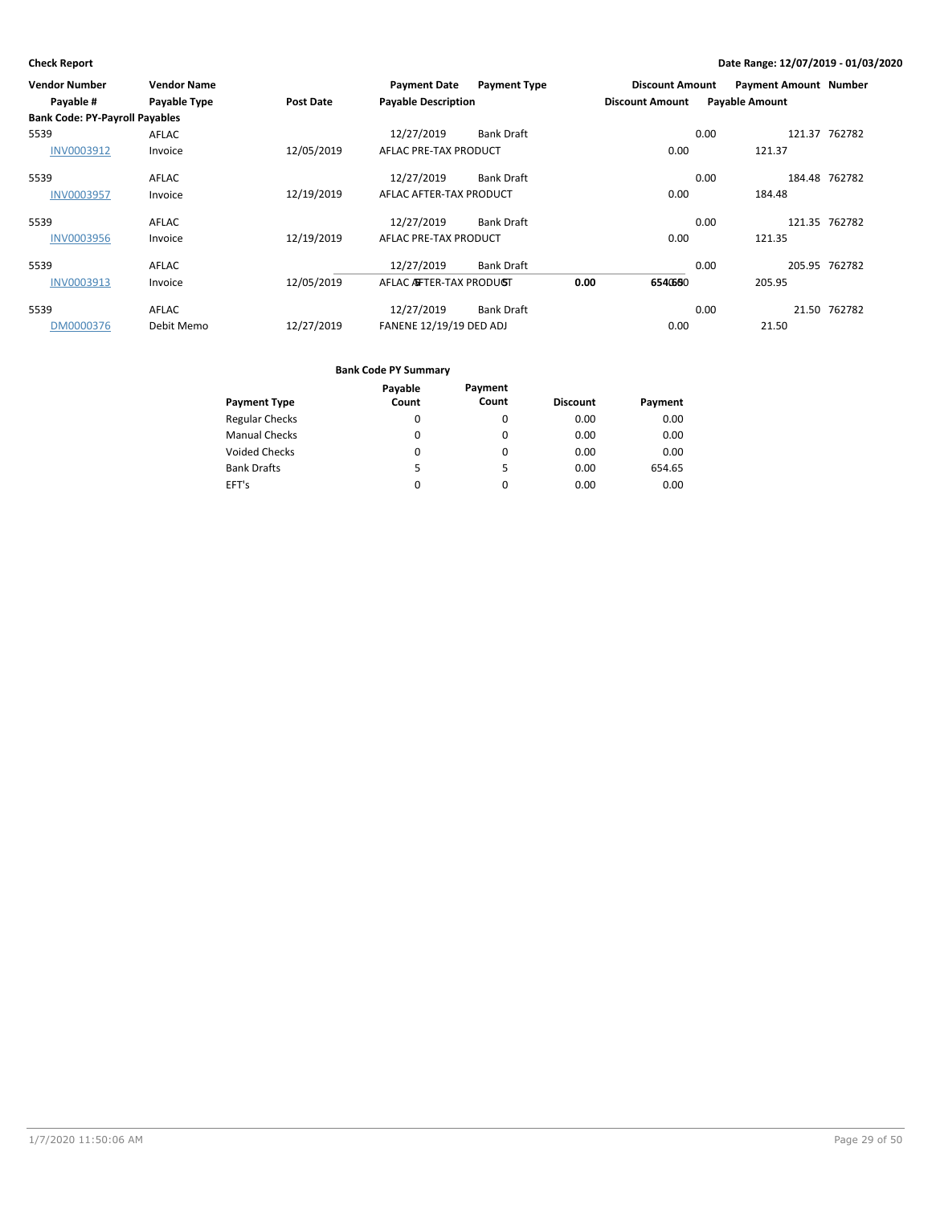| Vendor Number | Vendor Name | | Payment Date | Payment Type | Discount Amount | Payment Amount | Number |
|---|---|---|---|---|---|---|---|
| **Payable #** | **Payable Type** | **Post Date** | **Payable Description** | | **Discount Amount** | **Payable Amount** | |
| **Bank Code: PY-Payroll Payables** | | | | | | | |
| 5539 | AFLAC | | 12/27/2019 | Bank Draft | 0.00 | 121.37 | 762782 |
| INV0003912 | Invoice | 12/05/2019 | AFLAC PRE-TAX PRODUCT | | 0.00 | 121.37 | |
| 5539 | AFLAC | | 12/27/2019 | Bank Draft | 0.00 | 184.48 | 762782 |
| INV0003957 | Invoice | 12/19/2019 | AFLAC AFTER-TAX PRODUCT | | 0.00 | 184.48 | |
| 5539 | AFLAC | | 12/27/2019 | Bank Draft | 0.00 | 121.35 | 762782 |
| INV0003956 | Invoice | 12/19/2019 | AFLAC PRE-TAX PRODUCT | | 0.00 | 121.35 | |
| 5539 | AFLAC | | 12/27/2019 | Bank Draft | 0.00 | 205.95 | 762782 |
| INV0003913 | Invoice | 12/05/2019 | AFLAC AFTER-TAX PRODUCT | | 0.00 | 205.95 | |
| | | | | | **0.00** | **654.65** | |
| 5539 | AFLAC | | 12/27/2019 | Bank Draft | 0.00 | 21.50 | 762782 |
| DM0000376 | Debit Memo | 12/27/2019 | FANENE 12/19/19 DED ADJ | | 0.00 | 21.50 | |

**Bank Code PY Summary**

| Payment Type | Payable Count | Payment Count | Discount | Payment |
|---|---|---|---|---|
| Regular Checks | 0 | 0 | 0.00 | 0.00 |
| Manual Checks | 0 | 0 | 0.00 | 0.00 |
| Voided Checks | 0 | 0 | 0.00 | 0.00 |
| Bank Drafts | 5 | 5 | 0.00 | 654.65 |
| EFT's | 0 | 0 | 0.00 | 0.00 |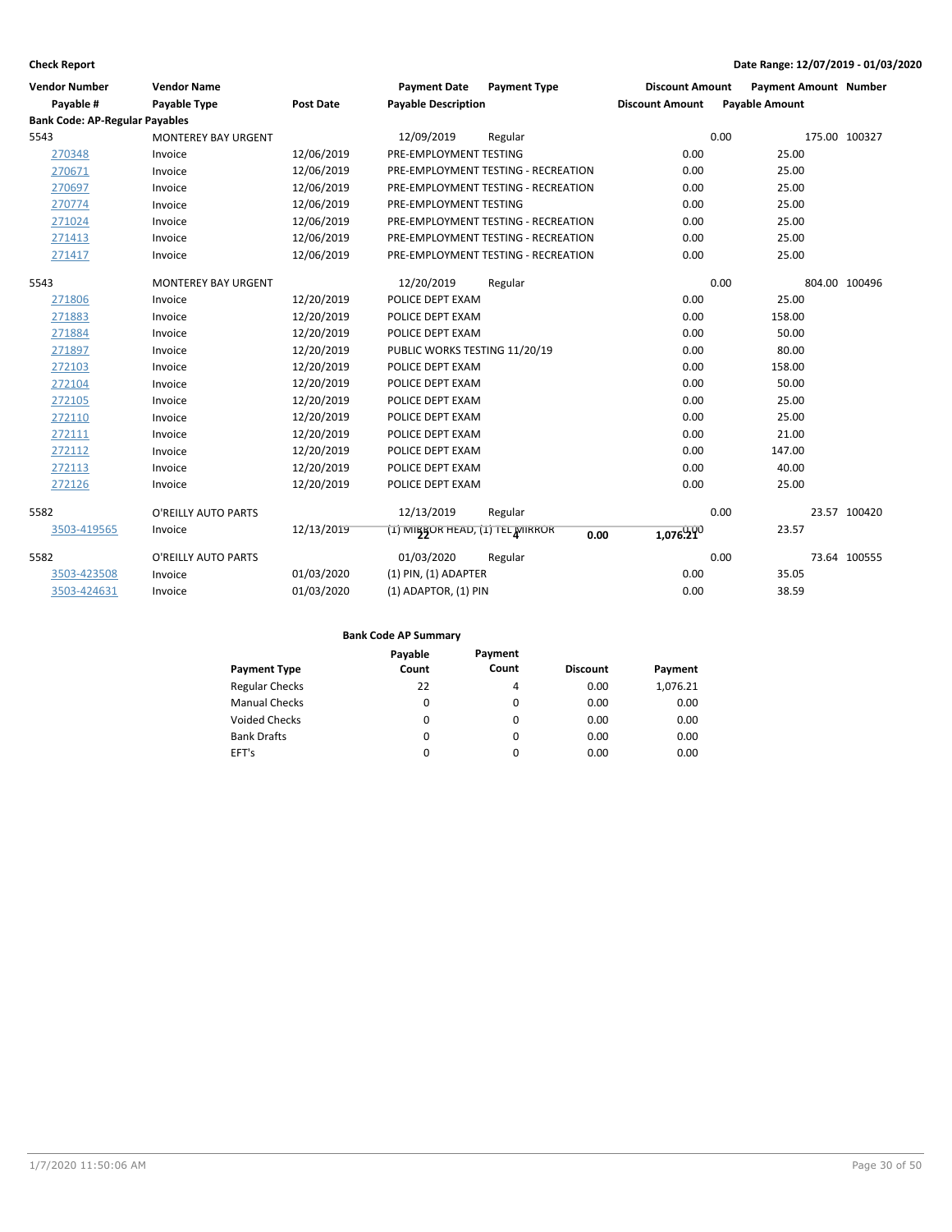**Check Report** | **Date Range: 12/07/2019 - 01/03/2020**

| Vendor Number / Payable # | Vendor Name / Payable Type | Post Date | Payment Date / Payable Description | Payment Type | Discount Amount | Payment Amount / Payable Amount | Number |
|---|---|---|---|---|---|---|---|
| **Bank Code: AP-Regular Payables** | | | | | | | |
| 5543 | MONTEREY BAY URGENT | | 12/09/2019 | Regular | 0.00 | 175.00 | 100327 |
| 270348 | Invoice | 12/06/2019 | PRE-EMPLOYMENT TESTING | | 0.00 | 25.00 | |
| 270671 | Invoice | 12/06/2019 | PRE-EMPLOYMENT TESTING - RECREATION | | 0.00 | 25.00 | |
| 270697 | Invoice | 12/06/2019 | PRE-EMPLOYMENT TESTING - RECREATION | | 0.00 | 25.00 | |
| 270774 | Invoice | 12/06/2019 | PRE-EMPLOYMENT TESTING | | 0.00 | 25.00 | |
| 271024 | Invoice | 12/06/2019 | PRE-EMPLOYMENT TESTING - RECREATION | | 0.00 | 25.00 | |
| 271413 | Invoice | 12/06/2019 | PRE-EMPLOYMENT TESTING - RECREATION | | 0.00 | 25.00 | |
| 271417 | Invoice | 12/06/2019 | PRE-EMPLOYMENT TESTING - RECREATION | | 0.00 | 25.00 | |
| 5543 | MONTEREY BAY URGENT | | 12/20/2019 | Regular | 0.00 | 804.00 | 100496 |
| 271806 | Invoice | 12/20/2019 | POLICE DEPT EXAM | | 0.00 | 25.00 | |
| 271883 | Invoice | 12/20/2019 | POLICE DEPT EXAM | | 0.00 | 158.00 | |
| 271884 | Invoice | 12/20/2019 | POLICE DEPT EXAM | | 0.00 | 50.00 | |
| 271897 | Invoice | 12/20/2019 | PUBLIC WORKS TESTING 11/20/19 | | 0.00 | 80.00 | |
| 272103 | Invoice | 12/20/2019 | POLICE DEPT EXAM | | 0.00 | 158.00 | |
| 272104 | Invoice | 12/20/2019 | POLICE DEPT EXAM | | 0.00 | 50.00 | |
| 272105 | Invoice | 12/20/2019 | POLICE DEPT EXAM | | 0.00 | 25.00 | |
| 272110 | Invoice | 12/20/2019 | POLICE DEPT EXAM | | 0.00 | 25.00 | |
| 272111 | Invoice | 12/20/2019 | POLICE DEPT EXAM | | 0.00 | 21.00 | |
| 272112 | Invoice | 12/20/2019 | POLICE DEPT EXAM | | 0.00 | 147.00 | |
| 272113 | Invoice | 12/20/2019 | POLICE DEPT EXAM | | 0.00 | 40.00 | |
| 272126 | Invoice | 12/20/2019 | POLICE DEPT EXAM | | 0.00 | 25.00 | |
| 5582 | O'REILLY AUTO PARTS | | 12/13/2019 | Regular | 0.00 | 23.57 | 100420 |
| 3503-419565 | Invoice | 12/13/2019 | (1) MIRROR HEAD, (1) TEL MIRROR | | 0.00 | 23.57 | |
| 5582 | O'REILLY AUTO PARTS | | 01/03/2020 | Regular | 0.00 | 73.64 | 100555 |
| 3503-423508 | Invoice | 01/03/2020 | (1) PIN, (1) ADAPTER | | 0.00 | 35.05 | |
| 3503-424631 | Invoice | 01/03/2020 | (1) ADAPTOR, (1) PIN | | 0.00 | 38.59 | |

**Bank Code AP Summary**

| Payment Type | Payable Count | Payment Count | Discount | Payment |
|---|---|---|---|---|
| Regular Checks | 22 | 4 | 0.00 | 1,076.21 |
| Manual Checks | 0 | 0 | 0.00 | 0.00 |
| Voided Checks | 0 | 0 | 0.00 | 0.00 |
| Bank Drafts | 0 | 0 | 0.00 | 0.00 |
| EFT's | 0 | 0 | 0.00 | 0.00 |
| | **22** | **4** | **0.00** | **1,076.21** |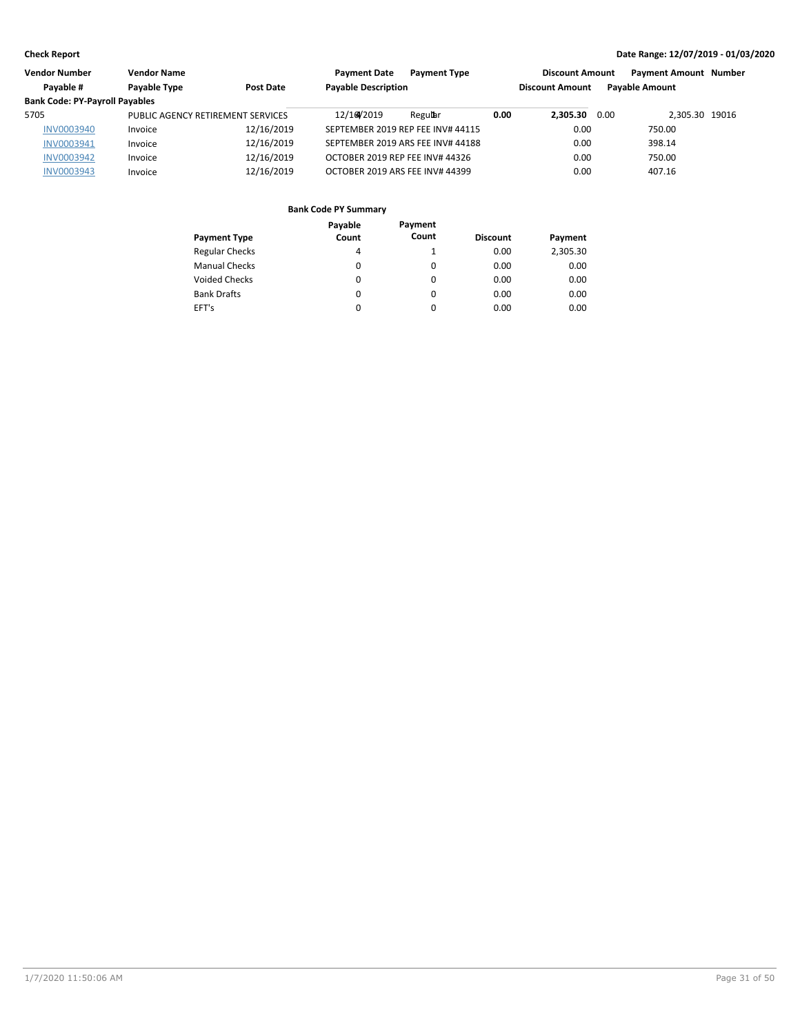**Check Report**

**Date Range: 12/07/2019 - 01/03/2020**

| Vendor Number | Vendor Name | | Payment Date | Payment Type | Discount Amount | Payment Amount | Number |
|---|---|---|---|---|---|---|---|
| Payable # | Payable Type | Post Date | Payable Description | | Discount Amount | Payable Amount | |
| **Bank Code: PY-Payroll Payables** | | | | | | | |
| 5705 | PUBLIC AGENCY RETIREMENT SERVICES | | 12/16/2019 | Regular | 0.00 | 2,305.30 | 19016 |
| INV0003940 | Invoice | 12/16/2019 | SEPTEMBER 2019 REP FEE INV# 44115 | | 0.00 | 750.00 | |
| INV0003941 | Invoice | 12/16/2019 | SEPTEMBER 2019 ARS FEE INV# 44188 | | 0.00 | 398.14 | |
| INV0003942 | Invoice | 12/16/2019 | OCTOBER 2019 REP FEE INV# 44326 | | 0.00 | 750.00 | |
| INV0003943 | Invoice | 12/16/2019 | OCTOBER 2019 ARS FEE INV# 44399 | | 0.00 | 407.16 | |

**Bank Code PY Summary**

| Payment Type | Payable Count | Payment Count | Discount | Payment |
|---|---|---|---|---|
| Regular Checks | 4 | 1 | 0.00 | 2,305.30 |
| Manual Checks | 0 | 0 | 0.00 | 0.00 |
| Voided Checks | 0 | 0 | 0.00 | 0.00 |
| Bank Drafts | 0 | 0 | 0.00 | 0.00 |
| EFT's | 0 | 0 | 0.00 | 0.00 |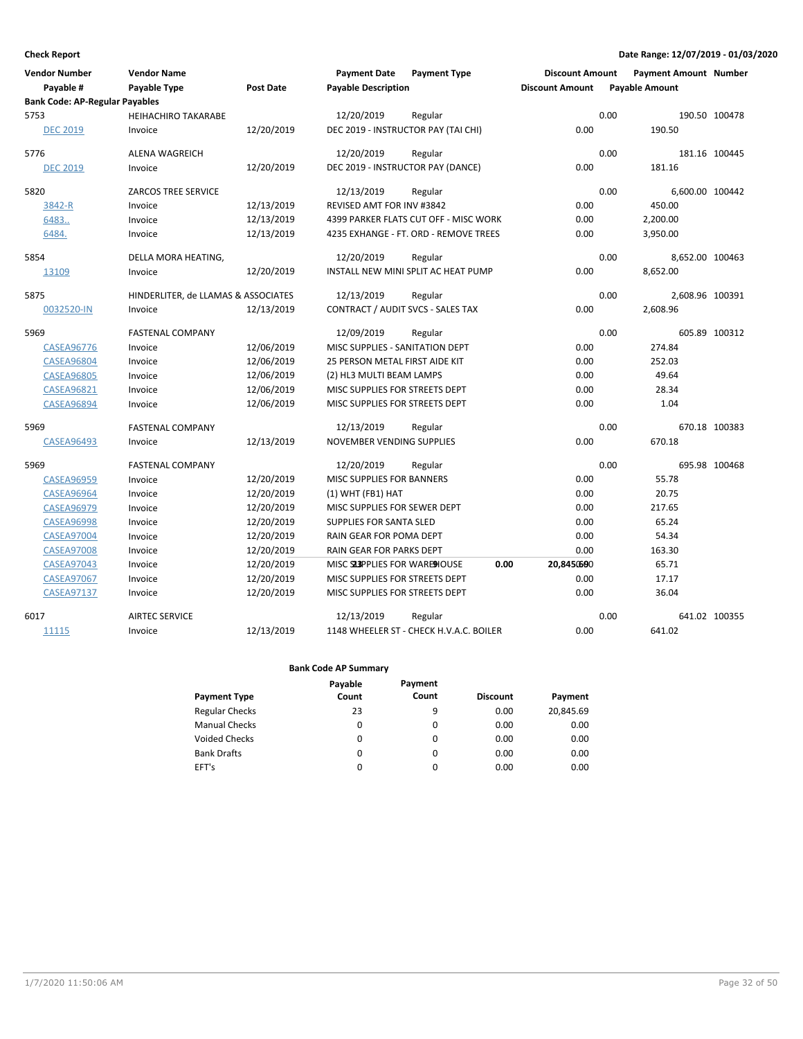**Check Report** — Date Range: 12/07/2019 - 01/03/2020

| Vendor Number / Payable # | Vendor Name / Payable Type | Post Date | Payment Date / Payable Description | Payment Type | Discount Amount / Discount Amount | Payment Amount / Payable Amount | Number |
|---|---|---|---|---|---|---|---|
| **Bank Code: AP-Regular Payables** | | | | | | | |
| 5753 | HEIHACHIRO TAKARABE | | 12/20/2019 | Regular | 0.00 | 190.50 | 100478 |
| DEC 2019 | Invoice | 12/20/2019 | DEC 2019 - INSTRUCTOR PAY (TAI CHI) | | 0.00 | 190.50 | |
| 5776 | ALENA WAGREICH | | 12/20/2019 | Regular | 0.00 | 181.16 | 100445 |
| DEC 2019 | Invoice | 12/20/2019 | DEC 2019 - INSTRUCTOR PAY (DANCE) | | 0.00 | 181.16 | |
| 5820 | ZARCOS TREE SERVICE | | 12/13/2019 | Regular | 0.00 | 6,600.00 | 100442 |
| 3842-R | Invoice | 12/13/2019 | REVISED AMT FOR INV #3842 | | 0.00 | 450.00 | |
| 6483.. | Invoice | 12/13/2019 | 4399 PARKER FLATS CUT OFF - MISC WORK | | 0.00 | 2,200.00 | |
| 6484. | Invoice | 12/13/2019 | 4235 EXHANGE - FT. ORD - REMOVE TREES | | 0.00 | 3,950.00 | |
| 5854 | DELLA MORA HEATING, | | 12/20/2019 | Regular | 0.00 | 8,652.00 | 100463 |
| 13109 | Invoice | 12/20/2019 | INSTALL NEW MINI SPLIT AC HEAT PUMP | | 0.00 | 8,652.00 | |
| 5875 | HINDERLITER, de LLAMAS & ASSOCIATES | | 12/13/2019 | Regular | 0.00 | 2,608.96 | 100391 |
| 0032520-IN | Invoice | 12/13/2019 | CONTRACT / AUDIT SVCS - SALES TAX | | 0.00 | 2,608.96 | |
| 5969 | FASTENAL COMPANY | | 12/09/2019 | Regular | 0.00 | 605.89 | 100312 |
| CASEA96776 | Invoice | 12/06/2019 | MISC SUPPLIES - SANITATION DEPT | | 0.00 | 274.84 | |
| CASEA96804 | Invoice | 12/06/2019 | 25 PERSON METAL FIRST AIDE KIT | | 0.00 | 252.03 | |
| CASEA96805 | Invoice | 12/06/2019 | (2) HL3 MULTI BEAM LAMPS | | 0.00 | 49.64 | |
| CASEA96821 | Invoice | 12/06/2019 | MISC SUPPLIES FOR STREETS DEPT | | 0.00 | 28.34 | |
| CASEA96894 | Invoice | 12/06/2019 | MISC SUPPLIES FOR STREETS DEPT | | 0.00 | 1.04 | |
| 5969 | FASTENAL COMPANY | | 12/13/2019 | Regular | 0.00 | 670.18 | 100383 |
| CASEA96493 | Invoice | 12/13/2019 | NOVEMBER VENDING SUPPLIES | | 0.00 | 670.18 | |
| 5969 | FASTENAL COMPANY | | 12/20/2019 | Regular | 0.00 | 695.98 | 100468 |
| CASEA96959 | Invoice | 12/20/2019 | MISC SUPPLIES FOR BANNERS | | 0.00 | 55.78 | |
| CASEA96964 | Invoice | 12/20/2019 | (1) WHT (FB1) HAT | | 0.00 | 20.75 | |
| CASEA96979 | Invoice | 12/20/2019 | MISC SUPPLIES FOR SEWER DEPT | | 0.00 | 217.65 | |
| CASEA96998 | Invoice | 12/20/2019 | SUPPLIES FOR SANTA SLED | | 0.00 | 65.24 | |
| CASEA97004 | Invoice | 12/20/2019 | RAIN GEAR FOR POMA DEPT | | 0.00 | 54.34 | |
| CASEA97008 | Invoice | 12/20/2019 | RAIN GEAR FOR PARKS DEPT | | 0.00 | 163.30 | |
| CASEA97043 | Invoice | 12/20/2019 | MISC SUPPLIES FOR WAREHOUSE | | 0.00 | 65.71 | |
| CASEA97067 | Invoice | 12/20/2019 | MISC SUPPLIES FOR STREETS DEPT | | 0.00 | 17.17 | |
| CASEA97137 | Invoice | 12/20/2019 | MISC SUPPLIES FOR STREETS DEPT | | 0.00 | 36.04 | |
| 6017 | AIRTEC SERVICE | | 12/13/2019 | Regular | 0.00 | 641.02 | 100355 |
| 11115 | Invoice | 12/13/2019 | 1148 WHEELER ST - CHECK H.V.A.C. BOILER | | 0.00 | 641.02 | |

**Bank Code AP Summary**

| Payment Type | Payable Count | Payment Count | Discount | Payment |
|---|---|---|---|---|
| Regular Checks | 23 | 9 | 0.00 | 20,845.69 |
| Manual Checks | 0 | 0 | 0.00 | 0.00 |
| Voided Checks | 0 | 0 | 0.00 | 0.00 |
| Bank Drafts | 0 | 0 | 0.00 | 0.00 |
| EFT's | 0 | 0 | 0.00 | 0.00 |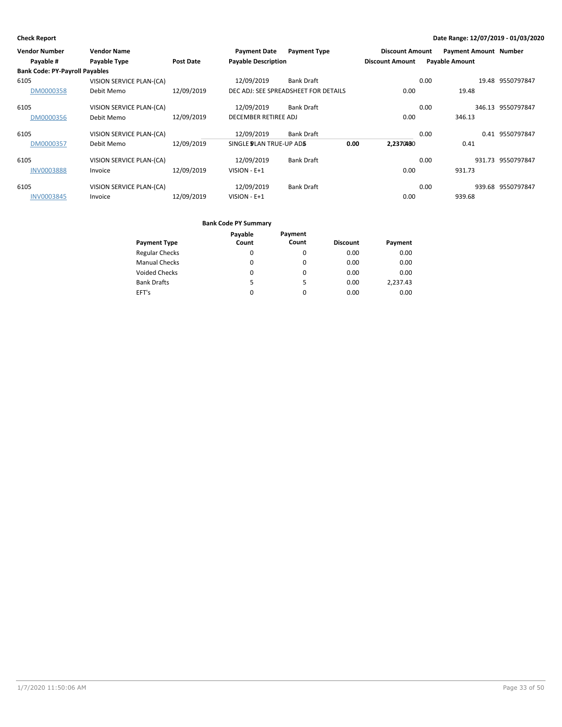**Check Report**

**Date Range: 12/07/2019 - 01/03/2020**

| Vendor Number | Vendor Name | | Payment Date | Payment Type | Discount Amount | Payment Amount | Number |
|---|---|---|---|---|---|---|---|
| Payable # | Payable Type | Post Date | Payable Description | | Discount Amount | Payable Amount | |
| **Bank Code: PY-Payroll Payables** | | | | | | | |
| 6105 | VISION SERVICE PLAN-(CA) | | 12/09/2019 | Bank Draft | 0.00 | 19.48 | 9550797847 |
| DM0000358 | Debit Memo | 12/09/2019 | DEC ADJ: SEE SPREADSHEET FOR DETAILS | | 0.00 | 19.48 | |
| 6105 | VISION SERVICE PLAN-(CA) | | 12/09/2019 | Bank Draft | 0.00 | 346.13 | 9550797847 |
| DM0000356 | Debit Memo | 12/09/2019 | DECEMBER RETIREE ADJ | | 0.00 | 346.13 | |
| 6105 | VISION SERVICE PLAN-(CA) | | 12/09/2019 | Bank Draft | 0.00 | 0.41 | 9550797847 |
| DM0000357 | Debit Memo | 12/09/2019 | SINGLE PLAN TRUE-UP ADJ | | 0.00 | 0.41 | |
| 6105 | VISION SERVICE PLAN-(CA) | | 12/09/2019 | Bank Draft | 0.00 | 931.73 | 9550797847 |
| INV0003888 | Invoice | 12/09/2019 | VISION - E+1 | | 0.00 | 931.73 | |
| 6105 | VISION SERVICE PLAN-(CA) | | 12/09/2019 | Bank Draft | 0.00 | 939.68 | 9550797847 |
| INV0003845 | Invoice | 12/09/2019 | VISION - E+1 | | 0.00 | 939.68 | |

**Bank Code PY Summary**

| Payment Type | Payable Count | Payment Count | Discount | Payment |
|---|---|---|---|---|
| Regular Checks | 0 | 0 | 0.00 | 0.00 |
| Manual Checks | 0 | 0 | 0.00 | 0.00 |
| Voided Checks | 0 | 0 | 0.00 | 0.00 |
| Bank Drafts | 5 | 5 | 0.00 | 2,237.43 |
| EFT's | 0 | 0 | 0.00 | 0.00 |
| | 5 | 5 | 0.00 | 2,237.43 |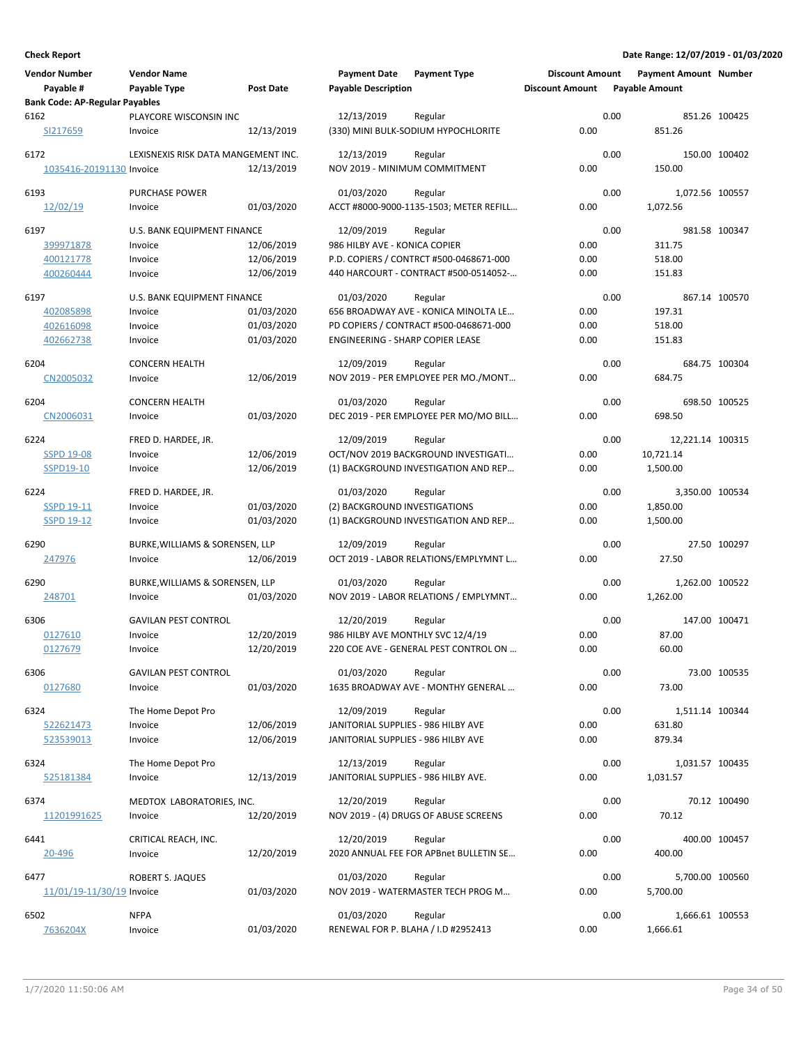**Check Report**

**Date Range: 12/07/2019 - 01/03/2020**

| Vendor Number | Vendor Name | | Payment Date | Payment Type | Discount Amount | Payment Amount | Number |
|---|---|---|---|---|---|---|---|
| Payable # | Payable Type | Post Date | Payable Description | | Discount Amount | Payable Amount | |
| **Bank Code: AP-Regular Payables** | | | | | | | |
| 6162 | PLAYCORE WISCONSIN INC | | 12/13/2019 | Regular | 0.00 | 851.26 | 100425 |
| SI217659 | Invoice | 12/13/2019 | (330) MINI BULK-SODIUM HYPOCHLORITE | | 0.00 | 851.26 | |
| 6172 | LEXISNEXIS RISK DATA MANGEMENT INC. | | 12/13/2019 | Regular | 0.00 | 150.00 | 100402 |
| 1035416-20191130 | Invoice | 12/13/2019 | NOV 2019 - MINIMUM COMMITMENT | | 0.00 | 150.00 | |
| 6193 | PURCHASE POWER | | 01/03/2020 | Regular | 0.00 | 1,072.56 | 100557 |
| 12/02/19 | Invoice | 01/03/2020 | ACCT #8000-9000-1135-1503; METER REFILL... | | 0.00 | 1,072.56 | |
| 6197 | U.S. BANK EQUIPMENT FINANCE | | 12/09/2019 | Regular | 0.00 | 981.58 | 100347 |
| 399971878 | Invoice | 12/06/2019 | 986 HILBY AVE - KONICA COPIER | | 0.00 | 311.75 | |
| 400121778 | Invoice | 12/06/2019 | P.D. COPIERS / CONTRCT #500-0468671-000 | | 0.00 | 518.00 | |
| 400260444 | Invoice | 12/06/2019 | 440 HARCOURT - CONTRACT #500-0514052-... | | 0.00 | 151.83 | |
| 6197 | U.S. BANK EQUIPMENT FINANCE | | 01/03/2020 | Regular | 0.00 | 867.14 | 100570 |
| 402085898 | Invoice | 01/03/2020 | 656 BROADWAY AVE - KONICA MINOLTA LE... | | 0.00 | 197.31 | |
| 402616098 | Invoice | 01/03/2020 | PD COPIERS / CONTRACT #500-0468671-000 | | 0.00 | 518.00 | |
| 402662738 | Invoice | 01/03/2020 | ENGINEERING - SHARP COPIER LEASE | | 0.00 | 151.83 | |
| 6204 | CONCERN HEALTH | | 12/09/2019 | Regular | 0.00 | 684.75 | 100304 |
| CN2005032 | Invoice | 12/06/2019 | NOV 2019 - PER EMPLOYEE PER MO./MONT... | | 0.00 | 684.75 | |
| 6204 | CONCERN HEALTH | | 01/03/2020 | Regular | 0.00 | 698.50 | 100525 |
| CN2006031 | Invoice | 01/03/2020 | DEC 2019 - PER EMPLOYEE PER MO/MO BILL... | | 0.00 | 698.50 | |
| 6224 | FRED D. HARDEE, JR. | | 12/09/2019 | Regular | 0.00 | 12,221.14 | 100315 |
| SSPD 19-08 | Invoice | 12/06/2019 | OCT/NOV 2019 BACKGROUND INVESTIGATI... | | 0.00 | 10,721.14 | |
| SSPD19-10 | Invoice | 12/06/2019 | (1) BACKGROUND INVESTIGATION AND REP... | | 0.00 | 1,500.00 | |
| 6224 | FRED D. HARDEE, JR. | | 01/03/2020 | Regular | 0.00 | 3,350.00 | 100534 |
| SSPD 19-11 | Invoice | 01/03/2020 | (2) BACKGROUND INVESTIGATIONS | | 0.00 | 1,850.00 | |
| SSPD 19-12 | Invoice | 01/03/2020 | (1) BACKGROUND INVESTIGATION AND REP... | | 0.00 | 1,500.00 | |
| 6290 | BURKE,WILLIAMS & SORENSEN, LLP | | 12/09/2019 | Regular | 0.00 | 27.50 | 100297 |
| 247976 | Invoice | 12/06/2019 | OCT 2019 - LABOR RELATIONS/EMPLYMNT L... | | 0.00 | 27.50 | |
| 6290 | BURKE,WILLIAMS & SORENSEN, LLP | | 01/03/2020 | Regular | 0.00 | 1,262.00 | 100522 |
| 248701 | Invoice | 01/03/2020 | NOV 2019 - LABOR RELATIONS / EMPLYMNT... | | 0.00 | 1,262.00 | |
| 6306 | GAVILAN PEST CONTROL | | 12/20/2019 | Regular | 0.00 | 147.00 | 100471 |
| 0127610 | Invoice | 12/20/2019 | 986 HILBY AVE MONTHLY SVC 12/4/19 | | 0.00 | 87.00 | |
| 0127679 | Invoice | 12/20/2019 | 220 COE AVE - GENERAL PEST CONTROL ON ... | | 0.00 | 60.00 | |
| 6306 | GAVILAN PEST CONTROL | | 01/03/2020 | Regular | 0.00 | 73.00 | 100535 |
| 0127680 | Invoice | 01/03/2020 | 1635 BROADWAY AVE - MONTHY GENERAL ... | | 0.00 | 73.00 | |
| 6324 | The Home Depot Pro | | 12/09/2019 | Regular | 0.00 | 1,511.14 | 100344 |
| 522621473 | Invoice | 12/06/2019 | JANITORIAL SUPPLIES - 986 HILBY AVE | | 0.00 | 631.80 | |
| 523539013 | Invoice | 12/06/2019 | JANITORIAL SUPPLIES - 986 HILBY AVE | | 0.00 | 879.34 | |
| 6324 | The Home Depot Pro | | 12/13/2019 | Regular | 0.00 | 1,031.57 | 100435 |
| 525181384 | Invoice | 12/13/2019 | JANITORIAL SUPPLIES - 986 HILBY AVE. | | 0.00 | 1,031.57 | |
| 6374 | MEDTOX LABORATORIES, INC. | | 12/20/2019 | Regular | 0.00 | 70.12 | 100490 |
| 11201991625 | Invoice | 12/20/2019 | NOV 2019 - (4) DRUGS OF ABUSE SCREENS | | 0.00 | 70.12 | |
| 6441 | CRITICAL REACH, INC. | | 12/20/2019 | Regular | 0.00 | 400.00 | 100457 |
| 20-496 | Invoice | 12/20/2019 | 2020 ANNUAL FEE FOR APBnet BULLETIN SE... | | 0.00 | 400.00 | |
| 6477 | ROBERT S. JAQUES | | 01/03/2020 | Regular | 0.00 | 5,700.00 | 100560 |
| 11/01/19-11/30/19 | Invoice | 01/03/2020 | NOV 2019 - WATERMASTER TECH PROG M... | | 0.00 | 5,700.00 | |
| 6502 | NFPA | | 01/03/2020 | Regular | 0.00 | 1,666.61 | 100553 |
| 7636204X | Invoice | 01/03/2020 | RENEWAL FOR P. BLAHA / I.D #2952413 | | 0.00 | 1,666.61 | |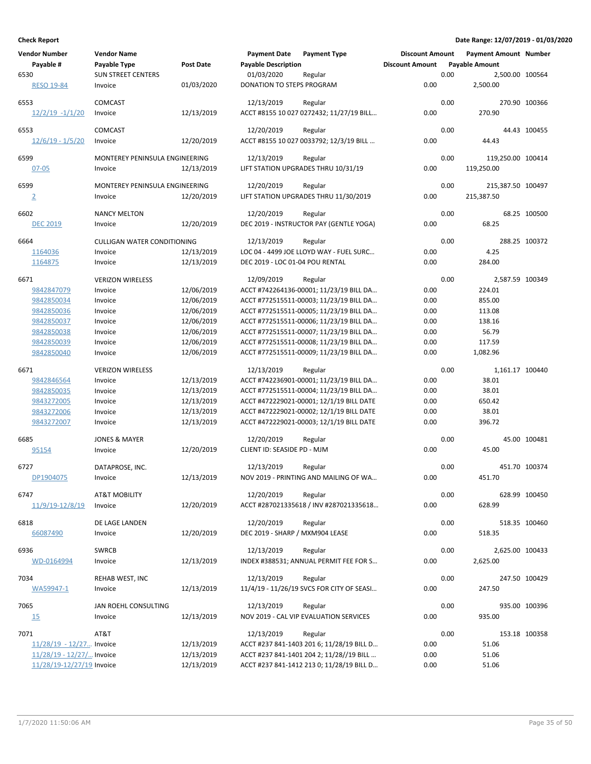**Check Report**

Date Range: 12/07/2019 - 01/03/2020

| Vendor Number<br>Payable # | Vendor Name<br>Payable Type | Post Date | Payment Date<br>Payable Description | Payment Type | Discount Amount<br>Discount Amount | Payment Amount<br>Payable Amount | Number |
|---|---|---|---|---|---|---|---|
| 6530 | SUN STREET CENTERS | | 01/03/2020 | Regular | 0.00 | 2,500.00 | 100564 |
| RESO 19-84 | Invoice | 01/03/2020 | DONATION TO STEPS PROGRAM | | 0.00 | 2,500.00 | |
| 6553 | COMCAST | | 12/13/2019 | Regular | 0.00 | 270.90 | 100366 |
| 12/2/19 -1/1/20 | Invoice | 12/13/2019 | ACCT #8155 10 027 0272432; 11/27/19 BILL... | | 0.00 | 270.90 | |
| 6553 | COMCAST | | 12/20/2019 | Regular | 0.00 | 44.43 | 100455 |
| 12/6/19 - 1/5/20 | Invoice | 12/20/2019 | ACCT #8155 10 027 0033792; 12/3/19 BILL ... | | 0.00 | 44.43 | |
| 6599 | MONTEREY PENINSULA ENGINEERING | | 12/13/2019 | Regular | 0.00 | 119,250.00 | 100414 |
| 07-05 | Invoice | 12/13/2019 | LIFT STATION UPGRADES THRU 10/31/19 | | 0.00 | 119,250.00 | |
| 6599 | MONTEREY PENINSULA ENGINEERING | | 12/20/2019 | Regular | 0.00 | 215,387.50 | 100497 |
| 2 | Invoice | 12/20/2019 | LIFT STATION UPGRADES THRU 11/30/2019 | | 0.00 | 215,387.50 | |
| 6602 | NANCY MELTON | | 12/20/2019 | Regular | 0.00 | 68.25 | 100500 |
| DEC 2019 | Invoice | 12/20/2019 | DEC 2019 - INSTRUCTOR PAY (GENTLE YOGA) | | 0.00 | 68.25 | |
| 6664 | CULLIGAN WATER CONDITIONING | | 12/13/2019 | Regular | 0.00 | 288.25 | 100372 |
| 1164036 | Invoice | 12/13/2019 | LOC 04 - 4499 JOE LLOYD WAY - FUEL SURC... | | 0.00 | 4.25 | |
| 1164875 | Invoice | 12/13/2019 | DEC 2019 - LOC 01-04 POU RENTAL | | 0.00 | 284.00 | |
| 6671 | VERIZON WIRELESS | | 12/09/2019 | Regular | 0.00 | 2,587.59 | 100349 |
| 9842847079 | Invoice | 12/06/2019 | ACCT #742264136-00001; 11/23/19 BILL DA... | | 0.00 | 224.01 | |
| 9842850034 | Invoice | 12/06/2019 | ACCT #772515511-00003; 11/23/19 BILL DA... | | 0.00 | 855.00 | |
| 9842850036 | Invoice | 12/06/2019 | ACCT #772515511-00005; 11/23/19 BILL DA... | | 0.00 | 113.08 | |
| 9842850037 | Invoice | 12/06/2019 | ACCT #772515511-00006; 11/23/19 BILL DA... | | 0.00 | 138.16 | |
| 9842850038 | Invoice | 12/06/2019 | ACCT #772515511-00007; 11/23/19 BILL DA... | | 0.00 | 56.79 | |
| 9842850039 | Invoice | 12/06/2019 | ACCT #772515511-00008; 11/23/19 BILL DA... | | 0.00 | 117.59 | |
| 9842850040 | Invoice | 12/06/2019 | ACCT #772515511-00009; 11/23/19 BILL DA... | | 0.00 | 1,082.96 | |
| 6671 | VERIZON WIRELESS | | 12/13/2019 | Regular | 0.00 | 1,161.17 | 100440 |
| 9842846564 | Invoice | 12/13/2019 | ACCT #742236901-00001; 11/23/19 BILL DA... | | 0.00 | 38.01 | |
| 9842850035 | Invoice | 12/13/2019 | ACCT #772515511-00004; 11/23/19 BILL DA... | | 0.00 | 38.01 | |
| 9843272005 | Invoice | 12/13/2019 | ACCT #472229021-00001; 12/1/19 BILL DATE | | 0.00 | 650.42 | |
| 9843272006 | Invoice | 12/13/2019 | ACCT #472229021-00002; 12/1/19 BILL DATE | | 0.00 | 38.01 | |
| 9843272007 | Invoice | 12/13/2019 | ACCT #472229021-00003; 12/1/19 BILL DATE | | 0.00 | 396.72 | |
| 6685 | JONES & MAYER | | 12/20/2019 | Regular | 0.00 | 45.00 | 100481 |
| 95154 | Invoice | 12/20/2019 | CLIENT ID: SEASIDE PD - MJM | | 0.00 | 45.00 | |
| 6727 | DATAPROSE, INC. | | 12/13/2019 | Regular | 0.00 | 451.70 | 100374 |
| DP1904075 | Invoice | 12/13/2019 | NOV 2019 - PRINTING AND MAILING OF WA... | | 0.00 | 451.70 | |
| 6747 | AT&T MOBILITY | | 12/20/2019 | Regular | 0.00 | 628.99 | 100450 |
| 11/9/19-12/8/19 | Invoice | 12/20/2019 | ACCT #287021335618 / INV #287021335618... | | 0.00 | 628.99 | |
| 6818 | DE LAGE LANDEN | | 12/20/2019 | Regular | 0.00 | 518.35 | 100460 |
| 66087490 | Invoice | 12/20/2019 | DEC 2019 - SHARP / MXM904 LEASE | | 0.00 | 518.35 | |
| 6936 | SWRCB | | 12/13/2019 | Regular | 0.00 | 2,625.00 | 100433 |
| WD-0164994 | Invoice | 12/13/2019 | INDEX #388531; ANNUAL PERMIT FEE FOR S... | | 0.00 | 2,625.00 | |
| 7034 | REHAB WEST, INC | | 12/13/2019 | Regular | 0.00 | 247.50 | 100429 |
| WA59947-1 | Invoice | 12/13/2019 | 11/4/19 - 11/26/19 SVCS FOR CITY OF SEASI... | | 0.00 | 247.50 | |
| 7065 | JAN ROEHL CONSULTING | | 12/13/2019 | Regular | 0.00 | 935.00 | 100396 |
| 15 | Invoice | 12/13/2019 | NOV 2019 - CAL VIP EVALUATION SERVICES | | 0.00 | 935.00 | |
| 7071 | AT&T | | 12/13/2019 | Regular | 0.00 | 153.18 | 100358 |
| 11/28/19 - 12/27... | Invoice | 12/13/2019 | ACCT #237 841-1403 201 6; 11/28/19 BILL D... | | 0.00 | 51.06 | |
| 11/28/19 - 12/27/... | Invoice | 12/13/2019 | ACCT #237 841-1401 204 2; 11/28//19 BILL ... | | 0.00 | 51.06 | |
| 11/28/19-12/27/19 | Invoice | 12/13/2019 | ACCT #237 841-1412 213 0; 11/28/19 BILL D... | | 0.00 | 51.06 | |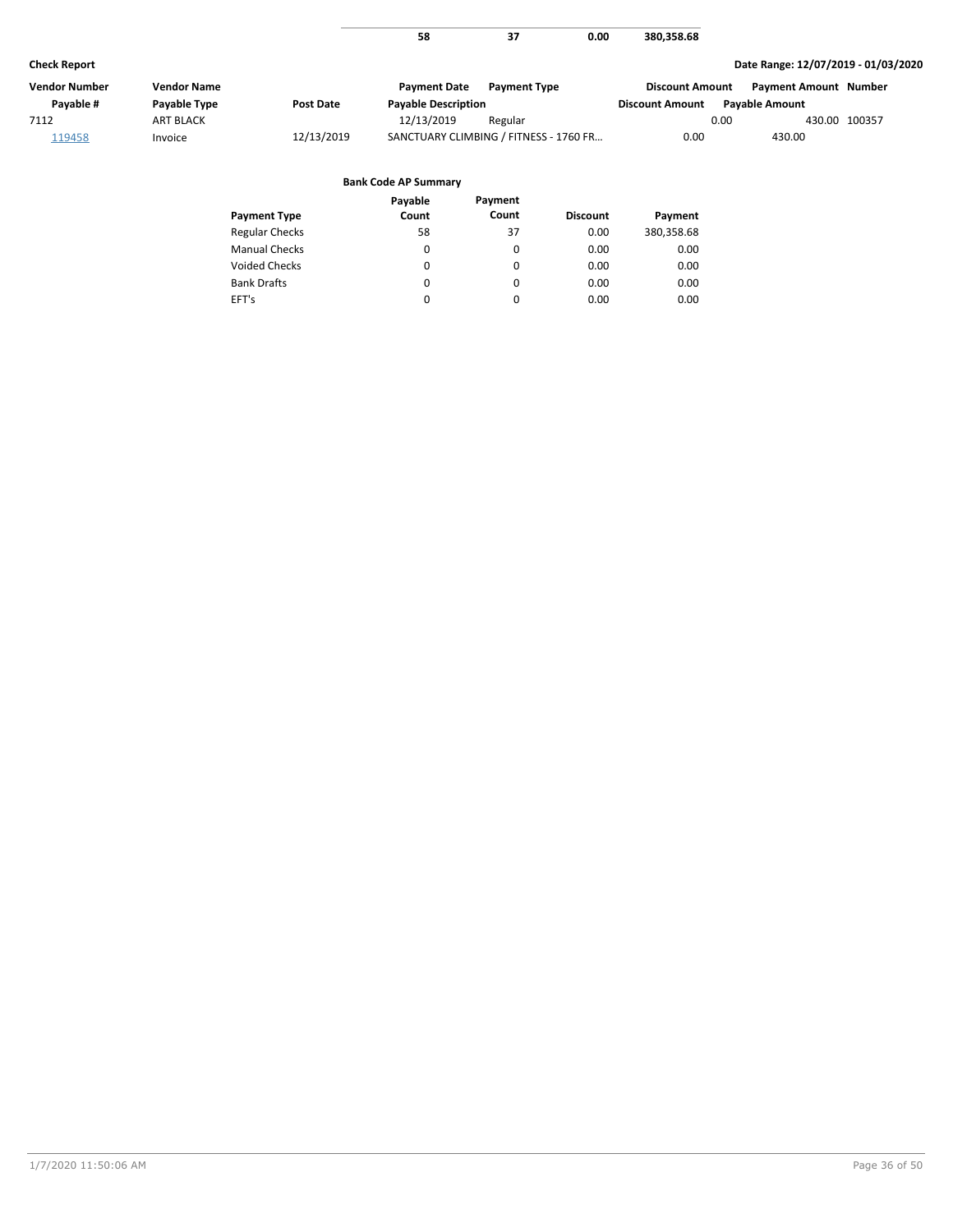| | | | 58 | 37 | 0.00 | 380,358.68 |
|---|---|---|---|---|---|---|

**Check Report** **Date Range: 12/07/2019 - 01/03/2020**

| Vendor Number | Vendor Name | | Payment Date | Payment Type | Discount Amount | Payment Amount | Number |
|---|---|---|---|---|---|---|---|
| Payable # | Payable Type | Post Date | Payable Description | | Discount Amount | Payable Amount | |
| 7112 | ART BLACK | | 12/13/2019 | Regular | 0.00 | 430.00 | 100357 |
| 119458 | Invoice | 12/13/2019 | SANCTUARY CLIMBING / FITNESS - 1760 FR... | | 0.00 | 430.00 | |

**Bank Code AP Summary**

| Payment Type | Payable Count | Payment Count | Discount | Payment |
|---|---|---|---|---|
| Regular Checks | 58 | 37 | 0.00 | 380,358.68 |
| Manual Checks | 0 | 0 | 0.00 | 0.00 |
| Voided Checks | 0 | 0 | 0.00 | 0.00 |
| Bank Drafts | 0 | 0 | 0.00 | 0.00 |
| EFT's | 0 | 0 | 0.00 | 0.00 |

1/7/2020 11:50:06 AM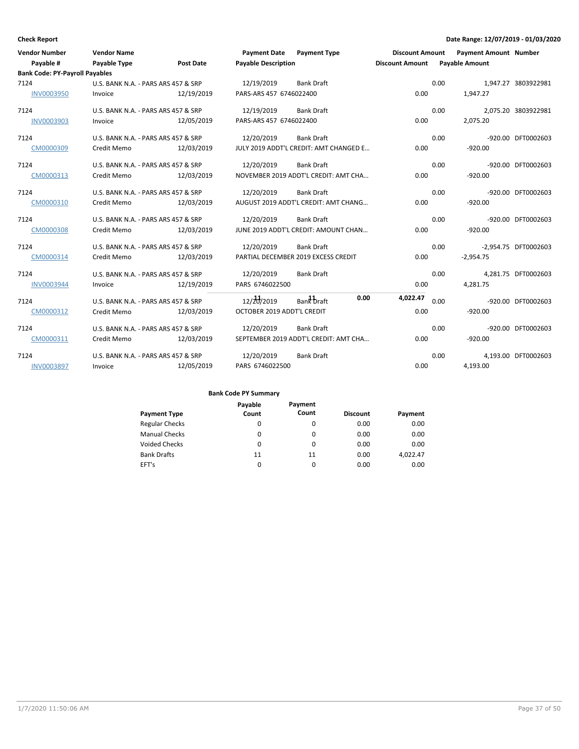**Check Report** **Date Range: 12/07/2019 - 01/03/2020**

| Vendor Number / Payable # | Vendor Name / Payable Type | Post Date | Payment Date / Payable Description | Payment Type | Discount Amount / Discount Amount | Payment Amount / Payable Amount | Number |
|---|---|---|---|---|---|---|---|
| **Bank Code: PY-Payroll Payables** | | | | | | | |
| 7124 | U.S. BANK N.A. - PARS ARS 457 & SRP | | 12/19/2019 | Bank Draft | 0.00 | 1,947.27 | 3803922981 |
| INV0003950 | Invoice | 12/19/2019 | PARS-ARS 457 6746022400 | | 0.00 | 1,947.27 | |
| 7124 | U.S. BANK N.A. - PARS ARS 457 & SRP | | 12/19/2019 | Bank Draft | 0.00 | 2,075.20 | 3803922981 |
| INV0003903 | Invoice | 12/05/2019 | PARS-ARS 457 6746022400 | | 0.00 | 2,075.20 | |
| 7124 | U.S. BANK N.A. - PARS ARS 457 & SRP | | 12/20/2019 | Bank Draft | 0.00 | -920.00 | DFT0002603 |
| CM0000309 | Credit Memo | 12/03/2019 | JULY 2019 ADDT'L CREDIT: AMT CHANGED E... | | 0.00 | -920.00 | |
| 7124 | U.S. BANK N.A. - PARS ARS 457 & SRP | | 12/20/2019 | Bank Draft | 0.00 | -920.00 | DFT0002603 |
| CM0000313 | Credit Memo | 12/03/2019 | NOVEMBER 2019 ADDT'L CREDIT: AMT CHA... | | 0.00 | -920.00 | |
| 7124 | U.S. BANK N.A. - PARS ARS 457 & SRP | | 12/20/2019 | Bank Draft | 0.00 | -920.00 | DFT0002603 |
| CM0000310 | Credit Memo | 12/03/2019 | AUGUST 2019 ADDT'L CREDIT: AMT CHANG... | | 0.00 | -920.00 | |
| 7124 | U.S. BANK N.A. - PARS ARS 457 & SRP | | 12/20/2019 | Bank Draft | 0.00 | -920.00 | DFT0002603 |
| CM0000308 | Credit Memo | 12/03/2019 | JUNE 2019 ADDT'L CREDIT: AMOUNT CHAN... | | 0.00 | -920.00 | |
| 7124 | U.S. BANK N.A. - PARS ARS 457 & SRP | | 12/20/2019 | Bank Draft | 0.00 | -2,954.75 | DFT0002603 |
| CM0000314 | Credit Memo | 12/03/2019 | PARTIAL DECEMBER 2019 EXCESS CREDIT | | 0.00 | -2,954.75 | |
| 7124 | U.S. BANK N.A. - PARS ARS 457 & SRP | | 12/20/2019 | Bank Draft | 0.00 | 4,281.75 | DFT0002603 |
| INV0003944 | Invoice | 12/19/2019 | PARS 6746022500 | | 0.00 | 4,281.75 | |
| 7124 | U.S. BANK N.A. - PARS ARS 457 & SRP | | 12/20/2019 | Bank Draft | 0.00 | -920.00 | DFT0002603 |
| CM0000312 | Credit Memo | 12/03/2019 | OCTOBER 2019 ADDT'L CREDIT | | 0.00 | -920.00 | |
| 7124 | U.S. BANK N.A. - PARS ARS 457 & SRP | | 12/20/2019 | Bank Draft | 0.00 | -920.00 | DFT0002603 |
| CM0000311 | Credit Memo | 12/03/2019 | SEPTEMBER 2019 ADDT'L CREDIT: AMT CHA... | | 0.00 | -920.00 | |
| 7124 | U.S. BANK N.A. - PARS ARS 457 & SRP | | 12/20/2019 | Bank Draft | 0.00 | 4,193.00 | DFT0002603 |
| INV0003897 | Invoice | 12/05/2019 | PARS 6746022500 | | 0.00 | 4,193.00 | |
| | | | 11 | 11 | 0.00 | 4,022.47 | |

**Bank Code PY Summary**

| Payment Type | Payable Count | Payment Count | Discount | Payment |
|---|---|---|---|---|
| Regular Checks | 0 | 0 | 0.00 | 0.00 |
| Manual Checks | 0 | 0 | 0.00 | 0.00 |
| Voided Checks | 0 | 0 | 0.00 | 0.00 |
| Bank Drafts | 11 | 11 | 0.00 | 4,022.47 |
| EFT's | 0 | 0 | 0.00 | 0.00 |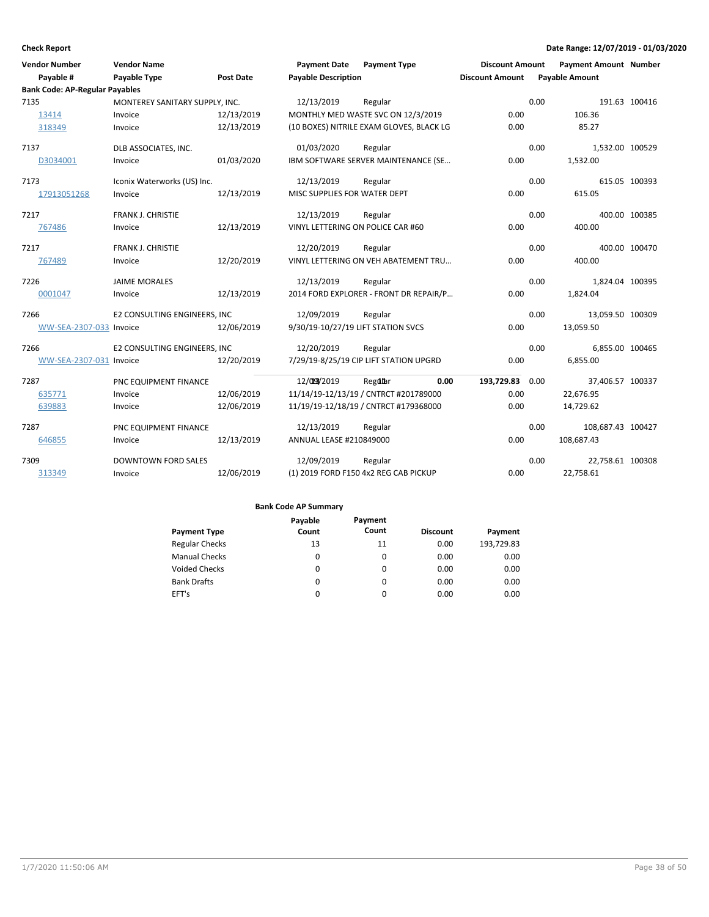**Check Report** — Date Range: 12/07/2019 - 01/03/2020

| Vendor Number / Payable # | Vendor Name / Payable Type | Post Date | Payment Date / Payable Description | Payment Type | Discount Amount | Payment Amount / Payable Amount | Number |
|---|---|---|---|---|---|---|---|
| **Bank Code: AP-Regular Payables** | | | | | | | |
| 7135 | MONTEREY SANITARY SUPPLY, INC. | | 12/13/2019 | Regular | 0.00 | 191.63 | 100416 |
| 13414 | Invoice | 12/13/2019 | MONTHLY MED WASTE SVC ON 12/3/2019 | | 0.00 | 106.36 | |
| 318349 | Invoice | 12/13/2019 | (10 BOXES) NITRILE EXAM GLOVES, BLACK LG | | 0.00 | 85.27 | |
| 7137 | DLB ASSOCIATES, INC. | | 01/03/2020 | Regular | 0.00 | 1,532.00 | 100529 |
| D3034001 | Invoice | 01/03/2020 | IBM SOFTWARE SERVER MAINTENANCE (SE... | | 0.00 | 1,532.00 | |
| 7173 | Iconix Waterworks (US) Inc. | | 12/13/2019 | Regular | 0.00 | 615.05 | 100393 |
| 17913051268 | Invoice | 12/13/2019 | MISC SUPPLIES FOR WATER DEPT | | 0.00 | 615.05 | |
| 7217 | FRANK J. CHRISTIE | | 12/13/2019 | Regular | 0.00 | 400.00 | 100385 |
| 767486 | Invoice | 12/13/2019 | VINYL LETTERING ON POLICE CAR #60 | | 0.00 | 400.00 | |
| 7217 | FRANK J. CHRISTIE | | 12/20/2019 | Regular | 0.00 | 400.00 | 100470 |
| 767489 | Invoice | 12/20/2019 | VINYL LETTERING ON VEH ABATEMENT TRU... | | 0.00 | 400.00 | |
| 7226 | JAIME MORALES | | 12/13/2019 | Regular | 0.00 | 1,824.04 | 100395 |
| 0001047 | Invoice | 12/13/2019 | 2014 FORD EXPLORER - FRONT DR REPAIR/P... | | 0.00 | 1,824.04 | |
| 7266 | E2 CONSULTING ENGINEERS, INC | | 12/09/2019 | Regular | 0.00 | 13,059.50 | 100309 |
| WW-SEA-2307-033 | Invoice | 12/06/2019 | 9/30/19-10/27/19 LIFT STATION SVCS | | 0.00 | 13,059.50 | |
| 7266 | E2 CONSULTING ENGINEERS, INC | | 12/20/2019 | Regular | 0.00 | 6,855.00 | 100465 |
| WW-SEA-2307-031 | Invoice | 12/20/2019 | 7/29/19-8/25/19 CIP LIFT STATION UPGRD | | 0.00 | 6,855.00 | |
| 7287 | PNC EQUIPMENT FINANCE | | 12/09/2019 | Regular | 0.00 | 37,406.57 | 100337 |
| 635771 | Invoice | 12/06/2019 | 11/14/19-12/13/19 / CNTRCT #201789000 | | 0.00 | 22,676.95 | |
| 639883 | Invoice | 12/06/2019 | 11/19/19-12/18/19 / CNTRCT #179368000 | | 0.00 | 14,729.62 | |
| 7287 | PNC EQUIPMENT FINANCE | | 12/13/2019 | Regular | 0.00 | 108,687.43 | 100427 |
| 646855 | Invoice | 12/13/2019 | ANNUAL LEASE #210849000 | | 0.00 | 108,687.43 | |
| 7309 | DOWNTOWN FORD SALES | | 12/09/2019 | Regular | 0.00 | 22,758.61 | 100308 |
| 313349 | Invoice | 12/06/2019 | (1) 2019 FORD F150 4x2 REG CAB PICKUP | | 0.00 | 22,758.61 | |
| | | **Bank Code AP-Regular Payables Total:** | **13** | **11** | **0.00** | **193,729.83** | |

**Bank Code AP Summary**

| Payment Type | Payable Count | Payment Count | Discount | Payment |
|---|---|---|---|---|
| Regular Checks | 13 | 11 | 0.00 | 193,729.83 |
| Manual Checks | 0 | 0 | 0.00 | 0.00 |
| Voided Checks | 0 | 0 | 0.00 | 0.00 |
| Bank Drafts | 0 | 0 | 0.00 | 0.00 |
| EFT's | 0 | 0 | 0.00 | 0.00 |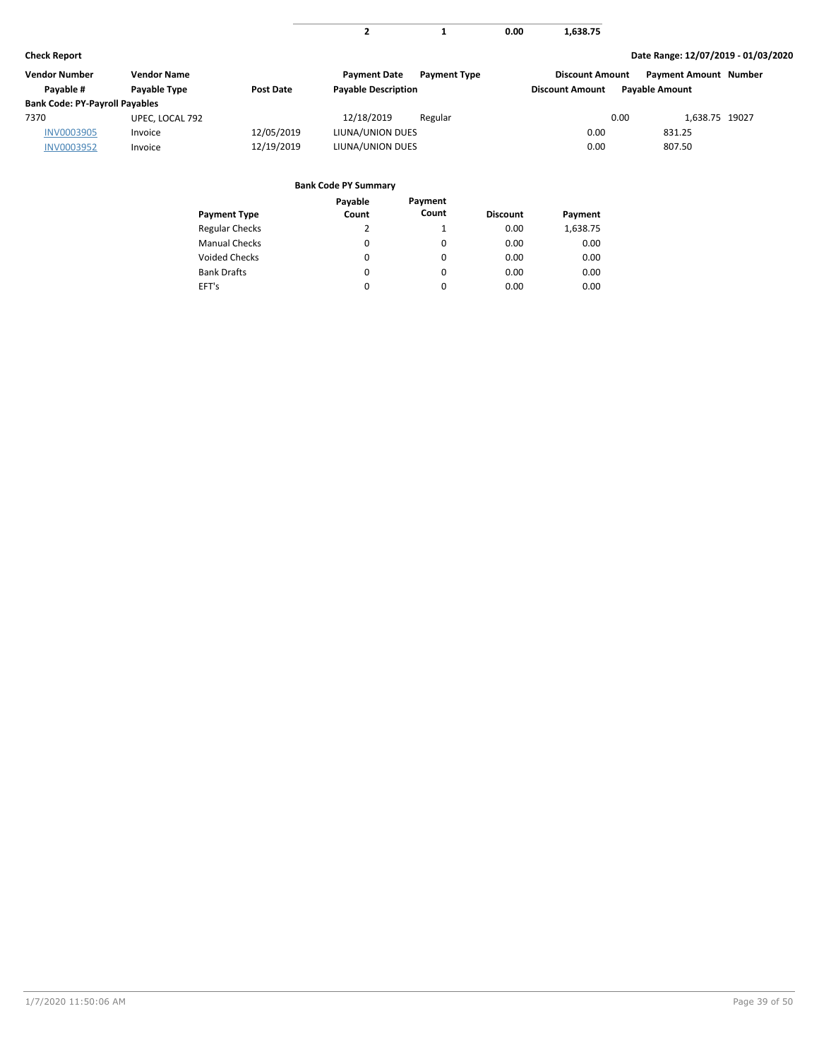| | | 2 | 1 | 0.00 | 1,638.75 |
|---|---|---|---|---|---|

**Check Report** &nbsp;&nbsp;&nbsp;&nbsp; **Date Range: 12/07/2019 - 01/03/2020**

| Vendor Number | Vendor Name | | Payment Date | Payment Type | Discount Amount | Payment Amount | Number |
|---|---|---|---|---|---|---|---|
| Payable # | Payable Type | Post Date | Payable Description | | Discount Amount | Payable Amount | |
| **Bank Code: PY-Payroll Payables** | | | | | | | |
| 7370 | UPEC, LOCAL 792 | | 12/18/2019 | Regular | 0.00 | 1,638.75 | 19027 |
| INV0003905 | Invoice | 12/05/2019 | LIUNA/UNION DUES | | 0.00 | 831.25 | |
| INV0003952 | Invoice | 12/19/2019 | LIUNA/UNION DUES | | 0.00 | 807.50 | |

**Bank Code PY Summary**

| Payment Type | Payable Count | Payment Count | Discount | Payment |
|---|---|---|---|---|
| Regular Checks | 2 | 1 | 0.00 | 1,638.75 |
| Manual Checks | 0 | 0 | 0.00 | 0.00 |
| Voided Checks | 0 | 0 | 0.00 | 0.00 |
| Bank Drafts | 0 | 0 | 0.00 | 0.00 |
| EFT's | 0 | 0 | 0.00 | 0.00 |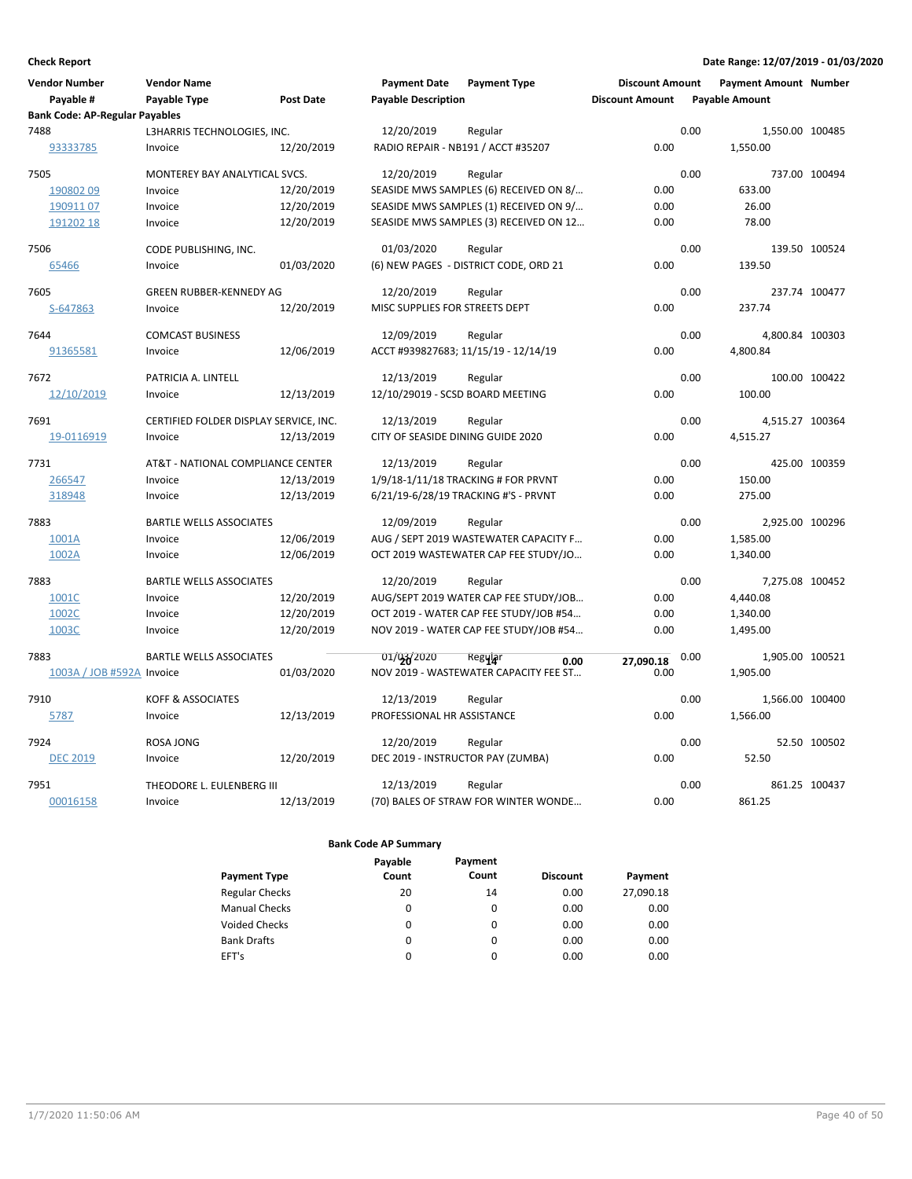**Check Report**

**Date Range: 12/07/2019 - 01/03/2020**

| Vendor Number | Vendor Name | | Payment Date | Payment Type | Discount Amount | Payment Amount | Number |
|---|---|---|---|---|---|---|---|
| Payable # | Payable Type | Post Date | Payable Description | | Discount Amount | Payable Amount | |
| **Bank Code: AP-Regular Payables** | | | | | | | |
| 7488 | L3HARRIS TECHNOLOGIES, INC. | | 12/20/2019 | Regular | 0.00 | 1,550.00 | 100485 |
| 93333785 | Invoice | 12/20/2019 | RADIO REPAIR - NB191 / ACCT #35207 | | 0.00 | 1,550.00 | |
| 7505 | MONTEREY BAY ANALYTICAL SVCS. | | 12/20/2019 | Regular | 0.00 | 737.00 | 100494 |
| 190802 09 | Invoice | 12/20/2019 | SEASIDE MWS SAMPLES (6) RECEIVED ON 8/... | | 0.00 | 633.00 | |
| 190911 07 | Invoice | 12/20/2019 | SEASIDE MWS SAMPLES (1) RECEIVED ON 9/... | | 0.00 | 26.00 | |
| 191202 18 | Invoice | 12/20/2019 | SEASIDE MWS SAMPLES (3) RECEIVED ON 12... | | 0.00 | 78.00 | |
| 7506 | CODE PUBLISHING, INC. | | 01/03/2020 | Regular | 0.00 | 139.50 | 100524 |
| 65466 | Invoice | 01/03/2020 | (6) NEW PAGES - DISTRICT CODE, ORD 21 | | 0.00 | 139.50 | |
| 7605 | GREEN RUBBER-KENNEDY AG | | 12/20/2019 | Regular | 0.00 | 237.74 | 100477 |
| S-647863 | Invoice | 12/20/2019 | MISC SUPPLIES FOR STREETS DEPT | | 0.00 | 237.74 | |
| 7644 | COMCAST BUSINESS | | 12/09/2019 | Regular | 0.00 | 4,800.84 | 100303 |
| 91365581 | Invoice | 12/06/2019 | ACCT #939827683; 11/15/19 - 12/14/19 | | 0.00 | 4,800.84 | |
| 7672 | PATRICIA A. LINTELL | | 12/13/2019 | Regular | 0.00 | 100.00 | 100422 |
| 12/10/2019 | Invoice | 12/13/2019 | 12/10/29019 - SCSD BOARD MEETING | | 0.00 | 100.00 | |
| 7691 | CERTIFIED FOLDER DISPLAY SERVICE, INC. | | 12/13/2019 | Regular | 0.00 | 4,515.27 | 100364 |
| 19-0116919 | Invoice | 12/13/2019 | CITY OF SEASIDE DINING GUIDE 2020 | | 0.00 | 4,515.27 | |
| 7731 | AT&T - NATIONAL COMPLIANCE CENTER | | 12/13/2019 | Regular | 0.00 | 425.00 | 100359 |
| 266547 | Invoice | 12/13/2019 | 1/9/18-1/11/18 TRACKING # FOR PRVNT | | 0.00 | 150.00 | |
| 318948 | Invoice | 12/13/2019 | 6/21/19-6/28/19 TRACKING #'S - PRVNT | | 0.00 | 275.00 | |
| 7883 | BARTLE WELLS ASSOCIATES | | 12/09/2019 | Regular | 0.00 | 2,925.00 | 100296 |
| 1001A | Invoice | 12/06/2019 | AUG / SEPT 2019 WASTEWATER CAPACITY F... | | 0.00 | 1,585.00 | |
| 1002A | Invoice | 12/06/2019 | OCT 2019 WASTEWATER CAP FEE STUDY/JO... | | 0.00 | 1,340.00 | |
| 7883 | BARTLE WELLS ASSOCIATES | | 12/20/2019 | Regular | 0.00 | 7,275.08 | 100452 |
| 1001C | Invoice | 12/20/2019 | AUG/SEPT 2019 WATER CAP FEE STUDY/JOB... | | 0.00 | 4,440.08 | |
| 1002C | Invoice | 12/20/2019 | OCT 2019 - WATER CAP FEE STUDY/JOB #54... | | 0.00 | 1,340.00 | |
| 1003C | Invoice | 12/20/2019 | NOV 2019 - WATER CAP FEE STUDY/JOB #54... | | 0.00 | 1,495.00 | |
| 7883 | BARTLE WELLS ASSOCIATES | | 01/03/2020 | Regular | 0.00 | 1,905.00 | 100521 |
| 1003A / JOB #592A | Invoice | 01/03/2020 | NOV 2019 - WASTEWATER CAPACITY FEE ST... | | 0.00 | 1,905.00 | |
| 7910 | KOFF & ASSOCIATES | | 12/13/2019 | Regular | 0.00 | 1,566.00 | 100400 |
| 5787 | Invoice | 12/13/2019 | PROFESSIONAL HR ASSISTANCE | | 0.00 | 1,566.00 | |
| 7924 | ROSA JONG | | 12/20/2019 | Regular | 0.00 | 52.50 | 100502 |
| DEC 2019 | Invoice | 12/20/2019 | DEC 2019 - INSTRUCTOR PAY (ZUMBA) | | 0.00 | 52.50 | |
| 7951 | THEODORE L. EULENBERG III | | 12/13/2019 | Regular | 0.00 | 861.25 | 100437 |
| 00016158 | Invoice | 12/13/2019 | (70) BALES OF STRAW FOR WINTER WONDE... | | 0.00 | 861.25 | |
| | | | 20 | 14 | 0.00 | 27,090.18 | |

**Bank Code AP Summary**

| Payment Type | Payable Count | Payment Count | Discount | Payment |
|---|---|---|---|---|
| Regular Checks | 20 | 14 | 0.00 | 27,090.18 |
| Manual Checks | 0 | 0 | 0.00 | 0.00 |
| Voided Checks | 0 | 0 | 0.00 | 0.00 |
| Bank Drafts | 0 | 0 | 0.00 | 0.00 |
| EFT's | 0 | 0 | 0.00 | 0.00 |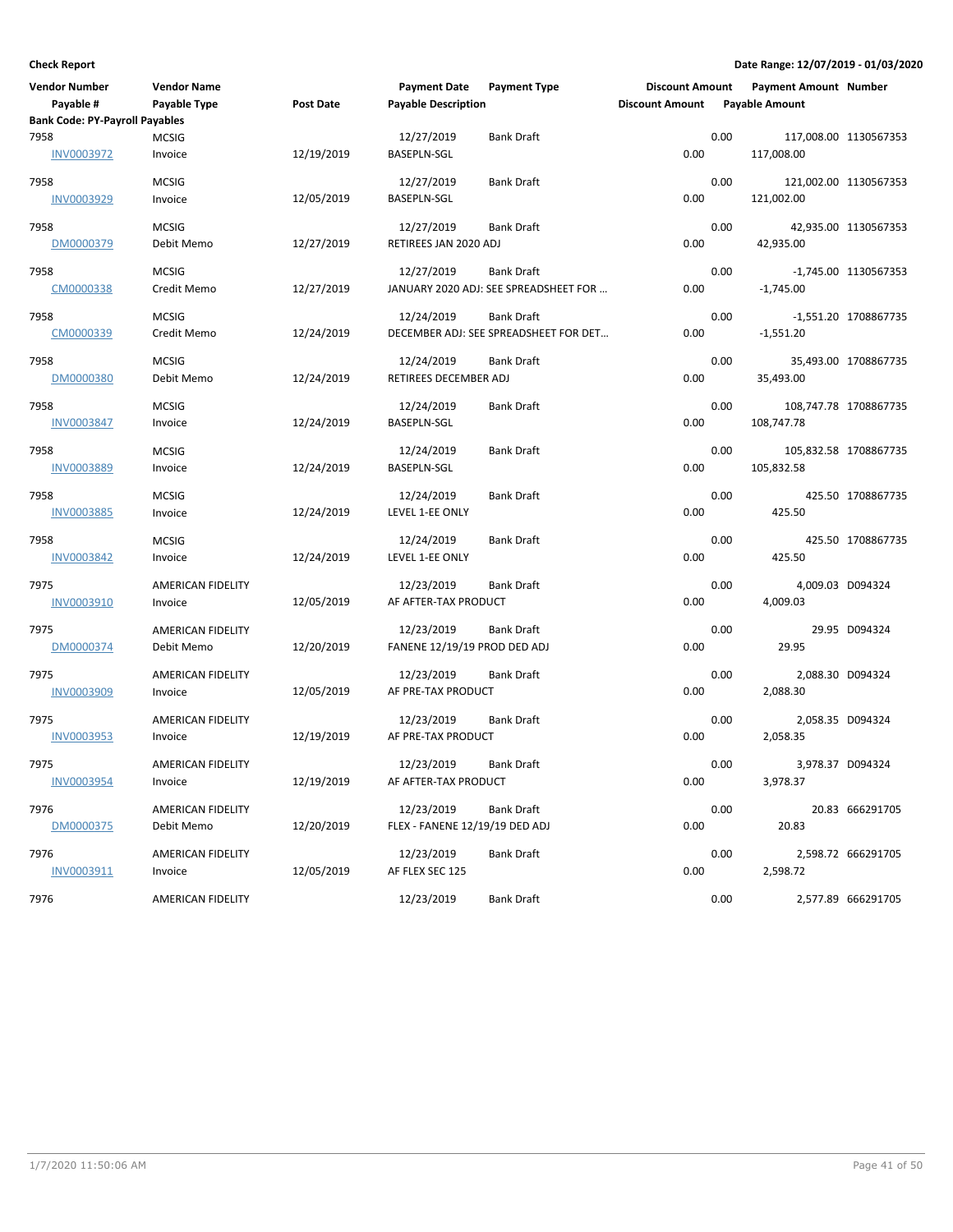**Check Report**

**Date Range: 12/07/2019 - 01/03/2020**

| Vendor Number<br>Payable # | Vendor Name<br>Payable Type | Post Date | Payment Date<br>Payable Description | Payment Type | Discount Amount<br>Discount Amount | Payment Amount<br>Payable Amount | Number |
|---|---|---|---|---|---|---|---|
| **Bank Code: PY-Payroll Payables** | | | | | | | |
| 7958 | MCSIG | | 12/27/2019 | Bank Draft | 0.00 | 117,008.00 | 1130567353 |
| INV0003972 | Invoice | 12/19/2019 | BASEPLN-SGL | | 0.00 | 117,008.00 | |
| 7958 | MCSIG | | 12/27/2019 | Bank Draft | 0.00 | 121,002.00 | 1130567353 |
| INV0003929 | Invoice | 12/05/2019 | BASEPLN-SGL | | 0.00 | 121,002.00 | |
| 7958 | MCSIG | | 12/27/2019 | Bank Draft | 0.00 | 42,935.00 | 1130567353 |
| DM0000379 | Debit Memo | 12/27/2019 | RETIREES JAN 2020 ADJ | | 0.00 | 42,935.00 | |
| 7958 | MCSIG | | 12/27/2019 | Bank Draft | 0.00 | -1,745.00 | 1130567353 |
| CM0000338 | Credit Memo | 12/27/2019 | JANUARY 2020 ADJ: SEE SPREADSHEET FOR ... | | 0.00 | -1,745.00 | |
| 7958 | MCSIG | | 12/24/2019 | Bank Draft | 0.00 | -1,551.20 | 1708867735 |
| CM0000339 | Credit Memo | 12/24/2019 | DECEMBER ADJ: SEE SPREADSHEET FOR DET... | | 0.00 | -1,551.20 | |
| 7958 | MCSIG | | 12/24/2019 | Bank Draft | 0.00 | 35,493.00 | 1708867735 |
| DM0000380 | Debit Memo | 12/24/2019 | RETIREES DECEMBER ADJ | | 0.00 | 35,493.00 | |
| 7958 | MCSIG | | 12/24/2019 | Bank Draft | 0.00 | 108,747.78 | 1708867735 |
| INV0003847 | Invoice | 12/24/2019 | BASEPLN-SGL | | 0.00 | 108,747.78 | |
| 7958 | MCSIG | | 12/24/2019 | Bank Draft | 0.00 | 105,832.58 | 1708867735 |
| INV0003889 | Invoice | 12/24/2019 | BASEPLN-SGL | | 0.00 | 105,832.58 | |
| 7958 | MCSIG | | 12/24/2019 | Bank Draft | 0.00 | 425.50 | 1708867735 |
| INV0003885 | Invoice | 12/24/2019 | LEVEL 1-EE ONLY | | 0.00 | 425.50 | |
| 7958 | MCSIG | | 12/24/2019 | Bank Draft | 0.00 | 425.50 | 1708867735 |
| INV0003842 | Invoice | 12/24/2019 | LEVEL 1-EE ONLY | | 0.00 | 425.50 | |
| 7975 | AMERICAN FIDELITY | | 12/23/2019 | Bank Draft | 0.00 | 4,009.03 | D094324 |
| INV0003910 | Invoice | 12/05/2019 | AF AFTER-TAX PRODUCT | | 0.00 | 4,009.03 | |
| 7975 | AMERICAN FIDELITY | | 12/23/2019 | Bank Draft | 0.00 | 29.95 | D094324 |
| DM0000374 | Debit Memo | 12/20/2019 | FANENE 12/19/19 PROD DED ADJ | | 0.00 | 29.95 | |
| 7975 | AMERICAN FIDELITY | | 12/23/2019 | Bank Draft | 0.00 | 2,088.30 | D094324 |
| INV0003909 | Invoice | 12/05/2019 | AF PRE-TAX PRODUCT | | 0.00 | 2,088.30 | |
| 7975 | AMERICAN FIDELITY | | 12/23/2019 | Bank Draft | 0.00 | 2,058.35 | D094324 |
| INV0003953 | Invoice | 12/19/2019 | AF PRE-TAX PRODUCT | | 0.00 | 2,058.35 | |
| 7975 | AMERICAN FIDELITY | | 12/23/2019 | Bank Draft | 0.00 | 3,978.37 | D094324 |
| INV0003954 | Invoice | 12/19/2019 | AF AFTER-TAX PRODUCT | | 0.00 | 3,978.37 | |
| 7976 | AMERICAN FIDELITY | | 12/23/2019 | Bank Draft | 0.00 | 20.83 | 666291705 |
| DM0000375 | Debit Memo | 12/20/2019 | FLEX - FANENE 12/19/19 DED ADJ | | 0.00 | 20.83 | |
| 7976 | AMERICAN FIDELITY | | 12/23/2019 | Bank Draft | 0.00 | 2,598.72 | 666291705 |
| INV0003911 | Invoice | 12/05/2019 | AF FLEX SEC 125 | | 0.00 | 2,598.72 | |
| 7976 | AMERICAN FIDELITY | | 12/23/2019 | Bank Draft | 0.00 | 2,577.89 | 666291705 |

1/7/2020 11:50:06 AM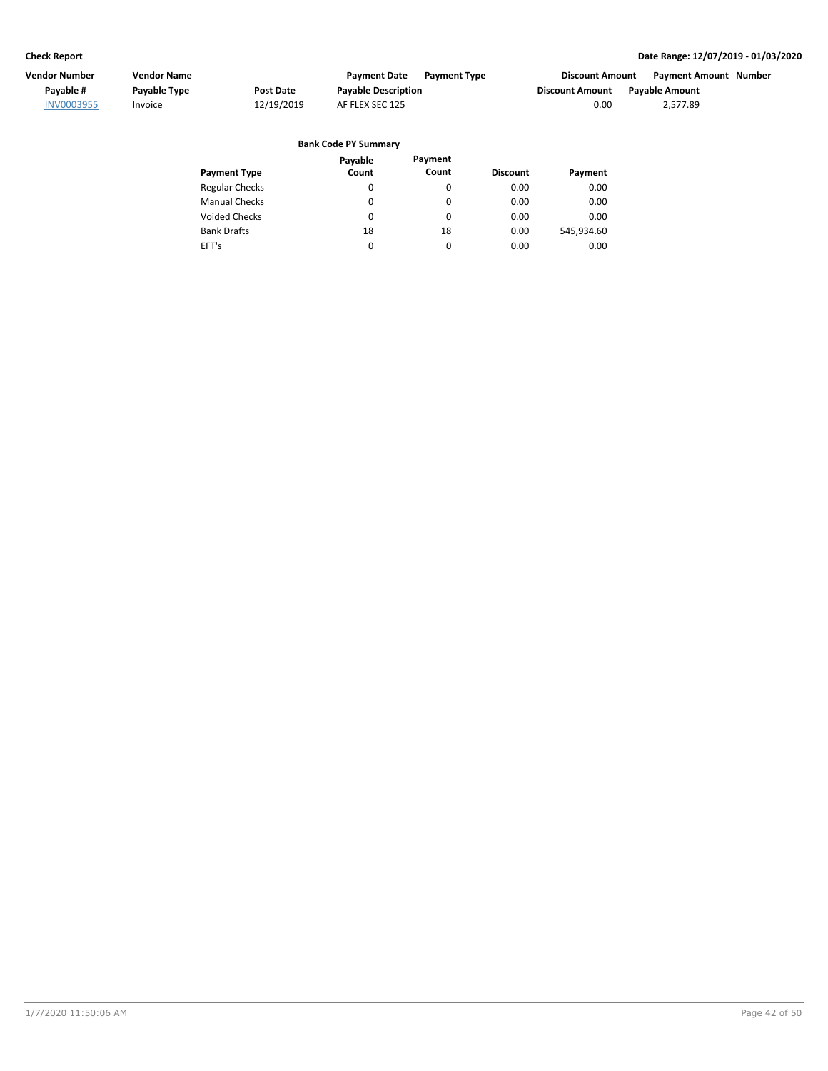| Vendor Number | Vendor Name | | Payment Date | Payment Type | Discount Amount | Payment Amount | Number |
|---|---|---|---|---|---|---|---|
| Payable # | Payable Type | Post Date | Payable Description | | Discount Amount | Payable Amount | |
| INV0003955 | Invoice | 12/19/2019 | AF FLEX SEC 125 | | 0.00 | 2,577.89 | |

**Bank Code PY Summary**

| Payment Type | Payable Count | Payment Count | Discount | Payment |
|---|---|---|---|---|
| Regular Checks | 0 | 0 | 0.00 | 0.00 |
| Manual Checks | 0 | 0 | 0.00 | 0.00 |
| Voided Checks | 0 | 0 | 0.00 | 0.00 |
| Bank Drafts | 18 | 18 | 0.00 | 545,934.60 |
| EFT's | 0 | 0 | 0.00 | 0.00 |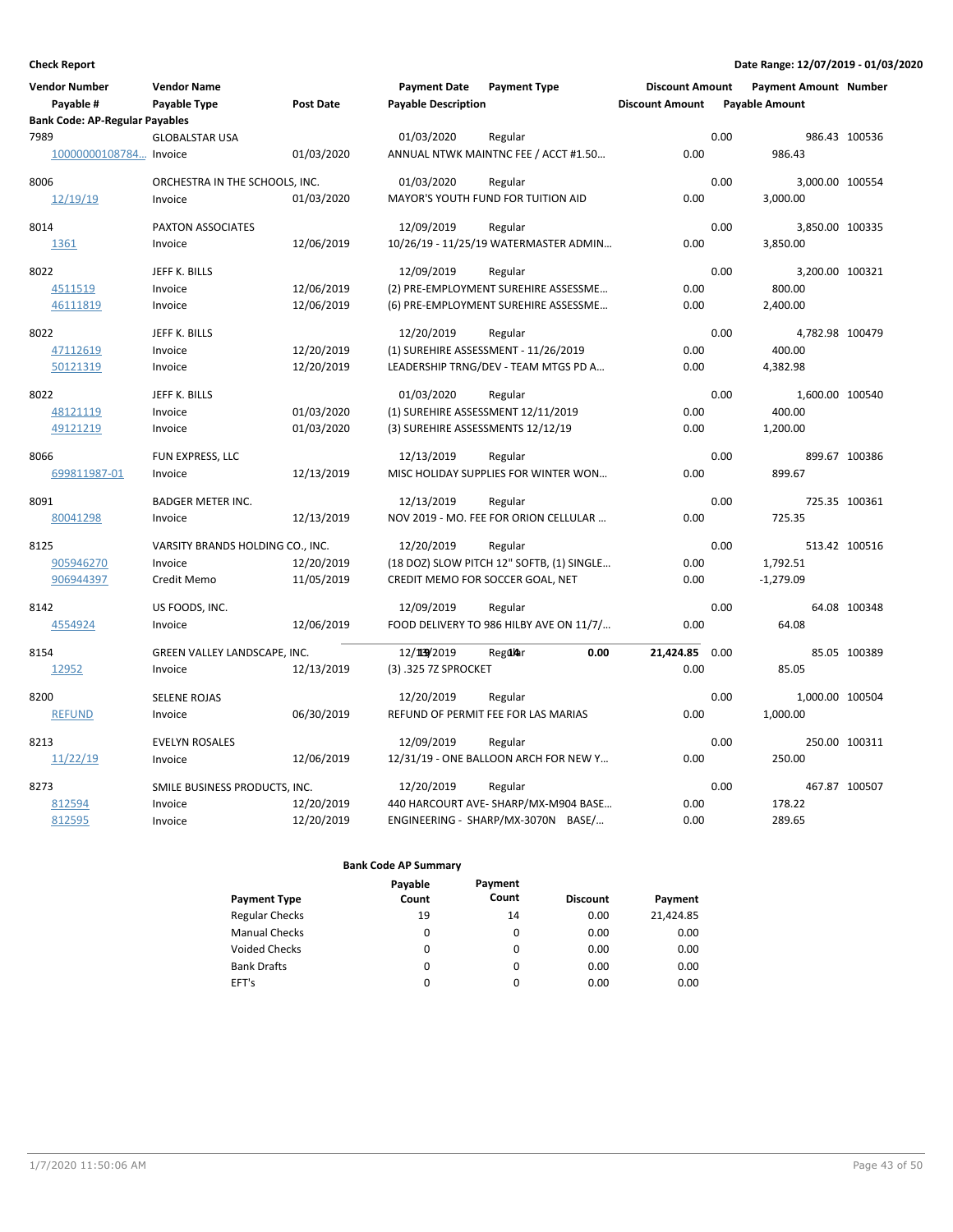**Check Report**

**Date Range: 12/07/2019 - 01/03/2020**

| Vendor Number / Payable # | Vendor Name / Payable Type | Post Date | Payment Date / Payable Description | Payment Type | Discount Amount | Payment Amount / Payable Amount | Number |
|---|---|---|---|---|---|---|---|
| **Bank Code: AP-Regular Payables** | | | | | | | |
| 7989 | GLOBALSTAR USA | | 01/03/2020 | Regular | 0.00 | 986.43 | 100536 |
| 10000000108784... | Invoice | 01/03/2020 | ANNUAL NTWK MAINTNC FEE / ACCT #1.50... | | 0.00 | 986.43 | |
| 8006 | ORCHESTRA IN THE SCHOOLS, INC. | | 01/03/2020 | Regular | 0.00 | 3,000.00 | 100554 |
| 12/19/19 | Invoice | 01/03/2020 | MAYOR'S YOUTH FUND FOR TUITION AID | | 0.00 | 3,000.00 | |
| 8014 | PAXTON ASSOCIATES | | 12/09/2019 | Regular | 0.00 | 3,850.00 | 100335 |
| 1361 | Invoice | 12/06/2019 | 10/26/19 - 11/25/19 WATERMASTER ADMIN... | | 0.00 | 3,850.00 | |
| 8022 | JEFF K. BILLS | | 12/09/2019 | Regular | 0.00 | 3,200.00 | 100321 |
| 4511519 | Invoice | 12/06/2019 | (2) PRE-EMPLOYMENT SUREHIRE ASSESSME... | | 0.00 | 800.00 | |
| 46111819 | Invoice | 12/06/2019 | (6) PRE-EMPLOYMENT SUREHIRE ASSESSME... | | 0.00 | 2,400.00 | |
| 8022 | JEFF K. BILLS | | 12/20/2019 | Regular | 0.00 | 4,782.98 | 100479 |
| 47112619 | Invoice | 12/20/2019 | (1) SUREHIRE ASSESSMENT - 11/26/2019 | | 0.00 | 400.00 | |
| 50121319 | Invoice | 12/20/2019 | LEADERSHIP TRNG/DEV - TEAM MTGS PD A... | | 0.00 | 4,382.98 | |
| 8022 | JEFF K. BILLS | | 01/03/2020 | Regular | 0.00 | 1,600.00 | 100540 |
| 48121119 | Invoice | 01/03/2020 | (1) SUREHIRE ASSESSMENT 12/11/2019 | | 0.00 | 400.00 | |
| 49121219 | Invoice | 01/03/2020 | (3) SUREHIRE ASSESSMENTS 12/12/19 | | 0.00 | 1,200.00 | |
| 8066 | FUN EXPRESS, LLC | | 12/13/2019 | Regular | 0.00 | 899.67 | 100386 |
| 699811987-01 | Invoice | 12/13/2019 | MISC HOLIDAY SUPPLIES FOR WINTER WON... | | 0.00 | 899.67 | |
| 8091 | BADGER METER INC. | | 12/13/2019 | Regular | 0.00 | 725.35 | 100361 |
| 80041298 | Invoice | 12/13/2019 | NOV 2019 - MO. FEE FOR ORION CELLULAR ... | | 0.00 | 725.35 | |
| 8125 | VARSITY BRANDS HOLDING CO., INC. | | 12/20/2019 | Regular | 0.00 | 513.42 | 100516 |
| 905946270 | Invoice | 12/20/2019 | (18 DOZ) SLOW PITCH 12" SOFTB, (1) SINGLE... | | 0.00 | 1,792.51 | |
| 906944397 | Credit Memo | 11/05/2019 | CREDIT MEMO FOR SOCCER GOAL, NET | | 0.00 | -1,279.09 | |
| 8142 | US FOODS, INC. | | 12/09/2019 | Regular | 0.00 | 64.08 | 100348 |
| 4554924 | Invoice | 12/06/2019 | FOOD DELIVERY TO 986 HILBY AVE ON 11/7/... | | 0.00 | 64.08 | |
| 8154 | GREEN VALLEY LANDSCAPE, INC. | | 12/13/2019 | Regular | 0.00 | 85.05 | 100389 |
| 12952 | Invoice | 12/13/2019 | (3) .325 7Z SPROCKET | | 0.00 | 85.05 | |
| 8200 | SELENE ROJAS | | 12/20/2019 | Regular | 0.00 | 1,000.00 | 100504 |
| REFUND | Invoice | 06/30/2019 | REFUND OF PERMIT FEE FOR LAS MARIAS | | 0.00 | 1,000.00 | |
| 8213 | EVELYN ROSALES | | 12/09/2019 | Regular | 0.00 | 250.00 | 100311 |
| 11/22/19 | Invoice | 12/06/2019 | 12/31/19 - ONE BALLOON ARCH FOR NEW Y... | | 0.00 | 250.00 | |
| 8273 | SMILE BUSINESS PRODUCTS, INC. | | 12/20/2019 | Regular | 0.00 | 467.87 | 100507 |
| 812594 | Invoice | 12/20/2019 | 440 HARCOURT AVE- SHARP/MX-M904 BASE... | | 0.00 | 178.22 | |
| 812595 | Invoice | 12/20/2019 | ENGINEERING - SHARP/MX-3070N BASE/... | | 0.00 | 289.65 | |

**Bank Code AP Summary**

| Payment Type | Payable Count | Payment Count | Discount | Payment |
|---|---|---|---|---|
| Regular Checks | 19 | 14 | 0.00 | 21,424.85 |
| Manual Checks | 0 | 0 | 0.00 | 0.00 |
| Voided Checks | 0 | 0 | 0.00 | 0.00 |
| Bank Drafts | 0 | 0 | 0.00 | 0.00 |
| EFT's | 0 | 0 | 0.00 | 0.00 |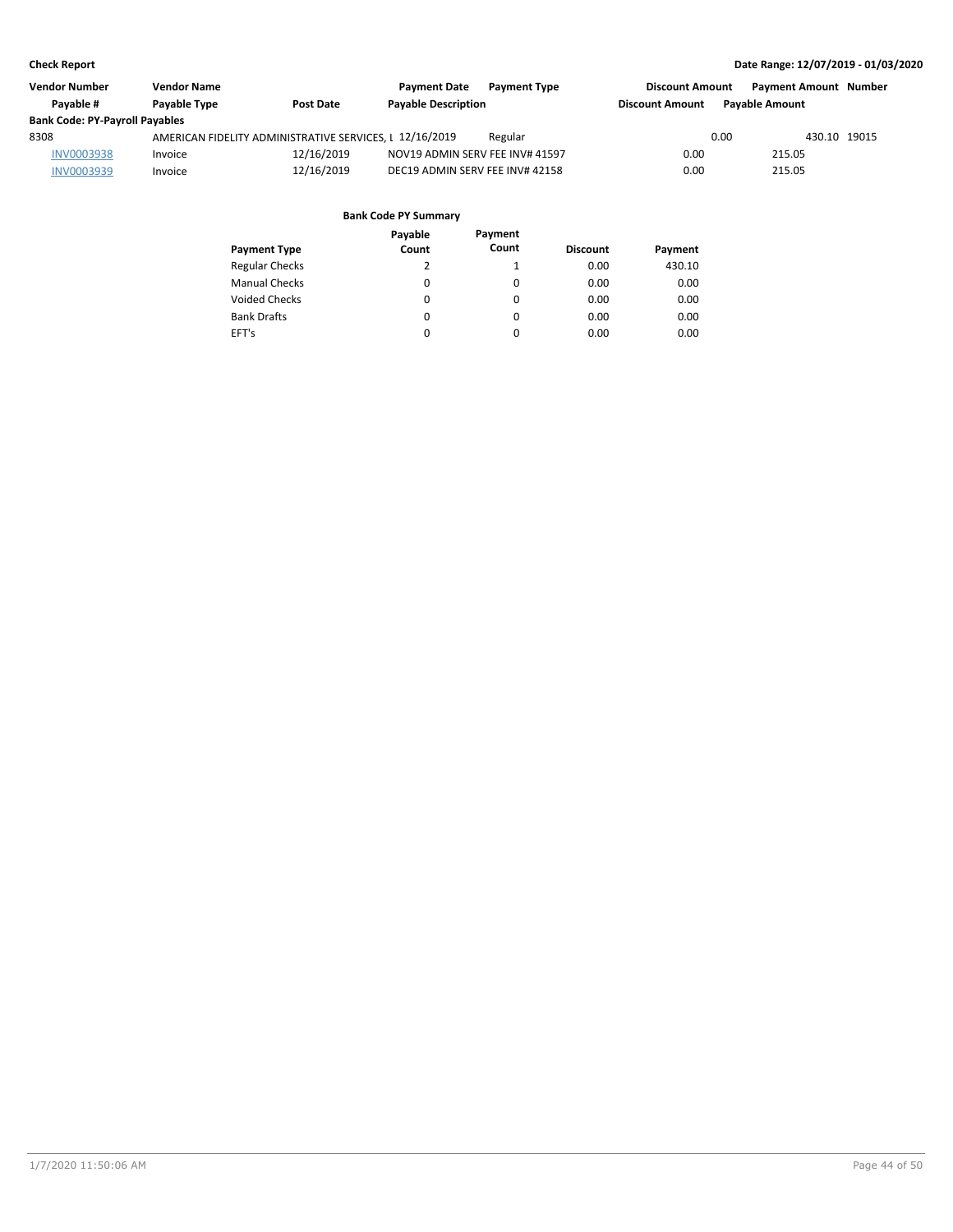**Check Report** **Date Range: 12/07/2019 - 01/03/2020**

| Vendor Number | Vendor Name | | Payment Date | Payment Type | Discount Amount | Payment Amount | Number |
|---|---|---|---|---|---|---|---|
| Payable # | Payable Type | Post Date | Payable Description | | Discount Amount | Payable Amount | |
| **Bank Code: PY-Payroll Payables** | | | | | | | |
| 8308 | AMERICAN FIDELITY ADMINISTRATIVE SERVICES, L | | 12/16/2019 | Regular | 0.00 | 430.10 | 19015 |
| INV0003938 | Invoice | 12/16/2019 | NOV19 ADMIN SERV FEE INV# 41597 | | 0.00 | 215.05 | |
| INV0003939 | Invoice | 12/16/2019 | DEC19 ADMIN SERV FEE INV# 42158 | | 0.00 | 215.05 | |

**Bank Code PY Summary**

| Payment Type | Payable Count | Payment Count | Discount | Payment |
|---|---|---|---|---|
| Regular Checks | 2 | 1 | 0.00 | 430.10 |
| Manual Checks | 0 | 0 | 0.00 | 0.00 |
| Voided Checks | 0 | 0 | 0.00 | 0.00 |
| Bank Drafts | 0 | 0 | 0.00 | 0.00 |
| EFT's | 0 | 0 | 0.00 | 0.00 |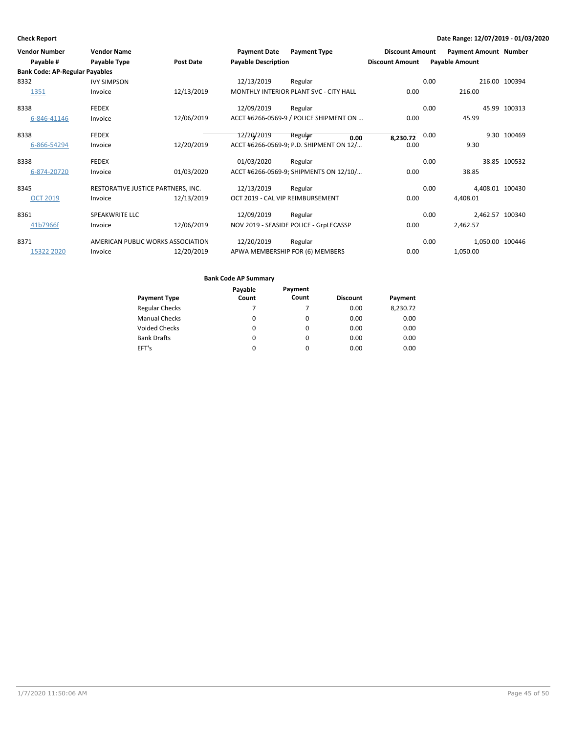**Check Report** — Date Range: 12/07/2019 - 01/03/2020

| Vendor Number / Payable # | Vendor Name / Payable Type | Post Date | Payment Date / Payable Description | Payment Type | Discount Amount | Payment Amount / Payable Amount | Number |
|---|---|---|---|---|---|---|---|
| **Bank Code: AP-Regular Payables** | | | | | | | |
| 8332 | IVY SIMPSON | | 12/13/2019 | Regular | 0.00 | 216.00 | 100394 |
| 1351 | Invoice | 12/13/2019 | MONTHLY INTERIOR PLANT SVC - CITY HALL | | 0.00 | 216.00 | |
| 8338 | FEDEX | | 12/09/2019 | Regular | 0.00 | 45.99 | 100313 |
| 6-846-41146 | Invoice | 12/06/2019 | ACCT #6266-0569-9 / POLICE SHIPMENT ON ... | | 0.00 | 45.99 | |
| 8338 | FEDEX | | 12/20/2019 | Regular | 0.00 | 9.30 | 100469 |
| 6-866-54294 | Invoice | 12/20/2019 | ACCT #6266-0569-9; P.D. SHIPMENT ON 12/... | | 0.00 | 9.30 | |
| 8338 | FEDEX | | 01/03/2020 | Regular | 0.00 | 38.85 | 100532 |
| 6-874-20720 | Invoice | 01/03/2020 | ACCT #6266-0569-9; SHIPMENTS ON 12/10/... | | 0.00 | 38.85 | |
| 8345 | RESTORATIVE JUSTICE PARTNERS, INC. | | 12/13/2019 | Regular | 0.00 | 4,408.01 | 100430 |
| OCT 2019 | Invoice | 12/13/2019 | OCT 2019 - CAL VIP REIMBURSEMENT | | 0.00 | 4,408.01 | |
| 8361 | SPEAKWRITE LLC | | 12/09/2019 | Regular | 0.00 | 2,462.57 | 100340 |
| 41b7966f | Invoice | 12/06/2019 | NOV 2019 - SEASIDE POLICE - GrpLECASSP | | 0.00 | 2,462.57 | |
| 8371 | AMERICAN PUBLIC WORKS ASSOCIATION | | 12/20/2019 | Regular | 0.00 | 1,050.00 | 100446 |
| 15322 2020 | Invoice | 12/20/2019 | APWA MEMBERSHIP FOR (6) MEMBERS | | 0.00 | 1,050.00 | |
| | | | Total: 7 | | 0.00 | 8,230.72 | |

**Bank Code AP Summary**

| Payment Type | Payable Count | Payment Count | Discount | Payment |
|---|---|---|---|---|
| Regular Checks | 7 | 7 | 0.00 | 8,230.72 |
| Manual Checks | 0 | 0 | 0.00 | 0.00 |
| Voided Checks | 0 | 0 | 0.00 | 0.00 |
| Bank Drafts | 0 | 0 | 0.00 | 0.00 |
| EFT's | 0 | 0 | 0.00 | 0.00 |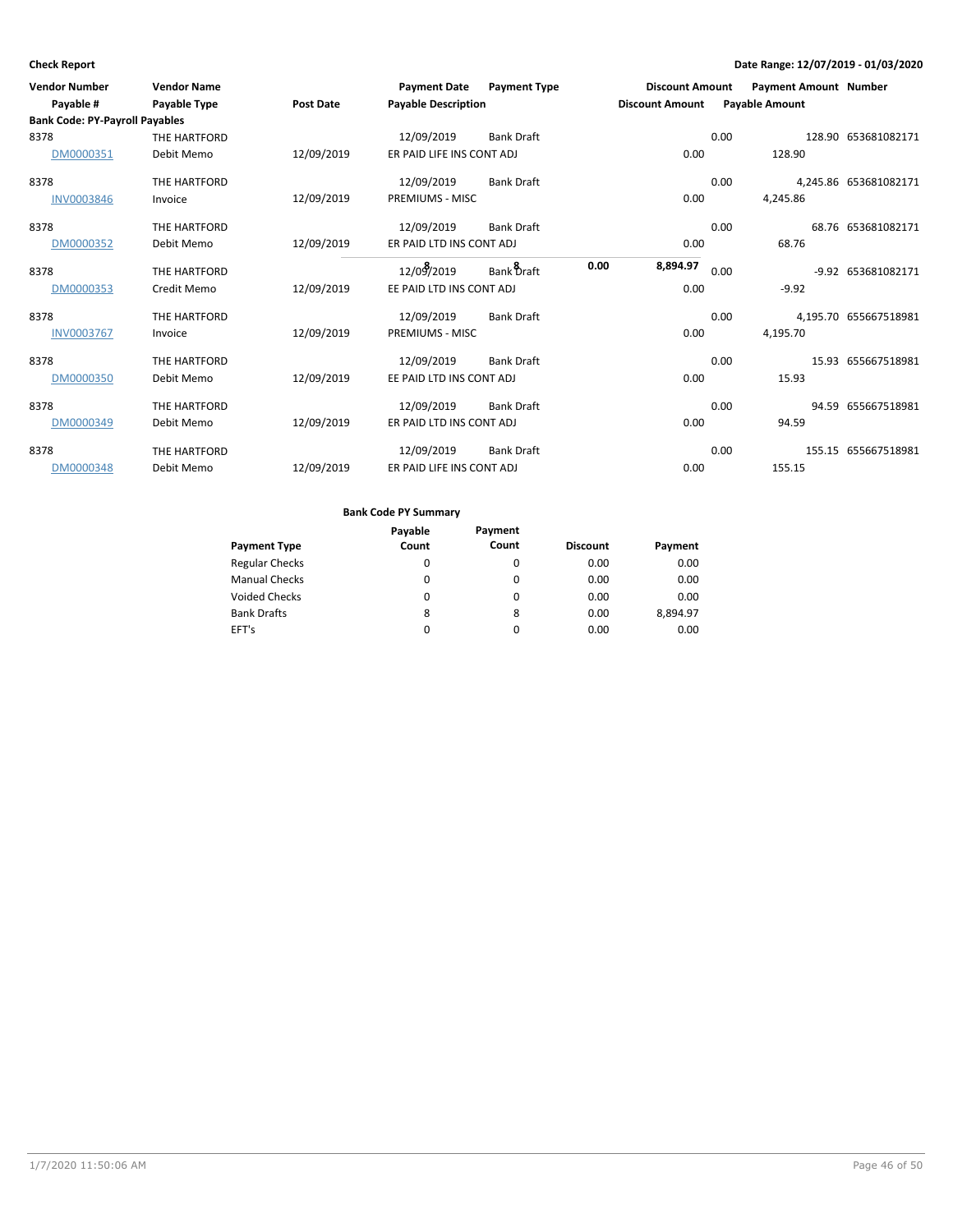**Check Report**

**Date Range: 12/07/2019 - 01/03/2020**

| Vendor Number | Vendor Name | | Payment Date | Payment Type | Discount Amount | Payment Amount | Number |
|---|---|---|---|---|---|---|---|
| Payable # | Payable Type | Post Date | Payable Description | | Discount Amount | Payable Amount | |
| **Bank Code: PY-Payroll Payables** | | | | | | | |
| 8378 | THE HARTFORD | | 12/09/2019 | Bank Draft | 0.00 | 128.90 | 653681082171 |
| DM0000351 | Debit Memo | 12/09/2019 | ER PAID LIFE INS CONT ADJ | | 0.00 | 128.90 | |
| 8378 | THE HARTFORD | | 12/09/2019 | Bank Draft | 0.00 | 4,245.86 | 653681082171 |
| INV0003846 | Invoice | 12/09/2019 | PREMIUMS - MISC | | 0.00 | 4,245.86 | |
| 8378 | THE HARTFORD | | 12/09/2019 | Bank Draft | 0.00 | 68.76 | 653681082171 |
| DM0000352 | Debit Memo | 12/09/2019 | ER PAID LTD INS CONT ADJ | | 0.00 | 68.76 | |
| 8378 | THE HARTFORD | | 12/09/2019 | Bank Draft | 0.00 | -9.92 | 653681082171 |
| DM0000353 | Credit Memo | 12/09/2019 | EE PAID LTD INS CONT ADJ | | 0.00 | -9.92 | |
| 8378 | THE HARTFORD | | 12/09/2019 | Bank Draft | 0.00 | 4,195.70 | 655667518981 |
| INV0003767 | Invoice | 12/09/2019 | PREMIUMS - MISC | | 0.00 | 4,195.70 | |
| 8378 | THE HARTFORD | | 12/09/2019 | Bank Draft | 0.00 | 15.93 | 655667518981 |
| DM0000350 | Debit Memo | 12/09/2019 | EE PAID LTD INS CONT ADJ | | 0.00 | 15.93 | |
| 8378 | THE HARTFORD | | 12/09/2019 | Bank Draft | 0.00 | 94.59 | 655667518981 |
| DM0000349 | Debit Memo | 12/09/2019 | ER PAID LTD INS CONT ADJ | | 0.00 | 94.59 | |
| 8378 | THE HARTFORD | | 12/09/2019 | Bank Draft | 0.00 | 155.15 | 655667518981 |
| DM0000348 | Debit Memo | 12/09/2019 | ER PAID LIFE INS CONT ADJ | | 0.00 | 155.15 | |
| | | | **8** | **8** | **0.00** | **8,894.97** | |

**Bank Code PY Summary**

| Payment Type | Payable Count | Payment Count | Discount | Payment |
|---|---|---|---|---|
| Regular Checks | 0 | 0 | 0.00 | 0.00 |
| Manual Checks | 0 | 0 | 0.00 | 0.00 |
| Voided Checks | 0 | 0 | 0.00 | 0.00 |
| Bank Drafts | 8 | 8 | 0.00 | 8,894.97 |
| EFT's | 0 | 0 | 0.00 | 0.00 |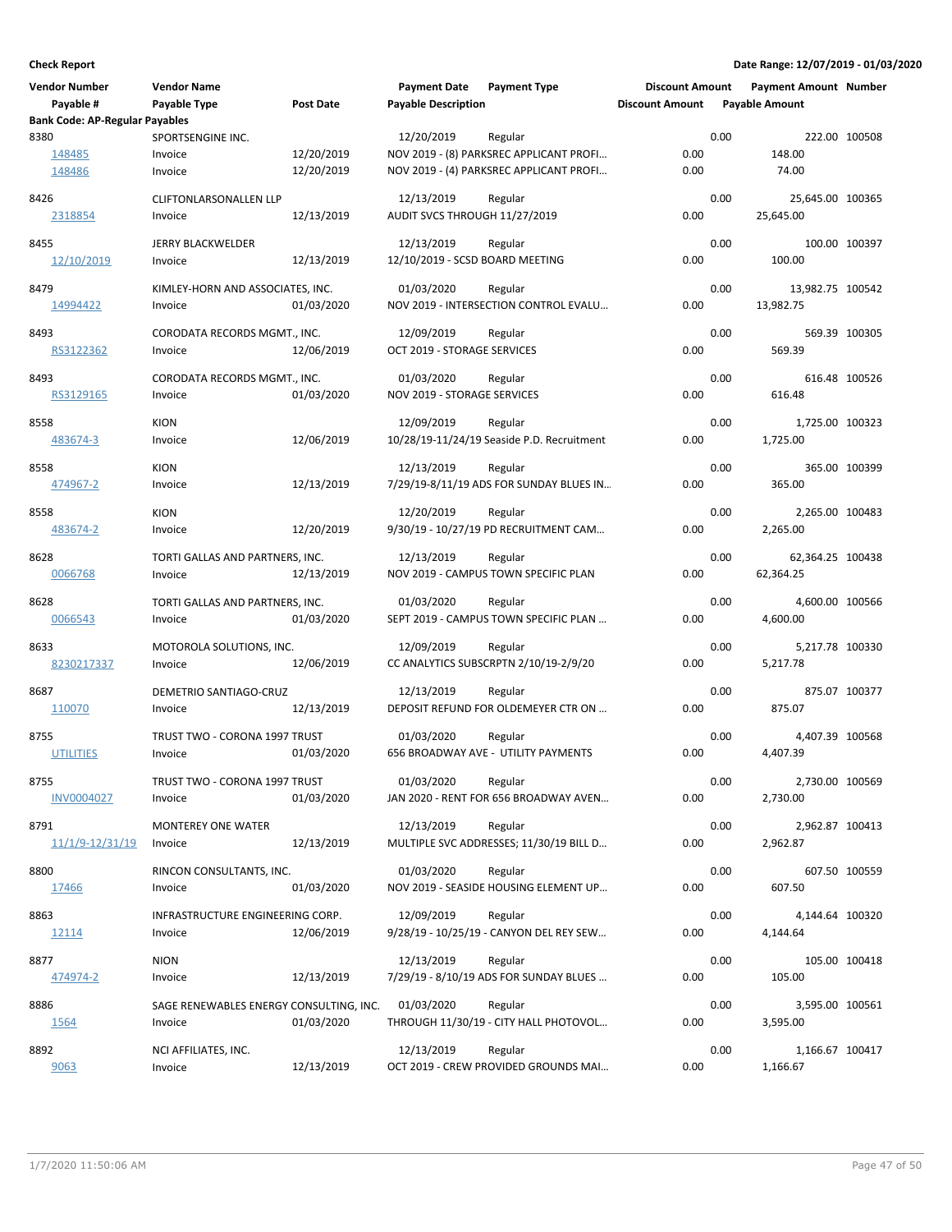**Check Report**

**Date Range: 12/07/2019 - 01/03/2020**

| Vendor Number | Vendor Name | | Payment Date | Payment Type | Discount Amount | Payment Amount | Number |
|---|---|---|---|---|---|---|---|
| Payable # | Payable Type | Post Date | Payable Description | | Discount Amount | Payable Amount | |
| **Bank Code: AP-Regular Payables** | | | | | | | |
| 8380 | SPORTSENGINE INC. | | 12/20/2019 | Regular | 0.00 | 222.00 | 100508 |
| 148485 | Invoice | 12/20/2019 | NOV 2019 - (8) PARKSREC APPLICANT PROFI… | | 0.00 | 148.00 | |
| 148486 | Invoice | 12/20/2019 | NOV 2019 - (4) PARKSREC APPLICANT PROFI… | | 0.00 | 74.00 | |
| 8426 | CLIFTONLARSONALLEN LLP | | 12/13/2019 | Regular | 0.00 | 25,645.00 | 100365 |
| 2318854 | Invoice | 12/13/2019 | AUDIT SVCS THROUGH 11/27/2019 | | 0.00 | 25,645.00 | |
| 8455 | JERRY BLACKWELDER | | 12/13/2019 | Regular | 0.00 | 100.00 | 100397 |
| 12/10/2019 | Invoice | 12/13/2019 | 12/10/2019 - SCSD BOARD MEETING | | 0.00 | 100.00 | |
| 8479 | KIMLEY-HORN AND ASSOCIATES, INC. | | 01/03/2020 | Regular | 0.00 | 13,982.75 | 100542 |
| 14994422 | Invoice | 01/03/2020 | NOV 2019 - INTERSECTION CONTROL EVALU… | | 0.00 | 13,982.75 | |
| 8493 | CORODATA RECORDS MGMT., INC. | | 12/09/2019 | Regular | 0.00 | 569.39 | 100305 |
| RS3122362 | Invoice | 12/06/2019 | OCT 2019 - STORAGE SERVICES | | 0.00 | 569.39 | |
| 8493 | CORODATA RECORDS MGMT., INC. | | 01/03/2020 | Regular | 0.00 | 616.48 | 100526 |
| RS3129165 | Invoice | 01/03/2020 | NOV 2019 - STORAGE SERVICES | | 0.00 | 616.48 | |
| 8558 | KION | | 12/09/2019 | Regular | 0.00 | 1,725.00 | 100323 |
| 483674-3 | Invoice | 12/06/2019 | 10/28/19-11/24/19 Seaside P.D. Recruitment | | 0.00 | 1,725.00 | |
| 8558 | KION | | 12/13/2019 | Regular | 0.00 | 365.00 | 100399 |
| 474967-2 | Invoice | 12/13/2019 | 7/29/19-8/11/19 ADS FOR SUNDAY BLUES IN… | | 0.00 | 365.00 | |
| 8558 | KION | | 12/20/2019 | Regular | 0.00 | 2,265.00 | 100483 |
| 483674-2 | Invoice | 12/20/2019 | 9/30/19 - 10/27/19 PD RECRUITMENT CAM… | | 0.00 | 2,265.00 | |
| 8628 | TORTI GALLAS AND PARTNERS, INC. | | 12/13/2019 | Regular | 0.00 | 62,364.25 | 100438 |
| 0066768 | Invoice | 12/13/2019 | NOV 2019 - CAMPUS TOWN SPECIFIC PLAN | | 0.00 | 62,364.25 | |
| 8628 | TORTI GALLAS AND PARTNERS, INC. | | 01/03/2020 | Regular | 0.00 | 4,600.00 | 100566 |
| 0066543 | Invoice | 01/03/2020 | SEPT 2019 - CAMPUS TOWN SPECIFIC PLAN … | | 0.00 | 4,600.00 | |
| 8633 | MOTOROLA SOLUTIONS, INC. | | 12/09/2019 | Regular | 0.00 | 5,217.78 | 100330 |
| 8230217337 | Invoice | 12/06/2019 | CC ANALYTICS SUBSCRPTN 2/10/19-2/9/20 | | 0.00 | 5,217.78 | |
| 8687 | DEMETRIO SANTIAGO-CRUZ | | 12/13/2019 | Regular | 0.00 | 875.07 | 100377 |
| 110070 | Invoice | 12/13/2019 | DEPOSIT REFUND FOR OLDEMEYER CTR ON … | | 0.00 | 875.07 | |
| 8755 | TRUST TWO - CORONA 1997 TRUST | | 01/03/2020 | Regular | 0.00 | 4,407.39 | 100568 |
| UTILITIES | Invoice | 01/03/2020 | 656 BROADWAY AVE - UTILITY PAYMENTS | | 0.00 | 4,407.39 | |
| 8755 | TRUST TWO - CORONA 1997 TRUST | | 01/03/2020 | Regular | 0.00 | 2,730.00 | 100569 |
| INV0004027 | Invoice | 01/03/2020 | JAN 2020 - RENT FOR 656 BROADWAY AVEN… | | 0.00 | 2,730.00 | |
| 8791 | MONTEREY ONE WATER | | 12/13/2019 | Regular | 0.00 | 2,962.87 | 100413 |
| 11/1/9-12/31/19 | Invoice | 12/13/2019 | MULTIPLE SVC ADDRESSES; 11/30/19 BILL D… | | 0.00 | 2,962.87 | |
| 8800 | RINCON CONSULTANTS, INC. | | 01/03/2020 | Regular | 0.00 | 607.50 | 100559 |
| 17466 | Invoice | 01/03/2020 | NOV 2019 - SEASIDE HOUSING ELEMENT UP… | | 0.00 | 607.50 | |
| 8863 | INFRASTRUCTURE ENGINEERING CORP. | | 12/09/2019 | Regular | 0.00 | 4,144.64 | 100320 |
| 12114 | Invoice | 12/06/2019 | 9/28/19 - 10/25/19 - CANYON DEL REY SEW… | | 0.00 | 4,144.64 | |
| 8877 | NION | | 12/13/2019 | Regular | 0.00 | 105.00 | 100418 |
| 474974-2 | Invoice | 12/13/2019 | 7/29/19 - 8/10/19 ADS FOR SUNDAY BLUES … | | 0.00 | 105.00 | |
| 8886 | SAGE RENEWABLES ENERGY CONSULTING, INC. | | 01/03/2020 | Regular | 0.00 | 3,595.00 | 100561 |
| 1564 | Invoice | 01/03/2020 | THROUGH 11/30/19 - CITY HALL PHOTOVOL… | | 0.00 | 3,595.00 | |
| 8892 | NCI AFFILIATES, INC. | | 12/13/2019 | Regular | 0.00 | 1,166.67 | 100417 |
| 9063 | Invoice | 12/13/2019 | OCT 2019 - CREW PROVIDED GROUNDS MAI… | | 0.00 | 1,166.67 | |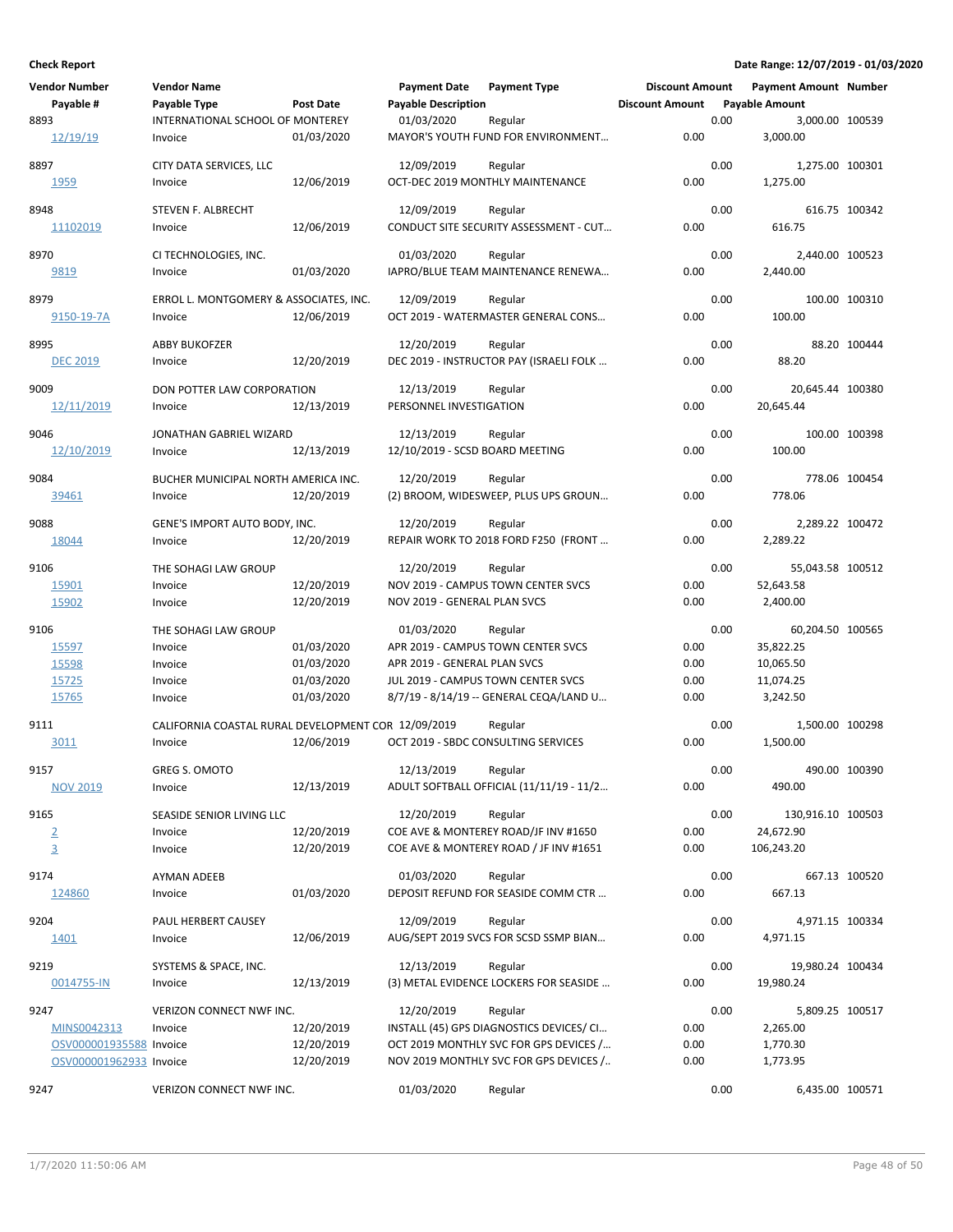**Check Report** | **Date Range: 12/07/2019 - 01/03/2020**

| Vendor Number / Payable # | Vendor Name / Payable Type | Post Date | Payment Date / Payable Description | Payment Type | Discount Amount / Discount Amount | Payment Amount / Payable Amount | Number |
|---|---|---|---|---|---|---|---|
| 8893 | INTERNATIONAL SCHOOL OF MONTEREY | | 01/03/2020 | Regular | 0.00 | 3,000.00 | 100539 |
| 12/19/19 | Invoice | 01/03/2020 | MAYOR'S YOUTH FUND FOR ENVIRONMENT... | | 0.00 | 3,000.00 | |
| 8897 | CITY DATA SERVICES, LLC | | 12/09/2019 | Regular | 0.00 | 1,275.00 | 100301 |
| 1959 | Invoice | 12/06/2019 | OCT-DEC 2019 MONTHLY MAINTENANCE | | 0.00 | 1,275.00 | |
| 8948 | STEVEN F. ALBRECHT | | 12/09/2019 | Regular | 0.00 | 616.75 | 100342 |
| 11102019 | Invoice | 12/06/2019 | CONDUCT SITE SECURITY ASSESSMENT - CUT... | | 0.00 | 616.75 | |
| 8970 | CI TECHNOLOGIES, INC. | | 01/03/2020 | Regular | 0.00 | 2,440.00 | 100523 |
| 9819 | Invoice | 01/03/2020 | IAPRO/BLUE TEAM MAINTENANCE RENEWA... | | 0.00 | 2,440.00 | |
| 8979 | ERROL L. MONTGOMERY & ASSOCIATES, INC. | | 12/09/2019 | Regular | 0.00 | 100.00 | 100310 |
| 9150-19-7A | Invoice | 12/06/2019 | OCT 2019 - WATERMASTER GENERAL CONS... | | 0.00 | 100.00 | |
| 8995 | ABBY BUKOFZER | | 12/20/2019 | Regular | 0.00 | 88.20 | 100444 |
| DEC 2019 | Invoice | 12/20/2019 | DEC 2019 - INSTRUCTOR PAY (ISRAELI FOLK ... | | 0.00 | 88.20 | |
| 9009 | DON POTTER LAW CORPORATION | | 12/13/2019 | Regular | 0.00 | 20,645.44 | 100380 |
| 12/11/2019 | Invoice | 12/13/2019 | PERSONNEL INVESTIGATION | | 0.00 | 20,645.44 | |
| 9046 | JONATHAN GABRIEL WIZARD | | 12/13/2019 | Regular | 0.00 | 100.00 | 100398 |
| 12/10/2019 | Invoice | 12/13/2019 | 12/10/2019 - SCSD BOARD MEETING | | 0.00 | 100.00 | |
| 9084 | BUCHER MUNICIPAL NORTH AMERICA INC. | | 12/20/2019 | Regular | 0.00 | 778.06 | 100454 |
| 39461 | Invoice | 12/20/2019 | (2) BROOM, WIDESWEEP, PLUS UPS GROUN... | | 0.00 | 778.06 | |
| 9088 | GENE'S IMPORT AUTO BODY, INC. | | 12/20/2019 | Regular | 0.00 | 2,289.22 | 100472 |
| 18044 | Invoice | 12/20/2019 | REPAIR WORK TO 2018 FORD F250 (FRONT ... | | 0.00 | 2,289.22 | |
| 9106 | THE SOHAGI LAW GROUP | | 12/20/2019 | Regular | 0.00 | 55,043.58 | 100512 |
| 15901 | Invoice | 12/20/2019 | NOV 2019 - CAMPUS TOWN CENTER SVCS | | 0.00 | 52,643.58 | |
| 15902 | Invoice | 12/20/2019 | NOV 2019 - GENERAL PLAN SVCS | | 0.00 | 2,400.00 | |
| 9106 | THE SOHAGI LAW GROUP | | 01/03/2020 | Regular | 0.00 | 60,204.50 | 100565 |
| 15597 | Invoice | 01/03/2020 | APR 2019 - CAMPUS TOWN CENTER SVCS | | 0.00 | 35,822.25 | |
| 15598 | Invoice | 01/03/2020 | APR 2019 - GENERAL PLAN SVCS | | 0.00 | 10,065.50 | |
| 15725 | Invoice | 01/03/2020 | JUL 2019 - CAMPUS TOWN CENTER SVCS | | 0.00 | 11,074.25 | |
| 15765 | Invoice | 01/03/2020 | 8/7/19 - 8/14/19 -- GENERAL CEQA/LAND U... | | 0.00 | 3,242.50 | |
| 9111 | CALIFORNIA COASTAL RURAL DEVELOPMENT COR | | 12/09/2019 | Regular | 0.00 | 1,500.00 | 100298 |
| 3011 | Invoice | 12/06/2019 | OCT 2019 - SBDC CONSULTING SERVICES | | 0.00 | 1,500.00 | |
| 9157 | GREG S. OMOTO | | 12/13/2019 | Regular | 0.00 | 490.00 | 100390 |
| NOV 2019 | Invoice | 12/13/2019 | ADULT SOFTBALL OFFICIAL (11/11/19 - 11/2... | | 0.00 | 490.00 | |
| 9165 | SEASIDE SENIOR LIVING LLC | | 12/20/2019 | Regular | 0.00 | 130,916.10 | 100503 |
| 2 | Invoice | 12/20/2019 | COE AVE & MONTEREY ROAD/JF INV #1650 | | 0.00 | 24,672.90 | |
| 3 | Invoice | 12/20/2019 | COE AVE & MONTEREY ROAD / JF INV #1651 | | 0.00 | 106,243.20 | |
| 9174 | AYMAN ADEEB | | 01/03/2020 | Regular | 0.00 | 667.13 | 100520 |
| 124860 | Invoice | 01/03/2020 | DEPOSIT REFUND FOR SEASIDE COMM CTR ... | | 0.00 | 667.13 | |
| 9204 | PAUL HERBERT CAUSEY | | 12/09/2019 | Regular | 0.00 | 4,971.15 | 100334 |
| 1401 | Invoice | 12/06/2019 | AUG/SEPT 2019 SVCS FOR SCSD SSMP BIAN... | | 0.00 | 4,971.15 | |
| 9219 | SYSTEMS & SPACE, INC. | | 12/13/2019 | Regular | 0.00 | 19,980.24 | 100434 |
| 0014755-IN | Invoice | 12/13/2019 | (3) METAL EVIDENCE LOCKERS FOR SEASIDE ... | | 0.00 | 19,980.24 | |
| 9247 | VERIZON CONNECT NWF INC. | | 12/20/2019 | Regular | 0.00 | 5,809.25 | 100517 |
| MINS0042313 | Invoice | 12/20/2019 | INSTALL (45) GPS DIAGNOSTICS DEVICES/ CI... | | 0.00 | 2,265.00 | |
| OSV000001935588 | Invoice | 12/20/2019 | OCT 2019 MONTHLY SVC FOR GPS DEVICES /... | | 0.00 | 1,770.30 | |
| OSV000001962933 | Invoice | 12/20/2019 | NOV 2019 MONTHLY SVC FOR GPS DEVICES /.. | | 0.00 | 1,773.95 | |
| 9247 | VERIZON CONNECT NWF INC. | | 01/03/2020 | Regular | 0.00 | 6,435.00 | 100571 |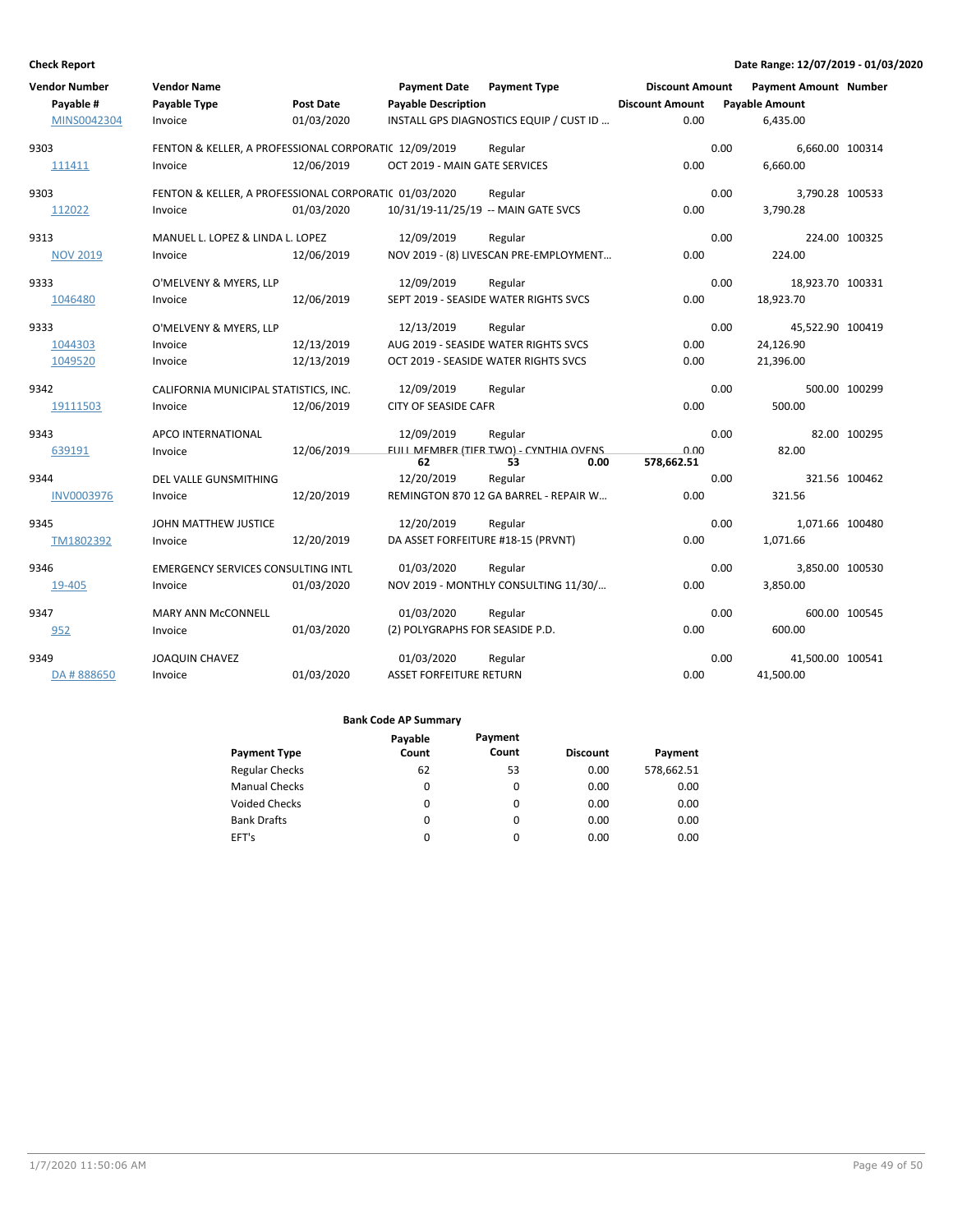**Check Report**

**Date Range: 12/07/2019 - 01/03/2020**

| Vendor Number | Vendor Name | | Payment Date | Payment Type | Discount Amount | Payment Amount | Number |
|---|---|---|---|---|---|---|---|
| Payable # | Payable Type | Post Date | Payable Description | | Discount Amount | Payable Amount | |
| MINS0042304 | Invoice | 01/03/2020 | INSTALL GPS DIAGNOSTICS EQUIP / CUST ID ... | | 0.00 | 6,435.00 | |
| 9303 | FENTON & KELLER, A PROFESSIONAL CORPORATIC | | 12/09/2019 | Regular | 0.00 | 6,660.00 | 100314 |
| 111411 | Invoice | 12/06/2019 | OCT 2019 - MAIN GATE SERVICES | | 0.00 | 6,660.00 | |
| 9303 | FENTON & KELLER, A PROFESSIONAL CORPORATIC | | 01/03/2020 | Regular | 0.00 | 3,790.28 | 100533 |
| 112022 | Invoice | 01/03/2020 | 10/31/19-11/25/19 -- MAIN GATE SVCS | | 0.00 | 3,790.28 | |
| 9313 | MANUEL L. LOPEZ & LINDA L. LOPEZ | | 12/09/2019 | Regular | 0.00 | 224.00 | 100325 |
| NOV 2019 | Invoice | 12/06/2019 | NOV 2019 - (8) LIVESCAN PRE-EMPLOYMENT... | | 0.00 | 224.00 | |
| 9333 | O'MELVENY & MYERS, LLP | | 12/09/2019 | Regular | 0.00 | 18,923.70 | 100331 |
| 1046480 | Invoice | 12/06/2019 | SEPT 2019 - SEASIDE WATER RIGHTS SVCS | | 0.00 | 18,923.70 | |
| 9333 | O'MELVENY & MYERS, LLP | | 12/13/2019 | Regular | 0.00 | 45,522.90 | 100419 |
| 1044303 | Invoice | 12/13/2019 | AUG 2019 - SEASIDE WATER RIGHTS SVCS | | 0.00 | 24,126.90 | |
| 1049520 | Invoice | 12/13/2019 | OCT 2019 - SEASIDE WATER RIGHTS SVCS | | 0.00 | 21,396.00 | |
| 9342 | CALIFORNIA MUNICIPAL STATISTICS, INC. | | 12/09/2019 | Regular | 0.00 | 500.00 | 100299 |
| 19111503 | Invoice | 12/06/2019 | CITY OF SEASIDE CAFR | | 0.00 | 500.00 | |
| 9343 | APCO INTERNATIONAL | | 12/09/2019 | Regular | 0.00 | 82.00 | 100295 |
| 639191 | Invoice | 12/06/2019 | FULL MEMBER (TIER TWO) - CYNTHIA OVENS | | 0.00 | 82.00 | |
| | | | 62 | 53 | 0.00 | 578,662.51 | |
| 9344 | DEL VALLE GUNSMITHING | | 12/20/2019 | Regular | 0.00 | 321.56 | 100462 |
| INV0003976 | Invoice | 12/20/2019 | REMINGTON 870 12 GA BARREL - REPAIR W... | | 0.00 | 321.56 | |
| 9345 | JOHN MATTHEW JUSTICE | | 12/20/2019 | Regular | 0.00 | 1,071.66 | 100480 |
| TM1802392 | Invoice | 12/20/2019 | DA ASSET FORFEITURE #18-15 (PRVNT) | | 0.00 | 1,071.66 | |
| 9346 | EMERGENCY SERVICES CONSULTING INTL | | 01/03/2020 | Regular | 0.00 | 3,850.00 | 100530 |
| 19-405 | Invoice | 01/03/2020 | NOV 2019 - MONTHLY CONSULTING 11/30/... | | 0.00 | 3,850.00 | |
| 9347 | MARY ANN McCONNELL | | 01/03/2020 | Regular | 0.00 | 600.00 | 100545 |
| 952 | Invoice | 01/03/2020 | (2) POLYGRAPHS FOR SEASIDE P.D. | | 0.00 | 600.00 | |
| 9349 | JOAQUIN CHAVEZ | | 01/03/2020 | Regular | 0.00 | 41,500.00 | 100541 |
| DA # 888650 | Invoice | 01/03/2020 | ASSET FORFEITURE RETURN | | 0.00 | 41,500.00 | |

**Bank Code AP Summary**

| Payment Type | Payable Count | Payment Count | Discount | Payment |
|---|---|---|---|---|
| Regular Checks | 62 | 53 | 0.00 | 578,662.51 |
| Manual Checks | 0 | 0 | 0.00 | 0.00 |
| Voided Checks | 0 | 0 | 0.00 | 0.00 |
| Bank Drafts | 0 | 0 | 0.00 | 0.00 |
| EFT's | 0 | 0 | 0.00 | 0.00 |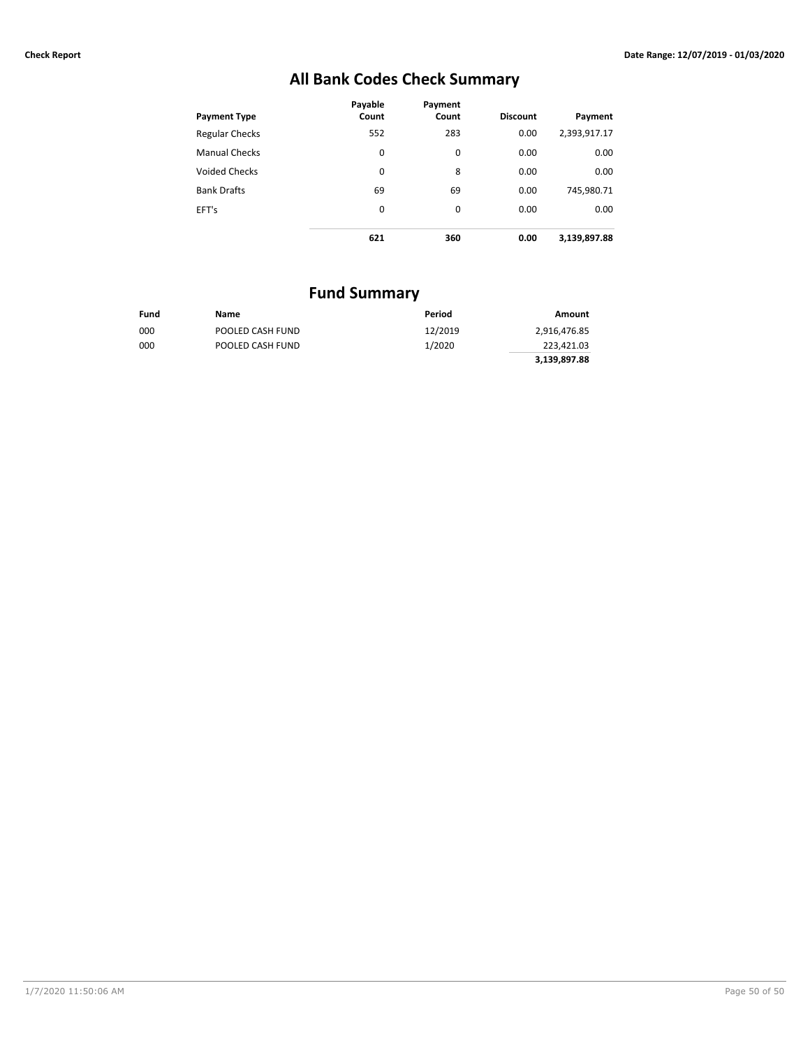## All Bank Codes Check Summary

| Payment Type | Payable Count | Payment Count | Discount | Payment |
|---|---|---|---|---|
| Regular Checks | 552 | 283 | 0.00 | 2,393,917.17 |
| Manual Checks | 0 | 0 | 0.00 | 0.00 |
| Voided Checks | 0 | 8 | 0.00 | 0.00 |
| Bank Drafts | 69 | 69 | 0.00 | 745,980.71 |
| EFT's | 0 | 0 | 0.00 | 0.00 |
| | **621** | **360** | **0.00** | **3,139,897.88** |

## Fund Summary

| Fund | Name | Period | Amount |
|---|---|---|---|
| 000 | POOLED CASH FUND | 12/2019 | 2,916,476.85 |
| 000 | POOLED CASH FUND | 1/2020 | 223,421.03 |
| | | | **3,139,897.88** |